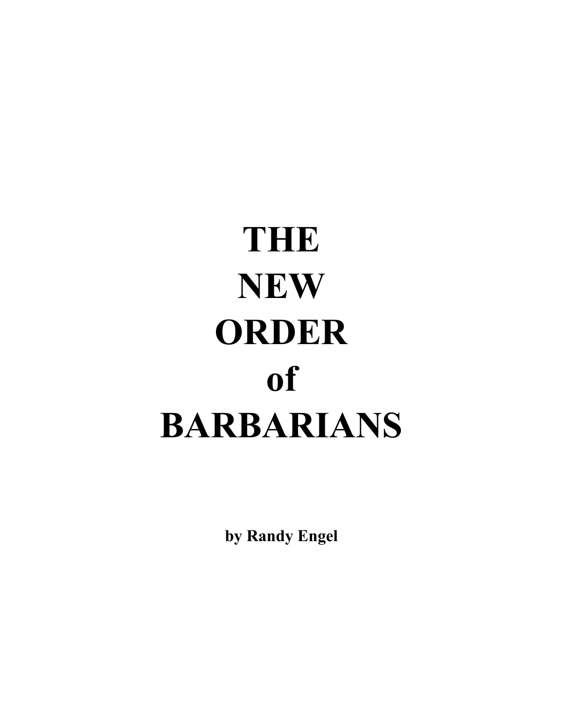# THE NEW ORDER of BARBARIANS

**by Randy Engel**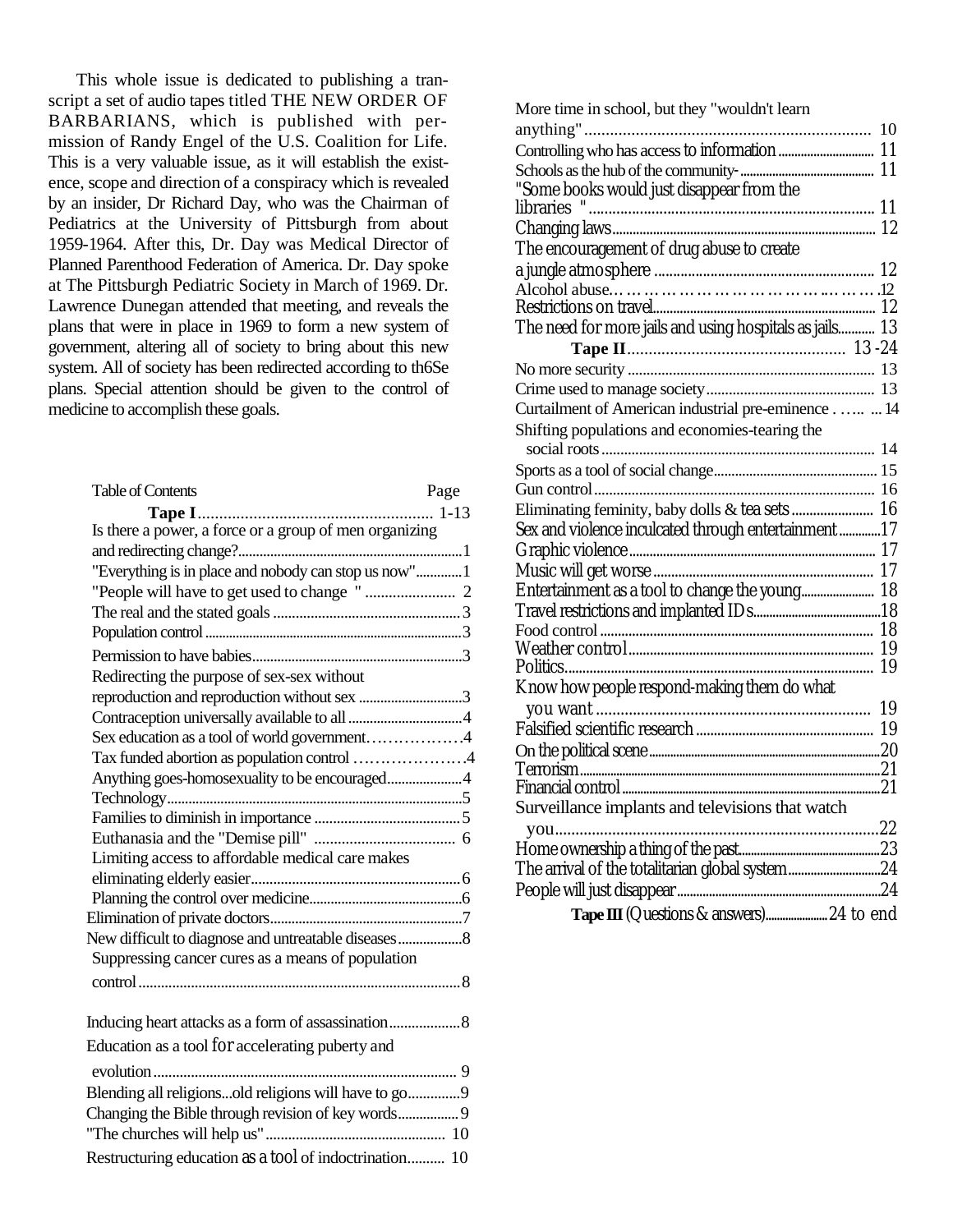This whole issue is dedicated to publishing a transcript a set of audio tapes titled THE NEW ORDER OF BARBARIANS, which is published with permission of Randy Engel of the U.S. Coalition for Life. This is a very valuable issue, as it will establish the existence, scope and direction of a conspiracy which is revealed by an insider, Dr Richard Day, who was the Chairman of Pediatrics at the University of Pittsburgh from about 1959-1964. After this, Dr. Day was Medical Director of Planned Parenthood Federation of America. Dr. Day spoke at The Pittsburgh Pediatric Society in March of 1969. Dr. Lawrence Dunegan attended that meeting, and reveals the plans that were in place in 1969 to form a new system of government, altering all of society to bring about this new system. All of society has been redirected according to th6Se plans. Special attention should be given to the control of medicine to accomplish these goals.

| Table of Contents | Page |
|---|---|
| **Tape I** | 1-13 |
| Is there a power, a force or a group of men organizing and redirecting change? | 1 |
| "Everything is in place and nobody can stop us now" | 1 |
| "People will have to get used to change " | 2 |
| The real and the stated goals | 3 |
| Population control | 3 |
| Permission to have babies | 3 |
| Redirecting the purpose of sex-sex without reproduction and reproduction without sex | 3 |
| Contraception universally available to all | 4 |
| Sex education as a tool of world government | 4 |
| Tax funded abortion as population control | 4 |
| Anything goes-homosexuality to be encouraged | 4 |
| Technology | 5 |
| Families to diminish in importance | 5 |
| Euthanasia and the "Demise pill" | 6 |
| Limiting access to affordable medical care makes eliminating elderly easier | 6 |
| Planning the control over medicine | 6 |
| Elimination of private doctors | 7 |
| New difficult to diagnose and untreatable diseases | 8 |
| Suppressing cancer cures as a means of population control | 8 |
| Inducing heart attacks as a form of assassination | 8 |
| Education as a tool for accelerating puberty and evolution | 9 |
| Blending all religions...old religions will have to go | 9 |
| Changing the Bible through revision of key words | 9 |
| "The churches will help us" | 10 |
| Restructuring education as a tool of indoctrination | 10 |
| More time in school, but they "wouldn't learn anything" | 10 |
| Controlling who has access to information | 11 |
| Schools as the hub of the community- | 11 |
| "Some books would just disappear from the libraries " | 11 |
| Changing laws | 12 |
| The encouragement of drug abuse to create a jungle atmosphere | 12 |
| Alcohol abuse | 12 |
| Restrictions on travel | 12 |
| The need for more jails and using hospitals as jails | 13 |
| **Tape II** | 13 -24 |
| No more security | 13 |
| Crime used to manage society | 13 |
| Curtailment of American industrial pre-eminence | 14 |
| Shifting populations and economies-tearing the social roots | 14 |
| Sports as a tool of social change | 15 |
| Gun control | 16 |
| Eliminating feminity, baby dolls & tea sets | 16 |
| Sex and violence inculcated through entertainment | 17 |
| Graphic violence | 17 |
| Music will get worse | 17 |
| Entertainment as a tool to change the young | 18 |
| Travel restrictions and implanted IDs | 18 |
| Food control | 18 |
| Weather control | 19 |
| Politics | 19 |
| Know how people respond-making them do what you want | 19 |
| Falsified scientific research | 19 |
| On the political scene | 20 |
| Terrorism | 21 |
| Financial control | 21 |
| Surveillance implants and televisions that watch you | 22 |
| Home ownership a thing of the past | 23 |
| The arrival of the totalitarian global system | 24 |
| People will just disappear | 24 |
| **Tape III** (Questions & answers) | 24 to end |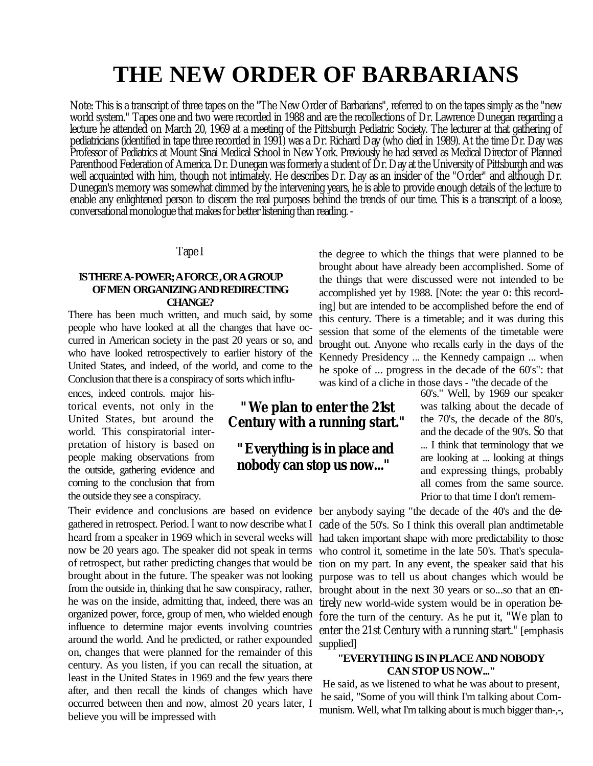# THE NEW ORDER OF BARBARIANS

Note: This is a transcript of three tapes on the "The New Order of Barbarians", referred to on the tapes simply as the "new world system." Tapes one and two were recorded in 1988 and are the recollections of Dr. Lawrence Dunegan regarding a lecture he attended on March 20, 1969 at a meeting of the Pittsburgh Pediatric Society. The lecturer at that gathering of pediatricians (identified in tape three recorded in 1991) was a Dr. Richard Day (who died in 1989). At the time Dr. Day was Professor of Pediatrics at Mount Sinai Medical School in New York. Previously he had served as Medical Director of Planned Parenthood Federation of America. Dr. Dunegan was formerly a student of Dr. Day at the University of Pittsburgh and was well acquainted with him, though not intimately. He describes Dr. Day as an insider of the "Order" and although Dr. Dunegan's memory was somewhat dimmed by the intervening years, he is able to provide enough details of the lecture to enable any enlightened person to discern the real purposes behind the trends of our time. This is a transcript of a loose, conversational monologue that makes for better listening than reading. -

Tape 1

### IS THERE A-POWER; A FORCE, OR A GROUP OF MEN ORGANIZING AND REDIRECTING CHANGE?

There has been much written, and much said, by some people who have looked at all the changes that have occurred in American society in the past 20 years or so, and who have looked retrospectively to earlier history of the United States, and indeed, of the world, and come to the Conclusion that there is a conspiracy of sorts which influences, indeed controls. major historical events, not only in the United States, but around the world. This conspiratorial interpretation of history is based on people making observations from the outside, gathering evidence and coming to the conclusion that from the outside they see a conspiracy.

**"We plan to enter the 21st Century with a running start."**

**"Everything is in place and nobody can stop us now..."**

Their evidence and conclusions are based on evidence gathered in retrospect. Period. I want to now describe what I heard from a speaker in 1969 which in several weeks will now be 20 years ago. The speaker did not speak in terms of retrospect, but rather predicting changes that would be brought about in the future. The speaker was not looking from the outside in, thinking that he saw conspiracy, rather, he was on the inside, admitting that, indeed, there was an organized power, force, group of men, who wielded enough influence to determine major events involving countries around the world. And he predicted, or rather expounded on, changes that were planned for the remainder of this century. As you listen, if you can recall the situation, at least in the United States in 1969 and the few years there after, and then recall the kinds of changes which have occurred between then and now, almost 20 years later, I believe you will be impressed with the degree to which the things that were planned to be brought about have already been accomplished. Some of the things that were discussed were not intended to be accomplished yet by 1988. [Note: the year o: this recording] but are intended to be accomplished before the end of this century. There is a timetable; and it was during this session that some of the elements of the timetable were brought out. Anyone who recalls early in the days of the Kennedy Presidency ... the Kennedy campaign ... when he spoke of ... progress in the decade of the 60's": that was kind of a cliche in those days - "the decade of the 60's." Well, by 1969 our speaker was talking about the decade of the 70's, the decade of the 80's, and the decade of the 90's. So that ... I think that terminology that we are looking at ... looking at things and expressing things, probably all comes from the same source. Prior to that time I don't remember anybody saying "the decade of the 40's and the decade of the 50's. So I think this overall plan andtimetable had taken important shape with more predictability to those who control it, sometime in the late 50's. That's speculation on my part. In any event, the speaker said that his purpose was to tell us about changes which would be brought about in the next 30 years or so...so that an entirely new world-wide system would be in operation before the turn of the century. As he put it, "We plan to enter the 21st Century with a running start." [emphasis supplied]

### "EVERYTHING IS IN PLACE AND NOBODY CAN STOP US NOW..."

He said, as we listened to what he was about to present, he said, "Some of you will think I'm talking about Communism. Well, what I'm talking about is much bigger than-,-,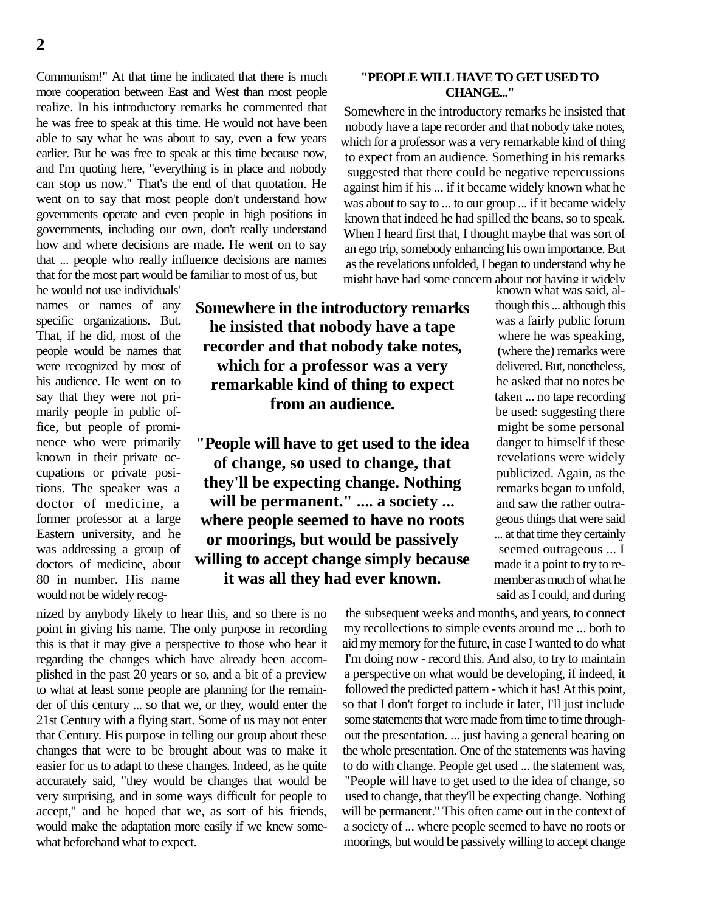Communism!" At that time he indicated that there is much more cooperation between East and West than most people realize. In his introductory remarks he commented that he was free to speak at this time. He would not have been able to say what he was about to say, even a few years earlier. But he was free to speak at this time because now, and I'm quoting here, "everything is in place and nobody can stop us now." That's the end of that quotation. He went on to say that most people don't understand how governments operate and even people in high positions in governments, including our own, don't really understand how and where decisions are made. He went on to say that ... people who really influence decisions are names that for the most part would be familiar to most of us, but he would not use individuals' names or names of any specific organizations. But. That, if he did, most of the people would be names that were recognized by most of his audience. He went on to say that they were not primarily people in public office, but people of prominence who were primarily known in their private occupations or private positions. The speaker was a doctor of medicine, a former professor at a large Eastern university, and he was addressing a group of doctors of medicine, about 80 in number. His name would not be widely recognized by anybody likely to hear this, and so there is no point in giving his name. The only purpose in recording this is that it may give a perspective to those who hear it regarding the changes which have already been accomplished in the past 20 years or so, and a bit of a preview to what at least some people are planning for the remainder of this century ... so that we, or they, would enter the 21st Century with a flying start. Some of us may not enter that Century. His purpose in telling our group about these changes that were to be brought about was to make it easier for us to adapt to these changes. Indeed, as he quite accurately said, "they would be changes that would be very surprising, and in some ways difficult for people to accept," and he hoped that we, as sort of his friends, would make the adaptation more easily if we knew somewhat beforehand what to expect.

**Somewhere in the introductory remarks he insisted that nobody have a tape recorder and that nobody take notes, which for a professor was a very remarkable kind of thing to expect from an audience.**

**"People will have to get used to the idea of change, so used to change, that they'll be expecting change. Nothing will be permanent." .... a society ... where people seemed to have no roots or moorings, but would be passively willing to accept change simply because it was all they had ever known.**

## "PEOPLE WILL HAVE TO GET USED TO CHANGE..."

Somewhere in the introductory remarks he insisted that nobody have a tape recorder and that nobody take notes, which for a professor was a very remarkable kind of thing to expect from an audience. Something in his remarks suggested that there could be negative repercussions against him if his ... if it became widely known what he was about to say to ... to our group ... if it became widely known that indeed he had spilled the beans, so to speak. When I heard first that, I thought maybe that was sort of an ego trip, somebody enhancing his own importance. But as the revelations unfolded, I began to understand why he might have had some concern about not having it widely known what was said, although this ... although this was a fairly public forum where he was speaking, (where the) remarks were delivered. But, nonetheless, he asked that no notes be taken ... no tape recording be used: suggesting there might be some personal danger to himself if these revelations were widely publicized. Again, as the remarks began to unfold, and saw the rather outrageous things that were said ... at that time they certainly seemed outrageous ... I made it a point to try to remember as much of what he said as I could, and during the subsequent weeks and months, and years, to connect my recollections to simple events around me ... both to aid my memory for the future, in case I wanted to do what I'm doing now - record this. And also, to try to maintain a perspective on what would be developing, if indeed, it followed the predicted pattern - which it has! At this point, so that I don't forget to include it later, I'll just include some statements that were made from time to time throughout the presentation. ... just having a general bearing on the whole presentation. One of the statements was having to do with change. People get used ... the statement was, "People will have to get used to the idea of change, so used to change, that they'll be expecting change. Nothing will be permanent." This often came out in the context of a society of ... where people seemed to have no roots or moorings, but would be passively willing to accept change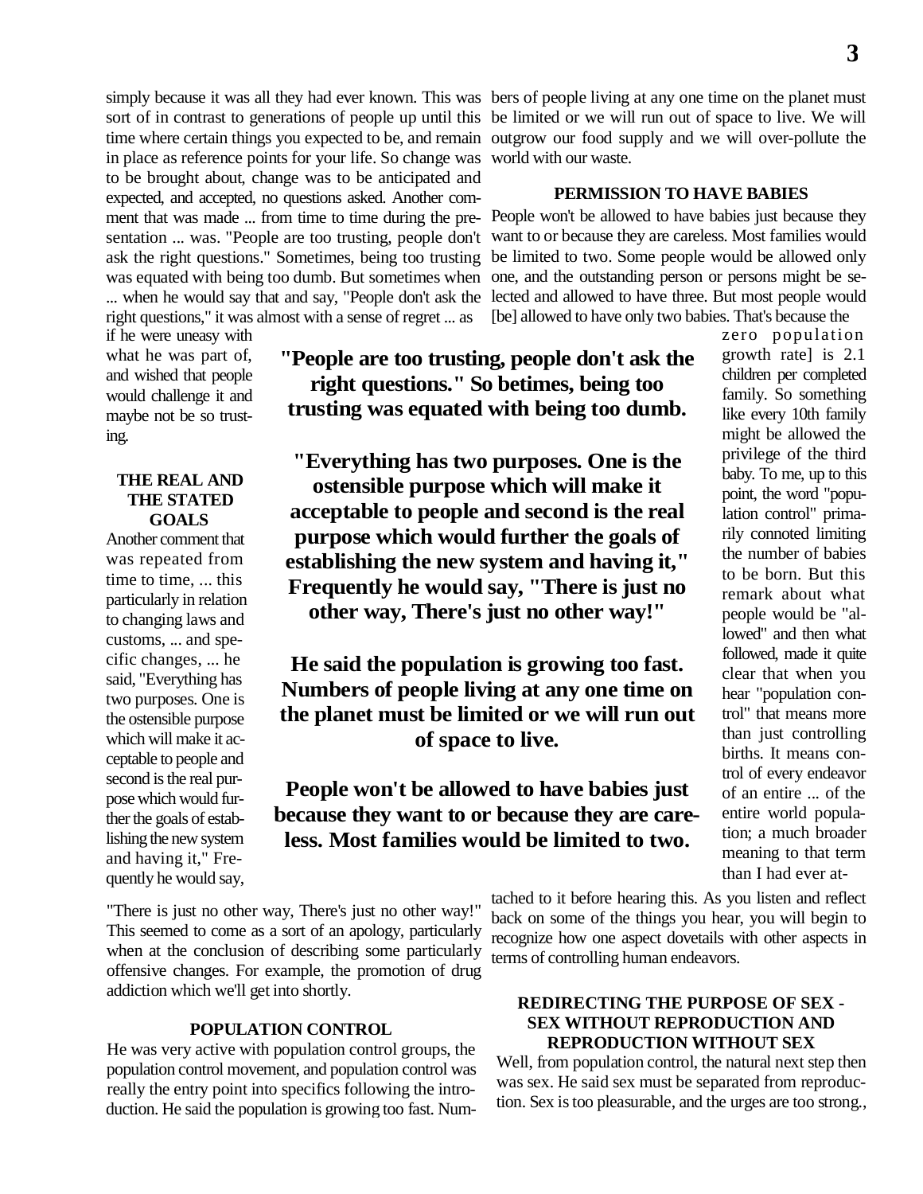simply because it was all they had ever known. This was sort of in contrast to generations of people up until this time where certain things you expected to be, and remain in place as reference points for your life. So change was to be brought about, change was to be anticipated and expected, and accepted, no questions asked. Another comment that was made ... from time to time during the presentation ... was. "People are too trusting, people don't ask the right questions." Sometimes, being too trusting was equated with being too dumb. But sometimes when ... when he would say that and say, "People don't ask the right questions," it was almost with a sense of regret ... as if he were uneasy with what he was part of, and wished that people would challenge it and maybe not be so trusting.

**"People are too trusting, people don't ask the right questions." So betimes, being too trusting was equated with being too dumb.**

**"Everything has two purposes. One is the ostensible purpose which will make it acceptable to people and second is the real purpose which would further the goals of establishing the new system and having it," Frequently he would say, "There is just no other way, There's just no other way!"**

**He said the population is growing too fast. Numbers of people living at any one time on the planet must be limited or we will run out of space to live.**

**People won't be allowed to have babies just because they want to or because they are careless. Most families would be limited to two.**

### THE REAL AND THE STATED GOALS

Another comment that was repeated from time to time, ... this particularly in relation to changing laws and customs, ... and specific changes, ... he said, "Everything has two purposes. One is the ostensible purpose which will make it acceptable to people and second is the real purpose which would further the goals of establishing the new system and having it," Frequently he would say, "There is just no other way, There's just no other way!" This seemed to come as a sort of an apology, particularly when at the conclusion of describing some particularly offensive changes. For example, the promotion of drug addiction which we'll get into shortly.

### POPULATION CONTROL

He was very active with population control groups, the population control movement, and population control was really the entry point into specifics following the introduction. He said the population is growing too fast. Numbers of people living at any one time on the planet must be limited or we will run out of space to live. We will outgrow our food supply and we will over-pollute the world with our waste.

### PERMISSION TO HAVE BABIES

People won't be allowed to have babies just because they want to or because they are careless. Most families would be limited to two. Some people would be allowed only one, and the outstanding person or persons might be selected and allowed to have three. But most people would [be] allowed to have only two babies. That's because the zero population growth rate] is 2.1 children per completed family. So something like every 10th family might be allowed the privilege of the third baby. To me, up to this point, the word "population control" primarily connoted limiting the number of babies to be born. But this remark about what people would be "allowed" and then what followed, made it quite clear that when you hear "population control" that means more than just controlling births. It means control of every endeavor of an entire ... of the entire world population; a much broader meaning to that term than I had ever attached to it before hearing this. As you listen and reflect back on some of the things you hear, you will begin to recognize how one aspect dovetails with other aspects in terms of controlling human endeavors.

### REDIRECTING THE PURPOSE OF SEX - SEX WITHOUT REPRODUCTION AND REPRODUCTION WITHOUT SEX

Well, from population control, the natural next step then was sex. He said sex must be separated from reproduction. Sex is too pleasurable, and the urges are too strong.,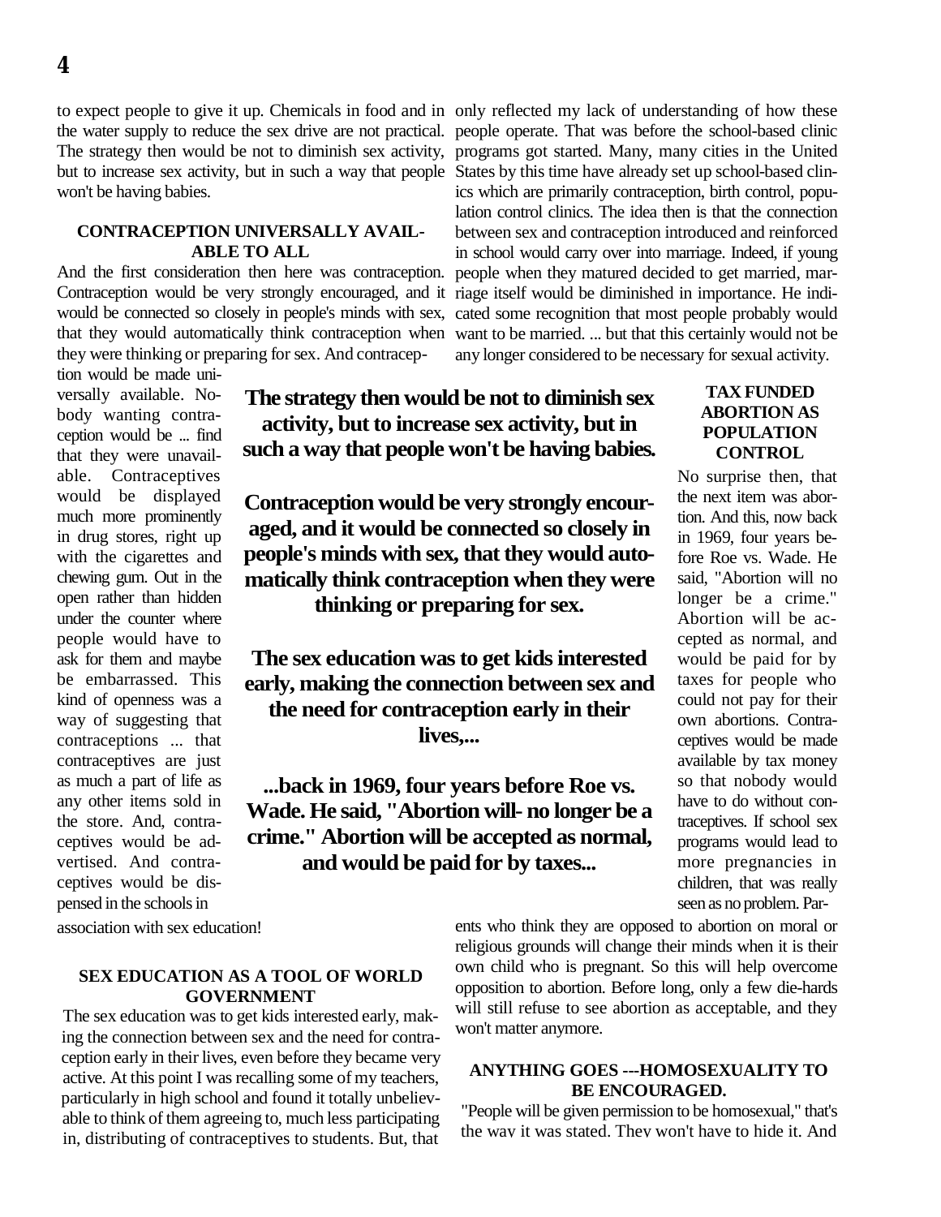to expect people to give it up. Chemicals in food and in the water supply to reduce the sex drive are not practical. The strategy then would be not to diminish sex activity, but to increase sex activity, but in such a way that people won't be having babies.

### CONTRACEPTION UNIVERSALLY AVAILABLE TO ALL

And the first consideration then here was contraception. Contraception would be very strongly encouraged, and it would be connected so closely in people's minds with sex, that they would automatically think contraception when they were thinking or preparing for sex. And contraception would be made universally available. Nobody wanting contraception would be ... find that they were unavailable. Contraceptives would be displayed much more prominently in drug stores, right up with the cigarettes and chewing gum. Out in the open rather than hidden under the counter where people would have to ask for them and maybe be embarrassed. This kind of openness was a way of suggesting that contraceptions ... that contraceptives are just as much a part of life as any other items sold in the store. And, contraceptives would be advertised. And contraceptives would be dispensed in the schools in association with sex education!

### SEX EDUCATION AS A TOOL OF WORLD GOVERNMENT

The sex education was to get kids interested early, making the connection between sex and the need for contraception early in their lives, even before they became very active. At this point I was recalling some of my teachers, particularly in high school and found it totally unbelievable to think of them agreeing to, much less participating in, distributing of contraceptives to students. But, that only reflected my lack of understanding of how these people operate. That was before the school-based clinic programs got started. Many, many cities in the United States by this time have already set up school-based clinics which are primarily contraception, birth control, population control clinics. The idea then is that the connection between sex and contraception introduced and reinforced in school would carry over into marriage. Indeed, if young people when they matured decided to get married, marriage itself would be diminished in importance. He indicated some recognition that most people probably would want to be married. ... but that this certainly would not be any longer considered to be necessary for sexual activity.

**The strategy then would be not to diminish sex activity, but to increase sex activity, but in such a way that people won't be having babies.**

**Contraception would be very strongly encouraged, and it would be connected so closely in people's minds with sex, that they would automatically think contraception when they were thinking or preparing for sex.**

**The sex education was to get kids interested early, making the connection between sex and the need for contraception early in their lives,...**

**...back in 1969, four years before Roe vs. Wade. He said, "Abortion will- no longer be a crime." Abortion will be accepted as normal, and would be paid for by taxes...**

### TAX FUNDED ABORTION AS POPULATION CONTROL

No surprise then, that the next item was abortion. And this, now back in 1969, four years before Roe vs. Wade. He said, "Abortion will no longer be a crime." Abortion will be accepted as normal, and would be paid for by taxes for people who could not pay for their own abortions. Contraceptives would be made available by tax money so that nobody would have to do without contraceptives. If school sex programs would lead to more pregnancies in children, that was really seen as no problem. Parents who think they are opposed to abortion on moral or religious grounds will change their minds when it is their own child who is pregnant. So this will help overcome opposition to abortion. Before long, only a few die-hards will still refuse to see abortion as acceptable, and they won't matter anymore.

### ANYTHING GOES ---HOMOSEXUALITY TO BE ENCOURAGED.

"People will be given permission to be homosexual," that's the way it was stated. They won't have to hide it. And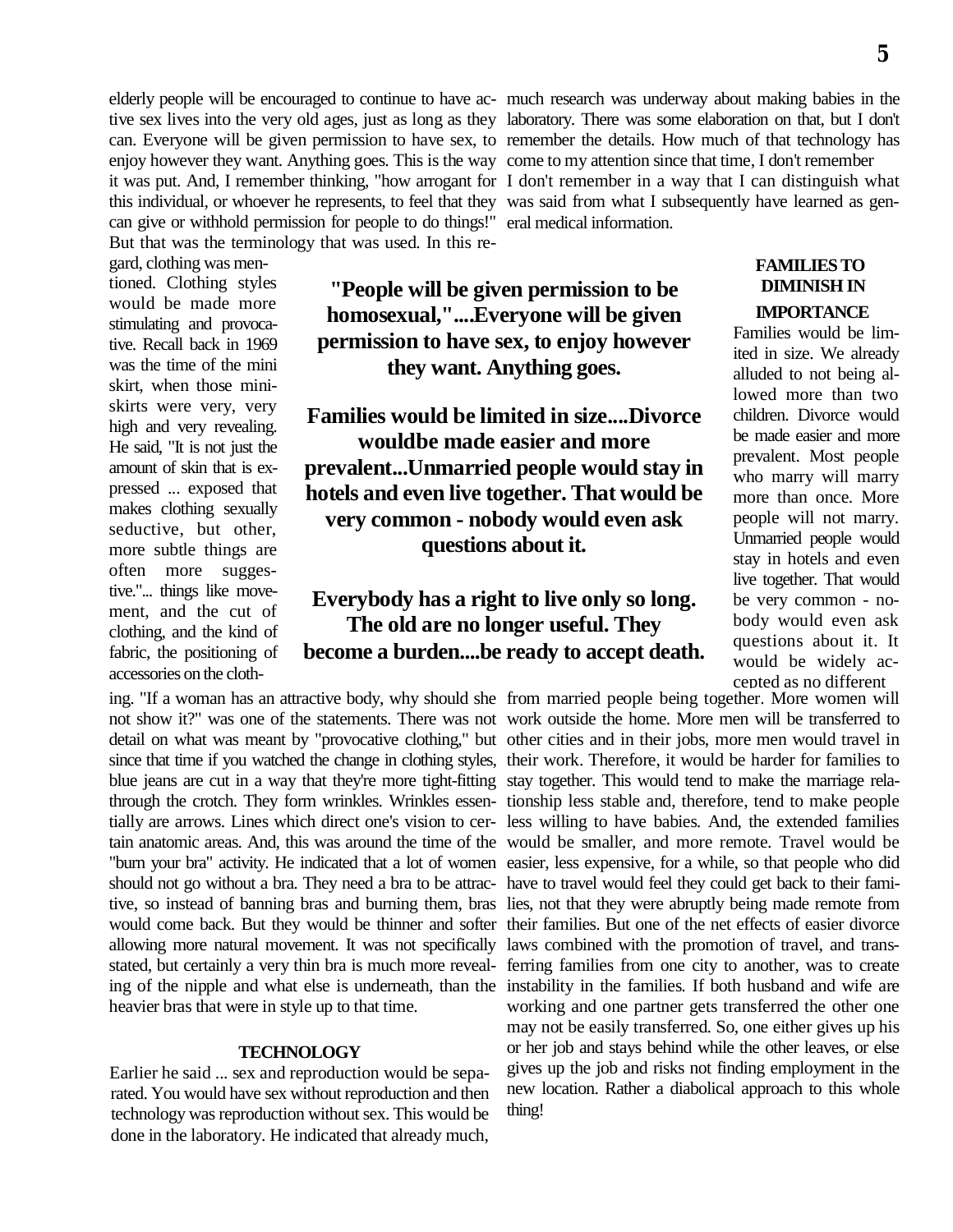elderly people will be encouraged to continue to have active sex lives into the very old ages, just as long as they can. Everyone will be given permission to have sex, to enjoy however they want. Anything goes. This is the way it was put. And, I remember thinking, "how arrogant for this individual, or whoever he represents, to feel that they can give or withhold permission for people to do things!" But that was the terminology that was used. In this regard, clothing was mentioned. Clothing styles would be made more stimulating and provocative. Recall back in 1969 was the time of the mini skirt, when those miniskirts were very, very high and very revealing. He said, "It is not just the amount of skin that is expressed ... exposed that makes clothing sexually seductive, but other, more subtle things are often more suggestive."... things like movement, and the cut of clothing, and the kind of fabric, the positioning of accessories on the clothing. "If a woman has an attractive body, why should she not show it?" was one of the statements. There was not detail on what was meant by "provocative clothing," but since that time if you watched the change in clothing styles, blue jeans are cut in a way that they're more tight-fitting through the crotch. They form wrinkles. Wrinkles essentially are arrows. Lines which direct one's vision to certain anatomic areas. And, this was around the time of the "burn your bra" activity. He indicated that a lot of women should not go without a bra. They need a bra to be attractive, so instead of banning bras and burning them, bras would come back. But they would be thinner and softer allowing more natural movement. It was not specifically stated, but certainly a very thin bra is much more revealing of the nipple and what else is underneath, than the heavier bras that were in style up to that time.

**"People will be given permission to be homosexual,"....Everyone will be given permission to have sex, to enjoy however they want. Anything goes.**

**Families would be limited in size....Divorce wouldbe made easier and more prevalent...Unmarried people would stay in hotels and even live together. That would be very common - nobody would even ask questions about it.**

**Everybody has a right to live only so long. The old are no longer useful. They become a burden....be ready to accept death.**

### TECHNOLOGY

Earlier he said ... sex and reproduction would be separated. You would have sex without reproduction and then technology was reproduction without sex. This would be done in the laboratory. He indicated that already much, much research was underway about making babies in the laboratory. There was some elaboration on that, but I don't remember the details. How much of that technology has come to my attention since that time, I don't remember I don't remember in a way that I can distinguish what was said from what I subsequently have learned as general medical information.

### FAMILIES TO DIMINISH IN IMPORTANCE

Families would be limited in size. We already alluded to not being allowed more than two children. Divorce would be made easier and more prevalent. Most people who marry will marry more than once. More people will not marry. Unmarried people would stay in hotels and even live together. That would be very common - nobody would even ask questions about it. It would be widely accepted as no different from married people being together. More women will work outside the home. More men will be transferred to other cities and in their jobs, more men would travel in their work. Therefore, it would be harder for families to stay together. This would tend to make the marriage relationship less stable and, therefore, tend to make people less willing to have babies. And, the extended families would be smaller, and more remote. Travel would be easier, less expensive, for a while, so that people who did have to travel would feel they could get back to their families, not that they were abruptly being made remote from their families. But one of the net effects of easier divorce laws combined with the promotion of travel, and transferring families from one city to another, was to create instability in the families. If both husband and wife are working and one partner gets transferred the other one may not be easily transferred. So, one either gives up his or her job and stays behind while the other leaves, or else gives up the job and risks not finding employment in the new location. Rather a diabolical approach to this whole thing!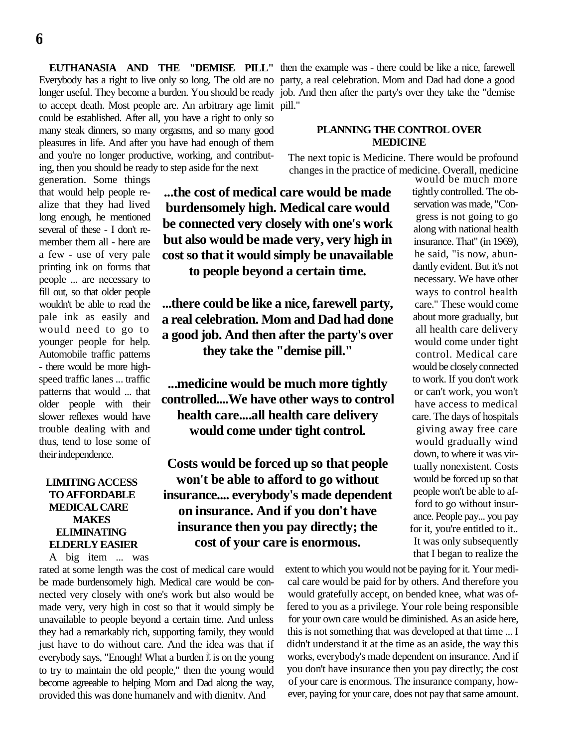**EUTHANASIA AND THE "DEMISE PILL"** Everybody has a right to live only so long. The old are no longer useful. They become a burden. You should be ready to accept death. Most people are. An arbitrary age limit could be established. After all, you have a right to only so many steak dinners, so many orgasms, and so many good pleasures in life. And after you have had enough of them and you're no longer productive, working, and contributing, then you should be ready to step aside for the next generation. Some things that would help people realize that they had lived long enough, he mentioned several of these - I don't remember them all - here are a few - use of very pale printing ink on forms that people ... are necessary to fill out, so that older people wouldn't be able to read the pale ink as easily and would need to go to younger people for help. Automobile traffic patterns - there would be more high-speed traffic lanes ... traffic patterns that would ... that older people with their slower reflexes would have trouble dealing with and thus, tend to lose some of their independence.

**LIMITING ACCESS TO AFFORDABLE MEDICAL CARE MAKES ELIMINATING ELDERLY EASIER**

A big item ... was rated at some length was the cost of medical care would be made burdensomely high. Medical care would be connected very closely with one's work but also would be made very, very high in cost so that it would simply be unavailable to people beyond a certain time. And unless they had a remarkably rich, supporting family, they would just have to do without care. And the idea was that if everybody says, "Enough! What a burden it is on the young to try to maintain the old people," then the young would become agreeable to helping Mom and Dad along the way, provided this was done humanely and with dignity. And then the example was - there could be like a nice, farewell party, a real celebration. Mom and Dad had done a good job. And then after the party's over they take the "demise pill."

**...the cost of medical care would be made burdensomely high. Medical care would be connected very closely with one's work but also would be made very, very high in cost so that it would simply be unavailable to people beyond a certain time.**

**...there could be like a nice, farewell party, a real celebration. Mom and Dad had done a good job. And then after the party's over they take the "demise pill."**

**...medicine would be much more tightly controlled....We have other ways to control health care....all health care delivery would come under tight control.**

**Costs would be forced up so that people won't be able to afford to go without insurance.... everybody's made dependent on insurance. And if you don't have insurance then you pay directly; the cost of your care is enormous.**

**PLANNING THE CONTROL OVER MEDICINE**

The next topic is Medicine. There would be profound changes in the practice of medicine. Overall, medicine would be much more tightly controlled. The observation was made, "Congress is not going to go along with national health insurance. That" (in 1969), he said, "is now, abundantly evident. But it's not necessary. We have other ways to control health care." These would come about more gradually, but all health care delivery would come under tight control. Medical care would be closely connected to work. If you don't work or can't work, you won't have access to medical care. The days of hospitals giving away free care would gradually wind down, to where it was virtually nonexistent. Costs would be forced up so that people won't be able to afford to go without insurance. People pay... you pay for it, you're entitled to it.. It was only subsequently that I began to realize the extent to which you would not be paying for it. Your medical care would be paid for by others. And therefore you would gratefully accept, on bended knee, what was offered to you as a privilege. Your role being responsible for your own care would be diminished. As an aside here, this is not something that was developed at that time ... I didn't understand it at the time as an aside, the way this works, everybody's made dependent on insurance. And if you don't have insurance then you pay directly; the cost of your care is enormous. The insurance company, however, paying for your care, does not pay that same amount.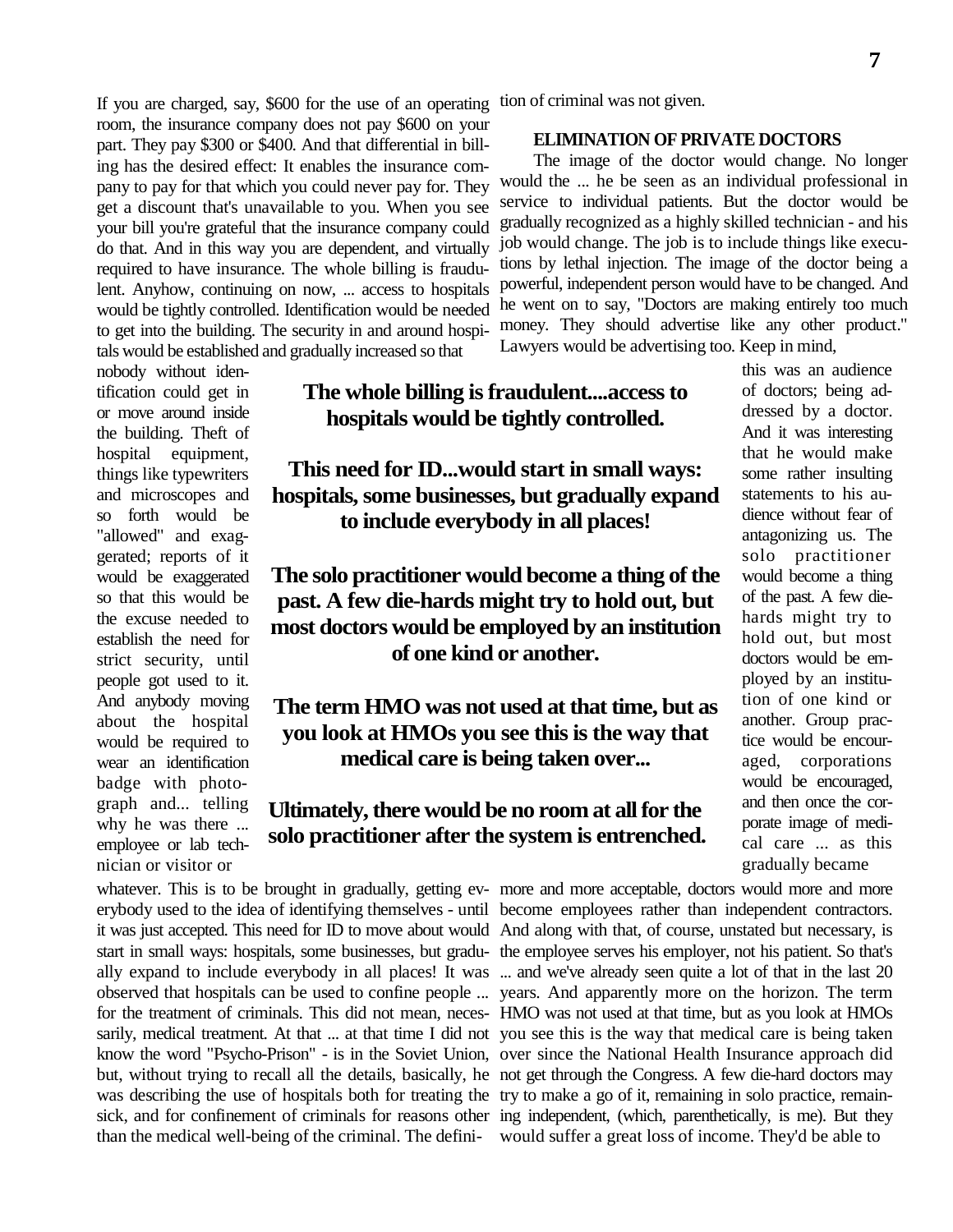If you are charged, say, $600 for the use of an operating room, the insurance company does not pay $600 on your part. They pay $300 or $400. And that differential in billing has the desired effect: It enables the insurance company to pay for that which you could never pay for. They get a discount that's unavailable to you. When you see your bill you're grateful that the insurance company could do that. And in this way you are dependent, and virtually required to have insurance. The whole billing is fraudulent. Anyhow, continuing on now, ... access to hospitals would be tightly controlled. Identification would be needed to get into the building. The security in and around hospitals would be established and gradually increased so that nobody without identification could get in or move around inside the building. Theft of hospital equipment, things like typewriters and microscopes and so forth would be "allowed" and exaggerated; reports of it would be exaggerated so that this would be the excuse needed to establish the need for strict security, until people got used to it. And anybody moving about the hospital would be required to wear an identification badge with photograph and... telling why he was there ... employee or lab technician or visitor or whatever. This is to be brought in gradually, getting everybody used to the idea of identifying themselves - until it was just accepted. This need for ID to move about would start in small ways: hospitals, some businesses, but gradually expand to include everybody in all places! It was observed that hospitals can be used to confine people ... for the treatment of criminals. This did not mean, necessarily, medical treatment. At that ... at that time I did not know the word "Psycho-Prison" - is in the Soviet Union, but, without trying to recall all the details, basically, he was describing the use of hospitals both for treating the sick, and for confinement of criminals for reasons other than the medical well-being of the criminal. The definition of criminal was not given.

**The whole billing is fraudulent....access to hospitals would be tightly controlled.**

**This need for ID...would start in small ways: hospitals, some businesses, but gradually expand to include everybody in all places!**

**The solo practitioner would become a thing of the past. A few die-hards might try to hold out, but most doctors would be employed by an institution of one kind or another.**

**The term HMO was not used at that time, but as you look at HMOs you see this is the way that medical care is being taken over...**

**Ultimately, there would be no room at all for the solo practitioner after the system is entrenched.**

### ELIMINATION OF PRIVATE DOCTORS

The image of the doctor would change. No longer would the ... he be seen as an individual professional in service to individual patients. But the doctor would be gradually recognized as a highly skilled technician - and his job would change. The job is to include things like executions by lethal injection. The image of the doctor being a powerful, independent person would have to be changed. And he went on to say, "Doctors are making entirely too much money. They should advertise like any other product." Lawyers would be advertising too. Keep in mind, this was an audience of doctors; being addressed by a doctor. And it was interesting that he would make some rather insulting statements to his audience without fear of antagonizing us. The solo practitioner would become a thing of the past. A few die-hards might try to hold out, but most doctors would be employed by an institution of one kind or another. Group practice would be encouraged, corporations would be encouraged, and then once the corporate image of medical care ... as this gradually became more and more acceptable, doctors would more and more become employees rather than independent contractors. And along with that, of course, unstated but necessary, is the employee serves his employer, not his patient. So that's ... and we've already seen quite a lot of that in the last 20 years. And apparently more on the horizon. The term HMO was not used at that time, but as you look at HMOs you see this is the way that medical care is being taken over since the National Health Insurance approach did not get through the Congress. A few die-hard doctors may try to make a go of it, remaining in solo practice, remaining independent, (which, parenthetically, is me). But they would suffer a great loss of income. They'd be able to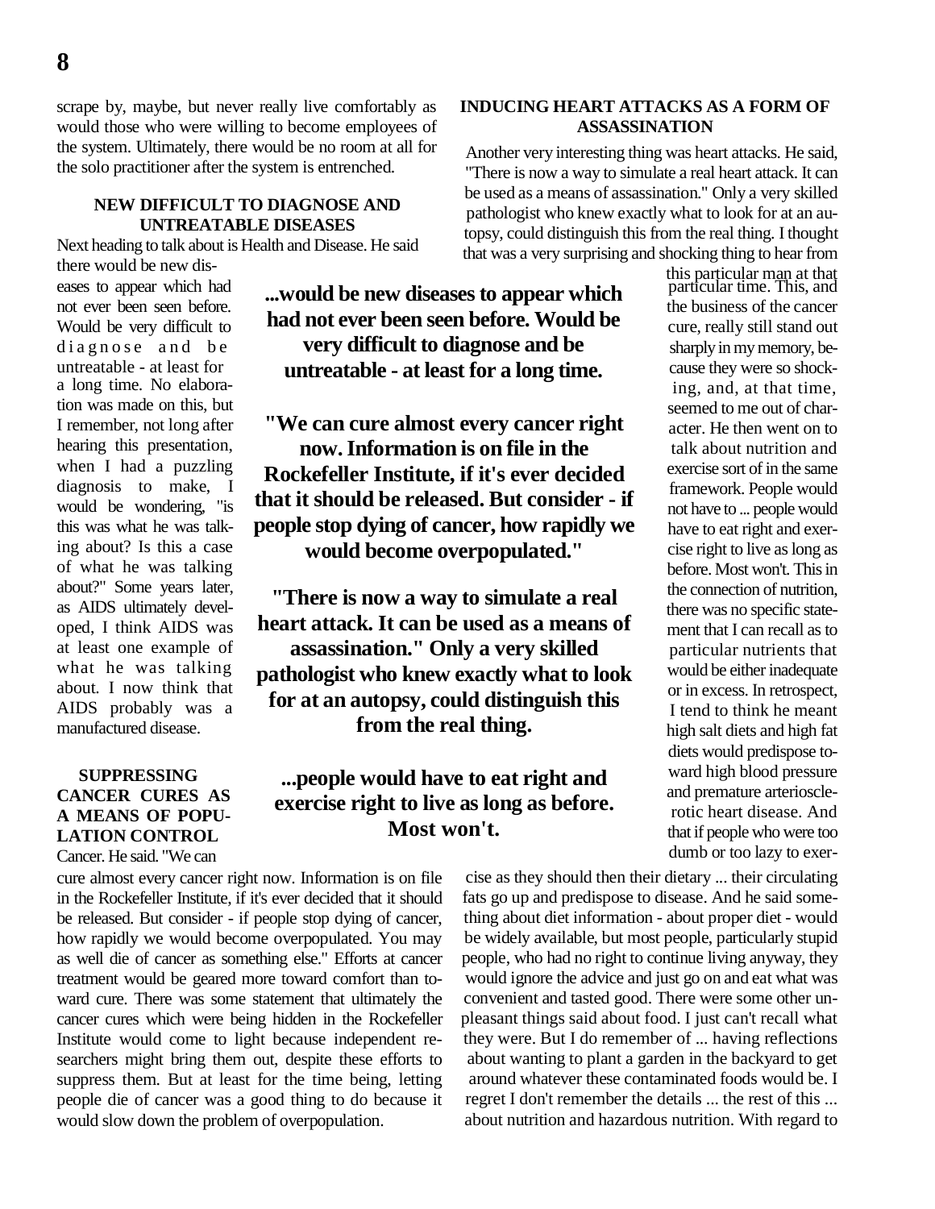scrape by, maybe, but never really live comfortably as would those who were willing to become employees of the system. Ultimately, there would be no room at all for the solo practitioner after the system is entrenched.

### NEW DIFFICULT TO DIAGNOSE AND UNTREATABLE DISEASES

Next heading to talk about is Health and Disease. He said there would be new diseases to appear which had not ever been seen before. Would be very difficult to diagnose and be untreatable - at least for a long time. No elaboration was made on this, but I remember, not long after hearing this presentation, when I had a puzzling diagnosis to make, I would be wondering, "is this was what he was talking about? Is this a case of what he was talking about?" Some years later, as AIDS ultimately developed, I think AIDS was at least one example of what he was talking about. I now think that AIDS probably was a manufactured disease.

### SUPPRESSING CANCER CURES AS A MEANS OF POPULATION CONTROL

Cancer. He said. "We can cure almost every cancer right now. Information is on file in the Rockefeller Institute, if it's ever decided that it should be released. But consider - if people stop dying of cancer, how rapidly we would become overpopulated. You may as well die of cancer as something else." Efforts at cancer treatment would be geared more toward comfort than toward cure. There was some statement that ultimately the cancer cures which were being hidden in the Rockefeller Institute would come to light because independent researchers might bring them out, despite these efforts to suppress them. But at least for the time being, letting people die of cancer was a good thing to do because it would slow down the problem of overpopulation.

**...would be new diseases to appear which had not ever been seen before. Would be very difficult to diagnose and be untreatable - at least for a long time.**

**"We can cure almost every cancer right now. Information is on file in the Rockefeller Institute, if it's ever decided that it should be released. But consider - if people stop dying of cancer, how rapidly we would become overpopulated."**

**"There is now a way to simulate a real heart attack. It can be used as a means of assassination." Only a very skilled pathologist who knew exactly what to look for at an autopsy, could distinguish this from the real thing.**

**...people would have to eat right and exercise right to live as long as before. Most won't.**

### INDUCING HEART ATTACKS AS A FORM OF ASSASSINATION

Another very interesting thing was heart attacks. He said, "There is now a way to simulate a real heart attack. It can be used as a means of assassination." Only a very skilled pathologist who knew exactly what to look for at an autopsy, could distinguish this from the real thing. I thought that was a very surprising and shocking thing to hear from this particular man at that particular time. This, and the business of the cancer cure, really still stand out sharply in my memory, because they were so shocking, and, at that time, seemed to me out of character. He then went on to talk about nutrition and exercise sort of in the same framework. People would not have to ... people would have to eat right and exercise right to live as long as before. Most won't. This in the connection of nutrition, there was no specific statement that I can recall as to particular nutrients that would be either inadequate or in excess. In retrospect, I tend to think he meant high salt diets and high fat diets would predispose toward high blood pressure and premature arteriosclerotic heart disease. And that if people who were too dumb or too lazy to exercise as they should then their dietary ... their circulating fats go up and predispose to disease. And he said something about diet information - about proper diet - would be widely available, but most people, particularly stupid people, who had no right to continue living anyway, they would ignore the advice and just go on and eat what was convenient and tasted good. There were some other unpleasant things said about food. I just can't recall what they were. But I do remember of ... having reflections about wanting to plant a garden in the backyard to get around whatever these contaminated foods would be. I regret I don't remember the details ... the rest of this ... about nutrition and hazardous nutrition. With regard to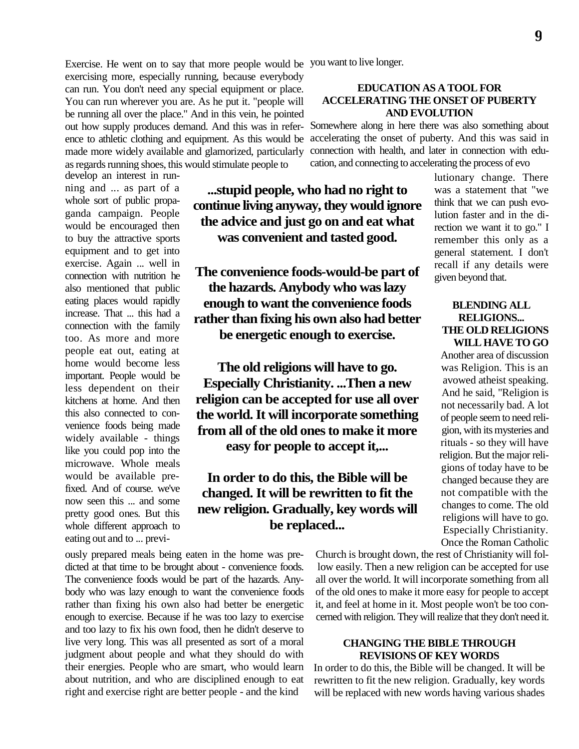Exercise. He went on to say that more people would be exercising more, especially running, because everybody can run. You don't need any special equipment or place. You can run wherever you are. As he put it. "people will be running all over the place." And in this vein, he pointed out how supply produces demand. And this was in reference to athletic clothing and equipment. As this would be made more widely available and glamorized, particularly as regards running shoes, this would stimulate people to develop an interest in running and ... as part of a whole sort of public propaganda campaign. People would be encouraged then to buy the attractive sports equipment and to get into exercise. Again ... well in connection with nutrition he also mentioned that public eating places would rapidly increase. That ... this had a connection with the family too. As more and more people eat out, eating at home would become less important. People would be less dependent on their kitchens at home. And then this also connected to convenience foods being made widely available - things like you could pop into the microwave. Whole meals would be available prefixed. And of course. we've now seen this ... and some pretty good ones. But this whole different approach to eating out and to ... previously prepared meals being eaten in the home was predicted at that time to be brought about - convenience foods. The convenience foods would be part of the hazards. Anybody who was lazy enough to want the convenience foods rather than fixing his own also had better be energetic enough to exercise. Because if he was too lazy to exercise and too lazy to fix his own food, then he didn't deserve to live very long. This was all presented as sort of a moral judgment about people and what they should do with their energies. People who are smart, who would learn about nutrition, and who are disciplined enough to eat right and exercise right are better people - and the kind you want to live longer.

**...stupid people, who had no right to continue living anyway, they would ignore the advice and just go on and eat what was convenient and tasted good.**

**The convenience foods-would-be part of the hazards. Anybody who was lazy enough to want the convenience foods rather than fixing his own also had better be energetic enough to exercise.**

**The old religions will have to go. Especially Christianity. ...Then a new religion can be accepted for use all over the world. It will incorporate something from all of the old ones to make it more easy for people to accept it,...**

**In order to do this, the Bible will be changed. It will be rewritten to fit the new religion. Gradually, key words will be replaced...**

### EDUCATION AS A TOOL FOR ACCELERATING THE ONSET OF PUBERTY AND EVOLUTION

Somewhere along in here there was also something about accelerating the onset of puberty. And this was said in connection with health, and later in connection with education, and connecting to accelerating the process of evolutionary change. There was a statement that "we think that we can push evolution faster and in the direction we want it to go." I remember this only as a general statement. I don't recall if any details were given beyond that.

### BLENDING ALL RELIGIONS... THE OLD RELIGIONS WILL HAVE TO GO

Another area of discussion was Religion. This is an avowed atheist speaking. And he said, "Religion is not necessarily bad. A lot of people seem to need religion, with its mysteries and rituals - so they will have religion. But the major religions of today have to be changed because they are not compatible with the changes to come. The old religions will have to go. Especially Christianity. Once the Roman Catholic Church is brought down, the rest of Christianity will follow easily. Then a new religion can be accepted for use all over the world. It will incorporate something from all of the old ones to make it more easy for people to accept it, and feel at home in it. Most people won't be too concerned with religion. They will realize that they don't need it.

### CHANGING THE BIBLE THROUGH REVISIONS OF KEY WORDS

In order to do this, the Bible will be changed. It will be rewritten to fit the new religion. Gradually, key words will be replaced with new words having various shades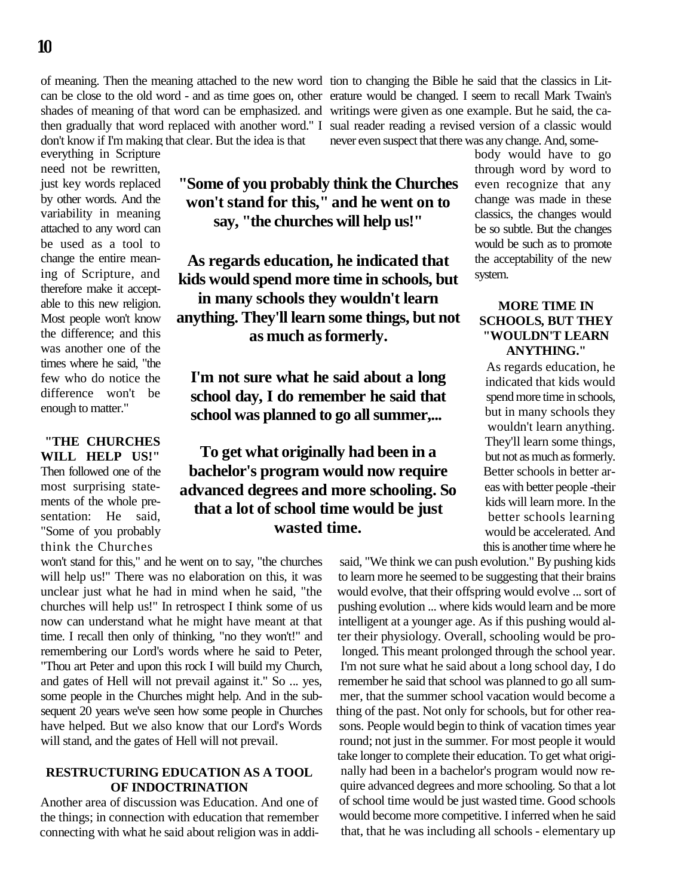of meaning. Then the meaning attached to the new word can be close to the old word - and as time goes on, other shades of meaning of that word can be emphasized. and then gradually that word replaced with another word." I don't know if I'm making that clear. But the idea is that everything in Scripture need not be rewritten, just key words replaced by other words. And the variability in meaning attached to any word can be used as a tool to change the entire meaning of Scripture, and therefore make it acceptable to this new religion. Most people won't know the difference; and this was another one of the times where he said, "the few who do notice the difference won't be enough to matter."

**"THE CHURCHES WILL HELP US!"**

Then followed one of the most surprising statements of the whole presentation: He said, "Some of you probably think the Churches won't stand for this," and he went on to say, "the churches will help us!" There was no elaboration on this, it was unclear just what he had in mind when he said, "the churches will help us!" In retrospect I think some of us now can understand what he might have meant at that time. I recall then only of thinking, "no they won't!" and remembering our Lord's words where he said to Peter, "Thou art Peter and upon this rock I will build my Church, and gates of Hell will not prevail against it." So ... yes, some people in the Churches might help. And in the subsequent 20 years we've seen how some people in Churches have helped. But we also know that our Lord's Words will stand, and the gates of Hell will not prevail.

**"Some of you probably think the Churches won't stand for this," and he went on to say, "the churches will help us!"**

**As regards education, he indicated that kids would spend more time in schools, but in many schools they wouldn't learn anything. They'll learn some things, but not as much as formerly.**

**I'm not sure what he said about a long school day, I do remember he said that school was planned to go all summer,...**

**To get what originally had been in a bachelor's program would now require advanced degrees and more schooling. So that a lot of school time would be just wasted time.**

**RESTRUCTURING EDUCATION AS A TOOL OF INDOCTRINATION**

Another area of discussion was Education. And one of the things; in connection with education that remember connecting with what he said about religion was in addition to changing the Bible he said that the classics in Literature would be changed. I seem to recall Mark Twain's writings were given as one example. But he said, the casual reader reading a revised version of a classic would never even suspect that there was any change. And, somebody would have to go through word by word to even recognize that any change was made in these classics, the changes would be so subtle. But the changes would be such as to promote the acceptability of the new system.

**MORE TIME IN SCHOOLS, BUT THEY "WOULDN'T LEARN ANYTHING."**

As regards education, he indicated that kids would spend more time in schools, but in many schools they wouldn't learn anything. They'll learn some things, but not as much as formerly. Better schools in better areas with better people -their kids will learn more. In the better schools learning would be accelerated. And this is another time where he said, "We think we can push evolution." By pushing kids to learn more he seemed to be suggesting that their brains would evolve, that their offspring would evolve ... sort of pushing evolution ... where kids would learn and be more intelligent at a younger age. As if this pushing would alter their physiology. Overall, schooling would be prolonged. This meant prolonged through the school year. I'm not sure what he said about a long school day, I do remember he said that school was planned to go all summer, that the summer school vacation would become a thing of the past. Not only for schools, but for other reasons. People would begin to think of vacation times year round; not just in the summer. For most people it would take longer to complete their education. To get what originally had been in a bachelor's program would now require advanced degrees and more schooling. So that a lot of school time would be just wasted time. Good schools would become more competitive. I inferred when he said that, that he was including all schools - elementary up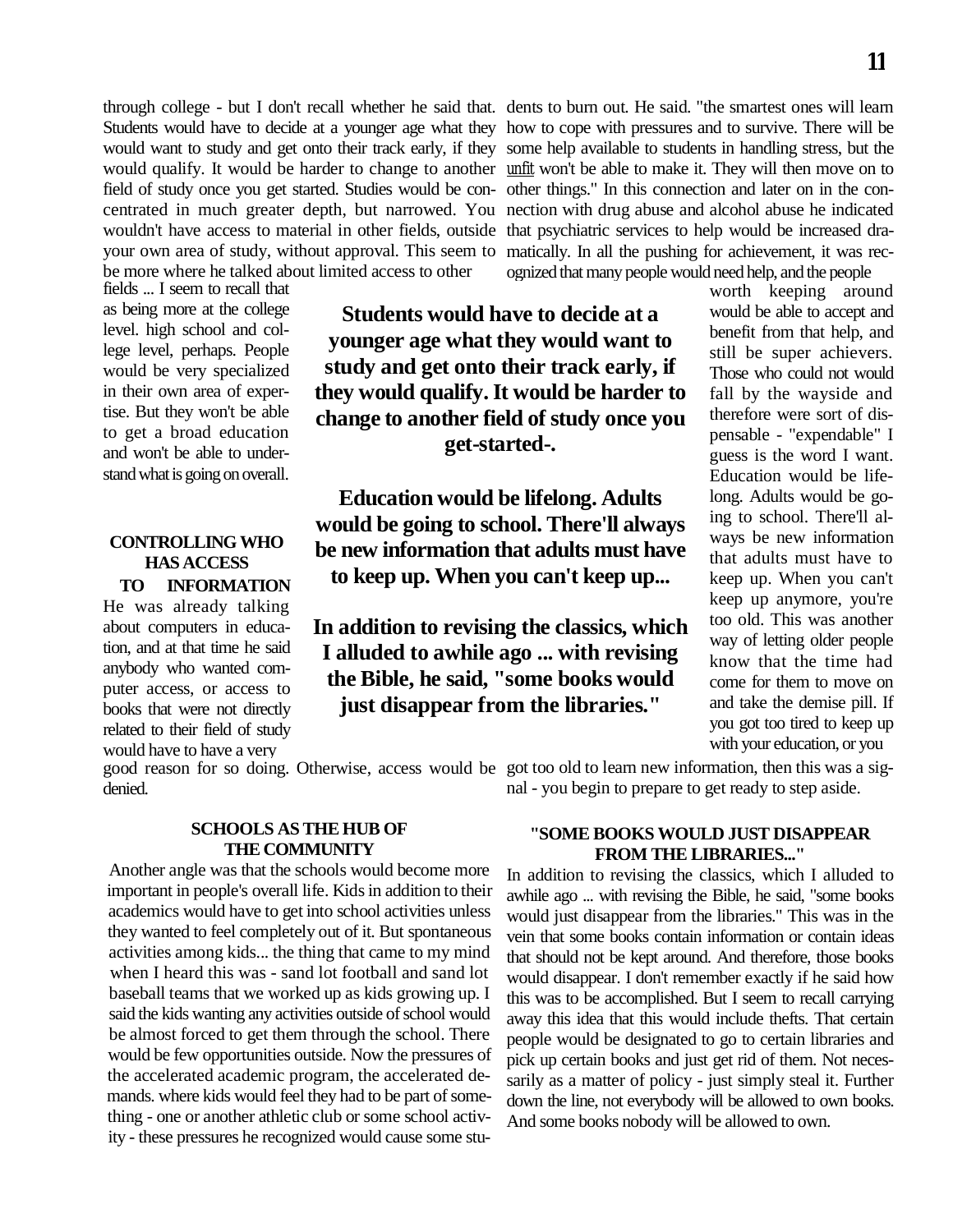through college - but I don't recall whether he said that. Students would have to decide at a younger age what they would want to study and get onto their track early, if they would qualify. It would be harder to change to another field of study once you get started. Studies would be concentrated in much greater depth, but narrowed. You wouldn't have access to material in other fields, outside your own area of study, without approval. This seem to be more where he talked about limited access to other fields ... I seem to recall that as being more at the college level. high school and college level, perhaps. People would be very specialized in their own area of expertise. But they won't be able to get a broad education and won't be able to understand what is going on overall.

### CONTROLLING WHO HAS ACCESS TO INFORMATION

He was already talking about computers in education, and at that time he said anybody who wanted computer access, or access to books that were not directly related to their field of study would have to have a very good reason for so doing. Otherwise, access would be denied.

### SCHOOLS AS THE HUB OF THE COMMUNITY

Another angle was that the schools would become more important in people's overall life. Kids in addition to their academics would have to get into school activities unless they wanted to feel completely out of it. But spontaneous activities among kids... the thing that came to my mind when I heard this was - sand lot football and sand lot baseball teams that we worked up as kids growing up. I said the kids wanting any activities outside of school would be almost forced to get them through the school. There would be few opportunities outside. Now the pressures of the accelerated academic program, the accelerated demands. where kids would feel they had to be part of something - one or another athletic club or some school activity - these pressures he recognized would cause some students to burn out. He said. "the smartest ones will learn how to cope with pressures and to survive. There will be some help available to students in handling stress, but the unfit won't be able to make it. They will then move on to other things." In this connection and later on in the connection with drug abuse and alcohol abuse he indicated that psychiatric services to help would be increased dramatically. In all the pushing for achievement, it was recognized that many people would need help, and the people worth keeping around would be able to accept and benefit from that help, and still be super achievers. Those who could not would fall by the wayside and therefore were sort of dispensable - "expendable" I guess is the word I want. Education would be lifelong. Adults would be going to school. There'll always be new information that adults must have to keep up. When you can't keep up anymore, you're too old. This was another way of letting older people know that the time had come for them to move on and take the demise pill. If you got too tired to keep up with your education, or you got too old to learn new information, then this was a signal - you begin to prepare to get ready to step aside.

**Students would have to decide at a younger age what they would want to study and get onto their track early, if they would qualify. It would be harder to change to another field of study once you get-started-.**

**Education would be lifelong. Adults would be going to school. There'll always be new information that adults must have to keep up. When you can't keep up...**

**In addition to revising the classics, which I alluded to awhile ago ... with revising the Bible, he said, "some books would just disappear from the libraries."**

### "SOME BOOKS WOULD JUST DISAPPEAR FROM THE LIBRARIES..."

In addition to revising the classics, which I alluded to awhile ago ... with revising the Bible, he said, "some books would just disappear from the libraries." This was in the vein that some books contain information or contain ideas that should not be kept around. And therefore, those books would disappear. I don't remember exactly if he said how this was to be accomplished. But I seem to recall carrying away this idea that this would include thefts. That certain people would be designated to go to certain libraries and pick up certain books and just get rid of them. Not necessarily as a matter of policy - just simply steal it. Further down the line, not everybody will be allowed to own books. And some books nobody will be allowed to own.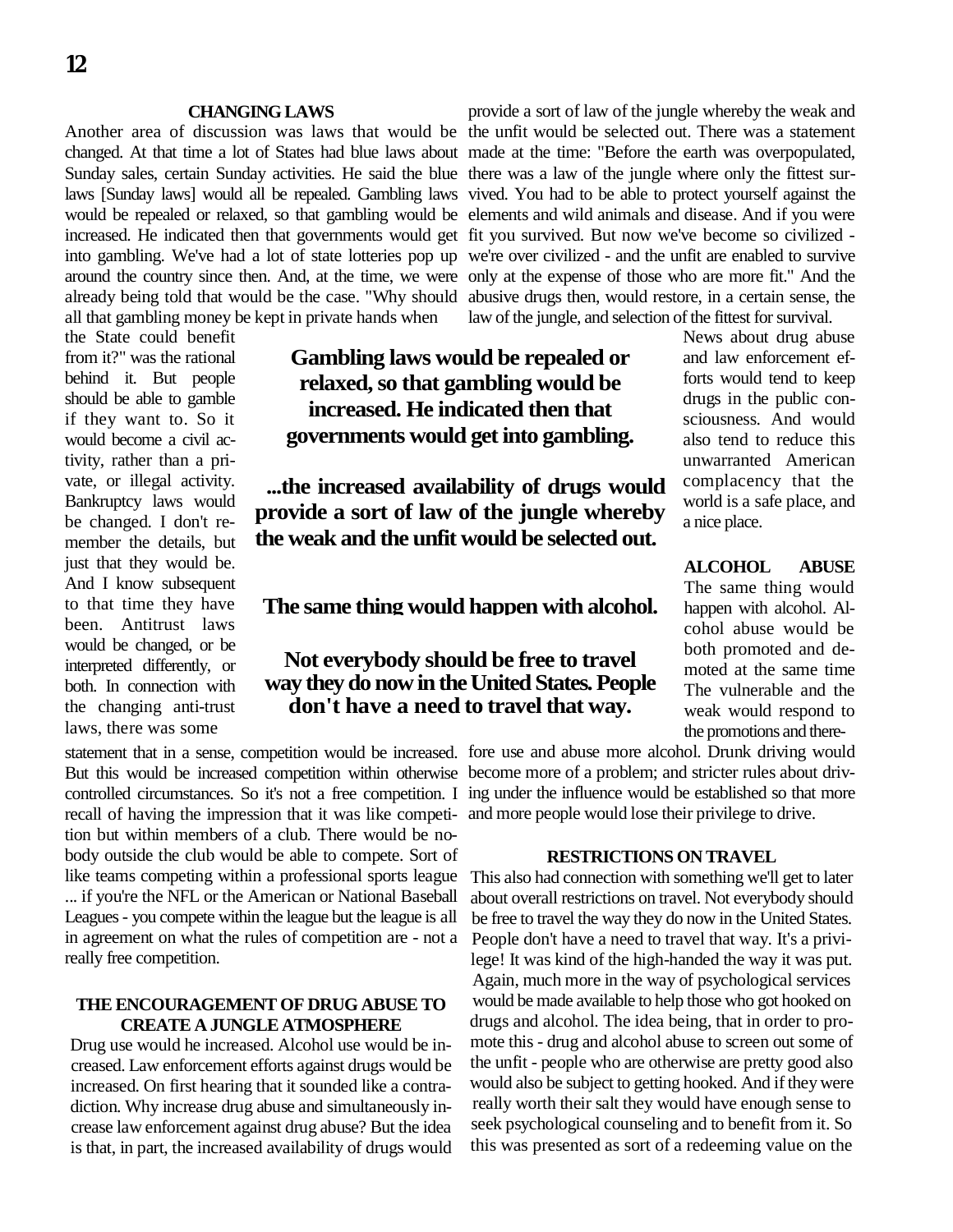### CHANGING LAWS

Another area of discussion was laws that would be changed. At that time a lot of States had blue laws about Sunday sales, certain Sunday activities. He said the blue laws [Sunday laws] would all be repealed. Gambling laws would be repealed or relaxed, so that gambling would be increased. He indicated then that governments would get into gambling. We've had a lot of state lotteries pop up around the country since then. And, at the time, we were already being told that would be the case. "Why should all that gambling money be kept in private hands when the State could benefit from it?" was the rational behind it. But people should be able to gamble if they want to. So it would become a civil activity, rather than a private, or illegal activity. Bankruptcy laws would be changed. I don't remember the details, but just that they would be. And I know subsequent to that time they have been. Antitrust laws would be changed, or be interpreted differently, or both. In connection with the changing anti-trust laws, there was some statement that in a sense, competition would be increased. But this would be increased competition within otherwise controlled circumstances. So it's not a free competition. I recall of having the impression that it was like competition but within members of a club. There would be nobody outside the club would be able to compete. Sort of like teams competing within a professional sports league ... if you're the NFL or the American or National Baseball Leagues - you compete within the league but the league is all in agreement on what the rules of competition are - not a really free competition.

**Gambling laws would be repealed or relaxed, so that gambling would be increased. He indicated then that governments would get into gambling.**

**...the increased availability of drugs would provide a sort of law of the jungle whereby the weak and the unfit would be selected out.**

**The same thing would happen with alcohol.**

**Not everybody should be free to travel way they do now in the United States. People don't have a need to travel that way.**

### THE ENCOURAGEMENT OF DRUG ABUSE TO CREATE A JUNGLE ATMOSPHERE

Drug use would he increased. Alcohol use would be increased. Law enforcement efforts against drugs would be increased. On first hearing that it sounded like a contradiction. Why increase drug abuse and simultaneously increase law enforcement against drug abuse? But the idea is that, in part, the increased availability of drugs would provide a sort of law of the jungle whereby the weak and the unfit would be selected out. There was a statement made at the time: "Before the earth was overpopulated, there was a law of the jungle where only the fittest survived. You had to be able to protect yourself against the elements and wild animals and disease. And if you were fit you survived. But now we've become so civilized - we're over civilized - and the unfit are enabled to survive only at the expense of those who are more fit." And the abusive drugs then, would restore, in a certain sense, the law of the jungle, and selection of the fittest for survival. News about drug abuse and law enforcement efforts would tend to keep drugs in the public consciousness. And would also tend to reduce this unwarranted American complacency that the world is a safe place, and a nice place.

### ALCOHOL ABUSE

The same thing would happen with alcohol. Alcohol abuse would be both promoted and demoted at the same time The vulnerable and the weak would respond to the promotions and therefore use and abuse more alcohol. Drunk driving would become more of a problem; and stricter rules about driving under the influence would be established so that more and more people would lose their privilege to drive.

### RESTRICTIONS ON TRAVEL

This also had connection with something we'll get to later about overall restrictions on travel. Not everybody should be free to travel the way they do now in the United States. People don't have a need to travel that way. It's a privilege! It was kind of the high-handed the way it was put. Again, much more in the way of psychological services would be made available to help those who got hooked on drugs and alcohol. The idea being, that in order to promote this - drug and alcohol abuse to screen out some of the unfit - people who are otherwise are pretty good also would also be subject to getting hooked. And if they were really worth their salt they would have enough sense to seek psychological counseling and to benefit from it. So this was presented as sort of a redeeming value on the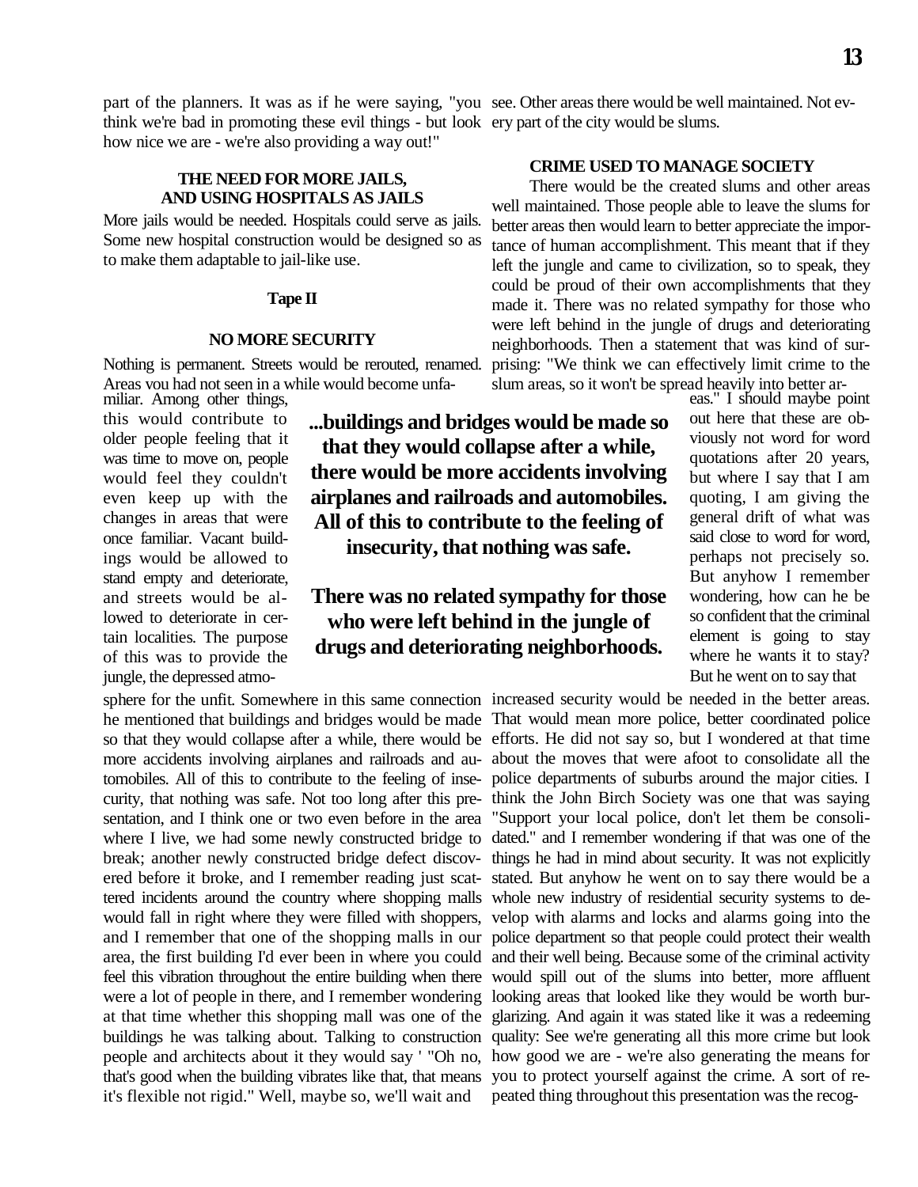part of the planners. It was as if he were saying, "you think we're bad in promoting these evil things - but look how nice we are - we're also providing a way out!"

## THE NEED FOR MORE JAILS, AND USING HOSPITALS AS JAILS

More jails would be needed. Hospitals could serve as jails. Some new hospital construction would be designed so as to make them adaptable to jail-like use.

### Tape II

## NO MORE SECURITY

Nothing is permanent. Streets would be rerouted, renamed. Areas you had not seen in a while would become unfamiliar. Among other things, this would contribute to older people feeling that it was time to move on, people would feel they couldn't even keep up with the changes in areas that were once familiar. Vacant buildings would be allowed to stand empty and deteriorate, and streets would be allowed to deteriorate in certain localities. The purpose of this was to provide the jungle, the depressed atmosphere for the unfit. Somewhere in this same connection he mentioned that buildings and bridges would be made so that they would collapse after a while, there would be more accidents involving airplanes and railroads and automobiles. All of this to contribute to the feeling of insecurity, that nothing was safe. Not too long after this presentation, and I think one or two even before in the area where I live, we had some newly constructed bridge to break; another newly constructed bridge defect discovered before it broke, and I remember reading just scattered incidents around the country where shopping malls would fall in right where they were filled with shoppers, and I remember that one of the shopping malls in our area, the first building I'd ever been in where you could feel this vibration throughout the entire building when there were a lot of people in there, and I remember wondering at that time whether this shopping mall was one of the buildings he was talking about. Talking to construction people and architects about it they would say ' "Oh no, that's good when the building vibrates like that, that means it's flexible not rigid." Well, maybe so, we'll wait and see. Other areas there would be well maintained. Not every part of the city would be slums.

**...buildings and bridges would be made so that they would collapse after a while, there would be more accidents involving airplanes and railroads and automobiles. All of this to contribute to the feeling of insecurity, that nothing was safe.**

**There was no related sympathy for those who were left behind in the jungle of drugs and deteriorating neighborhoods.**

## CRIME USED TO MANAGE SOCIETY

There would be the created slums and other areas well maintained. Those people able to leave the slums for better areas then would learn to better appreciate the importance of human accomplishment. This meant that if they left the jungle and came to civilization, so to speak, they could be proud of their own accomplishments that they made it. There was no related sympathy for those who were left behind in the jungle of drugs and deteriorating neighborhoods. Then a statement that was kind of surprising: "We think we can effectively limit crime to the slum areas, so it won't be spread heavily into better areas." I should maybe point out here that these are obviously not word for word quotations after 20 years, but where I say that I am quoting, I am giving the general drift of what was said close to word for word, perhaps not precisely so. But anyhow I remember wondering, how can he be so confident that the criminal element is going to stay where he wants it to stay? But he went on to say that increased security would be needed in the better areas. That would mean more police, better coordinated police efforts. He did not say so, but I wondered at that time about the moves that were afoot to consolidate all the police departments of suburbs around the major cities. I think the John Birch Society was one that was saying "Support your local police, don't let them be consolidated." and I remember wondering if that was one of the things he had in mind about security. It was not explicitly stated. But anyhow he went on to say there would be a whole new industry of residential security systems to develop with alarms and locks and alarms going into the police department so that people could protect their wealth and their well being. Because some of the criminal activity would spill out of the slums into better, more affluent looking areas that looked like they would be worth burglarizing. And again it was stated like it was a redeeming quality: See we're generating all this more crime but look how good we are - we're also generating the means for you to protect yourself against the crime. A sort of repeated thing throughout this presentation was the recog-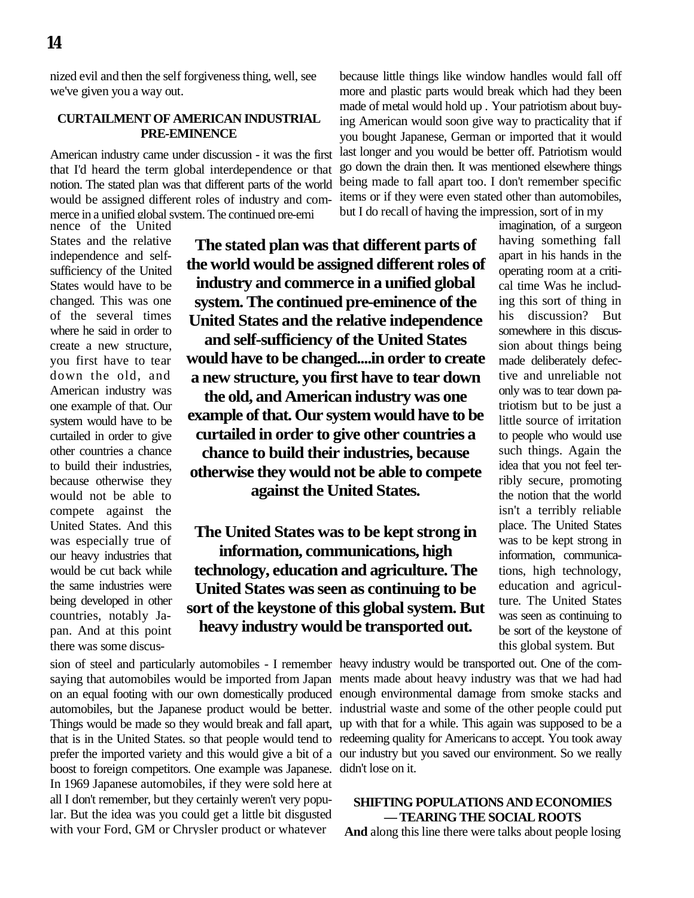nized evil and then the self forgiveness thing, well, see we've given you a way out.

### CURTAILMENT OF AMERICAN INDUSTRIAL PRE-EMINENCE

American industry came under discussion - it was the first that I'd heard the term global interdependence or that notion. The stated plan was that different parts of the world would be assigned different roles of industry and commerce in a unified global system. The continued pre-eminence of the United States and the relative independence and self-sufficiency of the United States would have to be changed. This was one of the several times where he said in order to create a new structure, you first have to tear down the old, and American industry was one example of that. Our system would have to be curtailed in order to give other countries a chance to build their industries, because otherwise they would not be able to compete against the United States. And this was especially true of our heavy industries that would be cut back while the same industries were being developed in other countries, notably Japan. And at this point there was some discussion of steel and particularly automobiles - I remember saying that automobiles would be imported from Japan on an equal footing with our own domestically produced automobiles, but the Japanese product would be better. Things would be made so they would break and fall apart, that is in the United States. so that people would tend to prefer the imported variety and this would give a bit of a boost to foreign competitors. One example was Japanese. In 1969 Japanese automobiles, if they were sold here at all I don't remember, but they certainly weren't very popular. But the idea was you could get a little bit disgusted with your Ford, GM or Chrysler product or whatever because little things like window handles would fall off more and plastic parts would break which had they been made of metal would hold up . Your patriotism about buying American would soon give way to practicality that if you bought Japanese, German or imported that it would last longer and you would be better off. Patriotism would go down the drain then. It was mentioned elsewhere things being made to fall apart too. I don't remember specific items or if they were even stated other than automobiles, but I do recall of having the impression, sort of in my imagination, of a surgeon having something fall apart in his hands in the operating room at a critical time Was he including this sort of thing in his discussion? But somewhere in this discussion about things being made deliberately defective and unreliable not only was to tear down patriotism but to be just a little source of irritation to people who would use such things. Again the idea that you not feel terribly secure, promoting the notion that the world isn't a terribly reliable place. The United States was to be kept strong in information, communications, high technology, education and agriculture. The United States was seen as continuing to be sort of the keystone of this global system. But heavy industry would be transported out. One of the comments made about heavy industry was that we had had enough environmental damage from smoke stacks and industrial waste and some of the other people could put up with that for a while. This again was supposed to be a redeeming quality for Americans to accept. You took away our industry but you saved our environment. So we really didn't lose on it.

**The stated plan was that different parts of the world would be assigned different roles of industry and commerce in a unified global system. The continued pre-eminence of the United States and the relative independence and self-sufficiency of the United States would have to be changed....in order to create a new structure, you first have to tear down the old, and American industry was one example of that. Our system would have to be curtailed in order to give other countries a chance to build their industries, because otherwise they would not be able to compete against the United States.**

**The United States was to be kept strong in information, communications, high technology, education and agriculture. The United States was seen as continuing to be sort of the keystone of this global system. But heavy industry would be transported out.**

### SHIFTING POPULATIONS AND ECONOMIES — TEARING THE SOCIAL ROOTS

**And** along this line there were talks about people losing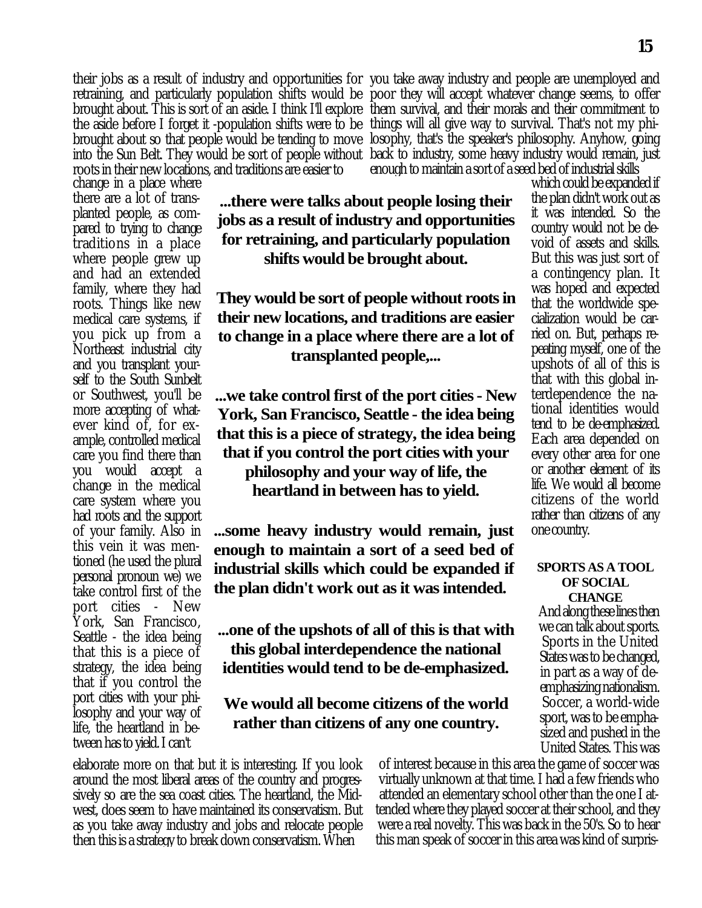their jobs as a result of industry and opportunities for retraining, and particularly population shifts would be brought about. This is sort of an aside. I think I'll explore the aside before I forget it -population shifts were to be brought about so that people would be tending to move into the Sun Belt. They would be sort of people without roots in their new locations, and traditions are easier to change in a place where there are a lot of transplanted people, as compared to trying to change traditions in a place where people grew up and had an extended family, where they had roots. Things like new medical care systems, if you pick up from a Northeast industrial city and you transplant yourself to the South Sunbelt or Southwest, you'll be more accepting of whatever kind of, for example, controlled medical care you find there than you would accept a change in the medical care system where you had roots and the support of your family. Also in this vein it was mentioned (he used the plural personal pronoun we) we take control first of the port cities - New York, San Francisco, Seattle - the idea being that this is a piece of strategy, the idea being that if you control the port cities with your philosophy and your way of life, the heartland in between has to yield. I can't elaborate more on that but it is interesting. If you look around the most liberal areas of the country and progressively so are the sea coast cities. The heartland, the Midwest, does seem to have maintained its conservatism. But as you take away industry and jobs and relocate people then this is a strategy to break down conservatism. When you take away industry and people are unemployed and poor they will accept whatever change seems, to offer them survival, and their morals and their commitment to things will all give way to survival. That's not my philosophy, that's the speaker's philosophy. Anyhow, going back to industry, some heavy industry would remain, just enough to maintain a sort of a seed bed of industrial skills which could be expanded if the plan didn't work out as it was intended. So the country would not be devoid of assets and skills. But this was just sort of a contingency plan. It was hoped and expected that the worldwide specialization would be carried on. But, perhaps repeating myself, one of the upshots of all of this is that with this global interdependence the national identities would tend to be de-emphasized. Each area depended on every other area for one or another element of its life. We would all become citizens of the world rather than citizens of any one country.

**...there were talks about people losing their jobs as a result of industry and opportunities for retraining, and particularly population shifts would be brought about.**

**They would be sort of people without roots in their new locations, and traditions are easier to change in a place where there are a lot of transplanted people,...**

**...we take control first of the port cities - New York, San Francisco, Seattle - the idea being that this is a piece of strategy, the idea being that if you control the port cities with your philosophy and your way of life, the heartland in between has to yield.**

**...some heavy industry would remain, just enough to maintain a sort of a seed bed of industrial skills which could be expanded if the plan didn't work out as it was intended.**

**...one of the upshots of all of this is that with this global interdependence the national identities would tend to be de-emphasized.**

**We would all become citizens of the world rather than citizens of any one country.**

### SPORTS AS A TOOL OF SOCIAL CHANGE

And along these lines then we can talk about sports. Sports in the United States was to be changed, in part as a way of de-emphasizing nationalism. Soccer, a world-wide sport, was to be emphasized and pushed in the United States. This was of interest because in this area the game of soccer was virtually unknown at that time. I had a few friends who attended an elementary school other than the one I attended where they played soccer at their school, and they were a real novelty. This was back in the 50's. So to hear this man speak of soccer in this area was kind of surpris-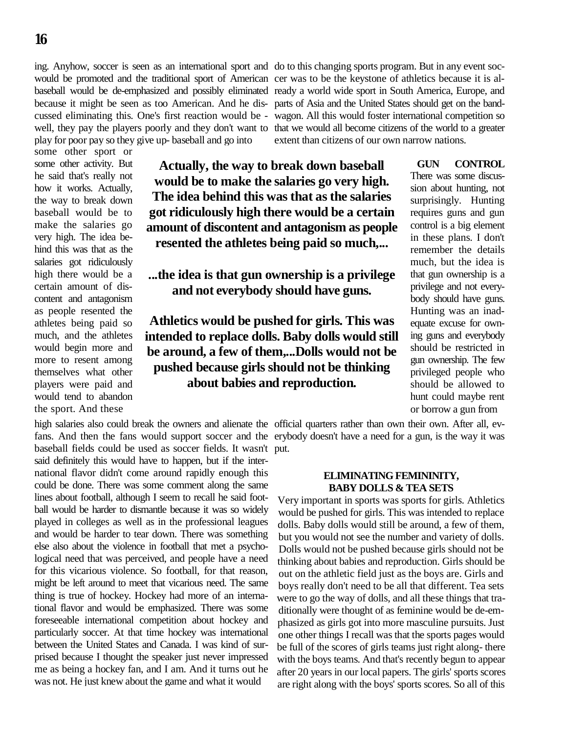ing. Anyhow, soccer is seen as an international sport and would be promoted and the traditional sport of American baseball would be de-emphasized and possibly eliminated because it might be seen as too American. And he discussed eliminating this. One's first reaction would be - well, they pay the players poorly and they don't want to play for poor pay so they give up- baseball and go into some other sport or some other activity. But he said that's really not how it works. Actually, the way to break down baseball would be to make the salaries go very high. The idea behind this was that as the salaries got ridiculously high there would be a certain amount of discontent and antagonism as people resented the athletes being paid so much, and the athletes would begin more and more to resent among themselves what other players were paid and would tend to abandon the sport. And these high salaries also could break the owners and alienate the fans. And then the fans would support soccer and the baseball fields could be used as soccer fields. It wasn't said definitely this would have to happen, but if the international flavor didn't come around rapidly enough this could be done. There was some comment along the same lines about football, although I seem to recall he said football would be harder to dismantle because it was so widely played in colleges as well as in the professional leagues and would be harder to tear down. There was something else also about the violence in football that met a psychological need that was perceived, and people have a need for this vicarious violence. So football, for that reason, might be left around to meet that vicarious need. The same thing is true of hockey. Hockey had more of an international flavor and would be emphasized. There was some foreseeable international competition about hockey and particularly soccer. At that time hockey was international between the United States and Canada. I was kind of surprised because I thought the speaker just never impressed me as being a hockey fan, and I am. And it turns out he was not. He just knew about the game and what it would do to this changing sports program. But in any event soccer was to be the keystone of athletics because it is already a world wide sport in South America, Europe, and parts of Asia and the United States should get on the bandwagon. All this would foster international competition so that we would all become citizens of the world to a greater extent than citizens of our own narrow nations.

**Actually, the way to break down baseball would be to make the salaries go very high. The idea behind this was that as the salaries got ridiculously high there would be a certain amount of discontent and antagonism as people resented the athletes being paid so much,...**

**...the idea is that gun ownership is a privilege and not everybody should have guns.**

**Athletics would be pushed for girls. This was intended to replace dolls. Baby dolls would still be around, a few of them,...Dolls would not be pushed because girls should not be thinking about babies and reproduction.**

**GUN CONTROL**

There was some discussion about hunting, not surprisingly. Hunting requires guns and gun control is a big element in these plans. I don't remember the details much, but the idea is that gun ownership is a privilege and not everybody should have guns. Hunting was an inadequate excuse for owning guns and everybody should be restricted in gun ownership. The few privileged people who should be allowed to hunt could maybe rent or borrow a gun from official quarters rather than own their own. After all, everybody doesn't have a need for a gun, is the way it was put.

**ELIMINATING FEMININITY, BABY DOLLS & TEA SETS**

Very important in sports was sports for girls. Athletics would be pushed for girls. This was intended to replace dolls. Baby dolls would still be around, a few of them, but you would not see the number and variety of dolls. Dolls would not be pushed because girls should not be thinking about babies and reproduction. Girls should be out on the athletic field just as the boys are. Girls and boys really don't need to be all that different. Tea sets were to go the way of dolls, and all these things that traditionally were thought of as feminine would be de-emphasized as girls got into more masculine pursuits. Just one other things I recall was that the sports pages would be full of the scores of girls teams just right along- there with the boys teams. And that's recently begun to appear after 20 years in our local papers. The girls' sports scores are right along with the boys' sports scores. So all of this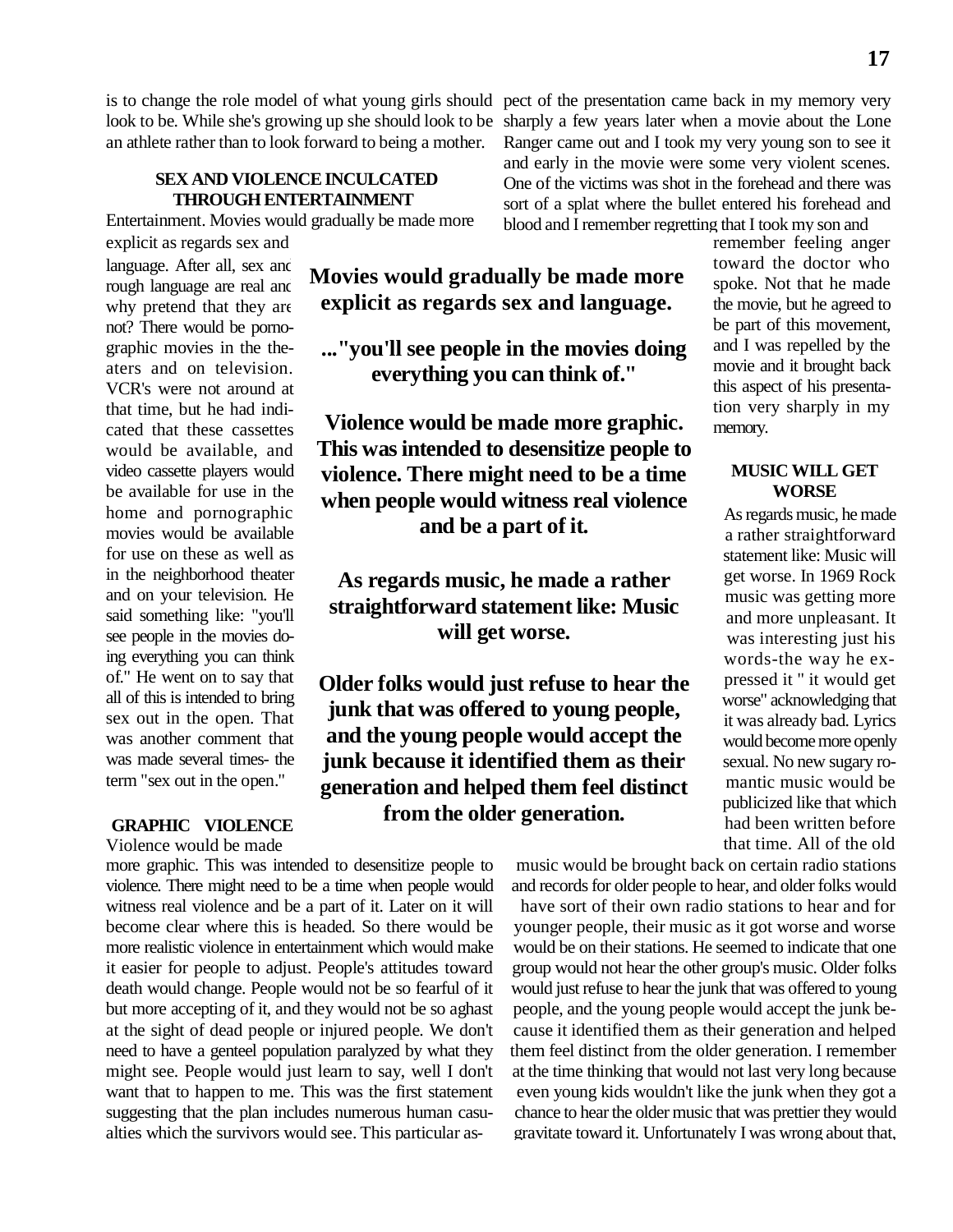is to change the role model of what young girls should look to be. While she's growing up she should look to be an athlete rather than to look forward to being a mother.

### SEX AND VIOLENCE INCULCATED THROUGH ENTERTAINMENT

Entertainment. Movies would gradually be made more explicit as regards sex and language. After all, sex and rough language are real and why pretend that they are not? There would be pornographic movies in the theaters and on television. VCR's were not around at that time, but he had indicated that these cassettes would be available, and video cassette players would be available for use in the home and pornographic movies would be available for use on these as well as in the neighborhood theater and on your television. He said something like: "you'll see people in the movies doing everything you can think of." He went on to say that all of this is intended to bring sex out in the open. That was another comment that was made several times- the term "sex out in the open."

**Movies would gradually be made more explicit as regards sex and language.**

**..."you'll see people in the movies doing everything you can think of."**

**Violence would be made more graphic. This was intended to desensitize people to violence. There might need to be a time when people would witness real violence and be a part of it.**

**As regards music, he made a rather straightforward statement like: Music will get worse.**

**Older folks would just refuse to hear the junk that was offered to young people, and the young people would accept the junk because it identified them as their generation and helped them feel distinct from the older generation.**

### GRAPHIC VIOLENCE

Violence would be made more graphic. This was intended to desensitize people to violence. There might need to be a time when people would witness real violence and be a part of it. Later on it will become clear where this is headed. So there would be more realistic violence in entertainment which would make it easier for people to adjust. People's attitudes toward death would change. People would not be so fearful of it but more accepting of it, and they would not be so aghast at the sight of dead people or injured people. We don't need to have a genteel population paralyzed by what they might see. People would just learn to say, well I don't want that to happen to me. This was the first statement suggesting that the plan includes numerous human casualties which the survivors would see. This particular aspect of the presentation came back in my memory very sharply a few years later when a movie about the Lone Ranger came out and I took my very young son to see it and early in the movie were some very violent scenes. One of the victims was shot in the forehead and there was sort of a splat where the bullet entered his forehead and blood and I remember regretting that I took my son and remember feeling anger toward the doctor who spoke. Not that he made the movie, but he agreed to be part of this movement, and I was repelled by the movie and it brought back this aspect of his presentation very sharply in my memory.

### MUSIC WILL GET WORSE

As regards music, he made a rather straightforward statement like: Music will get worse. In 1969 Rock music was getting more and more unpleasant. It was interesting just his words-the way he expressed it " it would get worse" acknowledging that it was already bad. Lyrics would become more openly sexual. No new sugary romantic music would be publicized like that which had been written before that time. All of the old music would be brought back on certain radio stations and records for older people to hear, and older folks would have sort of their own radio stations to hear and for younger people, their music as it got worse and worse would be on their stations. He seemed to indicate that one group would not hear the other group's music. Older folks would just refuse to hear the junk that was offered to young people, and the young people would accept the junk because it identified them as their generation and helped them feel distinct from the older generation. I remember at the time thinking that would not last very long because even young kids wouldn't like the junk when they got a chance to hear the older music that was prettier they would gravitate toward it. Unfortunately I was wrong about that,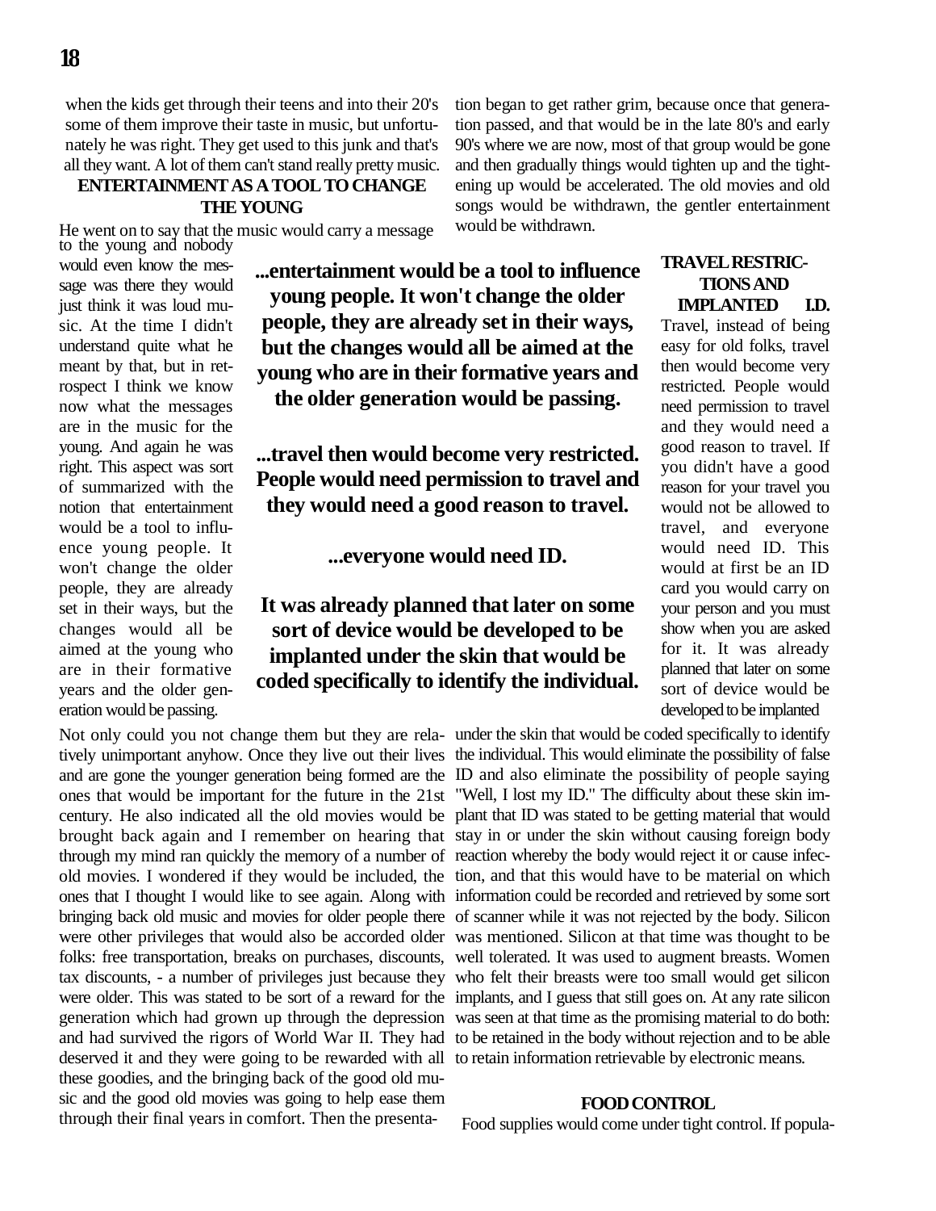when the kids get through their teens and into their 20's some of them improve their taste in music, but unfortunately he was right. They get used to this junk and that's all they want. A lot of them can't stand really pretty music.

### ENTERTAINMENT AS A TOOL TO CHANGE THE YOUNG

He went on to say that the music would carry a message to the young and nobody would even know the message was there they would just think it was loud music. At the time I didn't understand quite what he meant by that, but in retrospect I think we know now what the messages are in the music for the young. And again he was right. This aspect was sort of summarized with the notion that entertainment would be a tool to influence young people. It won't change the older people, they are already set in their ways, but the changes would all be aimed at the young who are in their formative years and the older generation would be passing.

**...entertainment would be a tool to influence young people. It won't change the older people, they are already set in their ways, but the changes would all be aimed at the young who are in their formative years and the older generation would be passing.**

**...travel then would become very restricted. People would need permission to travel and they would need a good reason to travel.**

**...everyone would need ID.**

**It was already planned that later on some sort of device would be developed to be implanted under the skin that would be coded specifically to identify the individual.**

Not only could you not change them but they are relatively unimportant anyhow. Once they live out their lives and are gone the younger generation being formed are the ones that would be important for the future in the 21st century. He also indicated all the old movies would be brought back again and I remember on hearing that through my mind ran quickly the memory of a number of old movies. I wondered if they would be included, the ones that I thought I would like to see again. Along with bringing back old music and movies for older people there were other privileges that would also be accorded older folks: free transportation, breaks on purchases, discounts, tax discounts, - a number of privileges just because they were older. This was stated to be sort of a reward for the generation which had grown up through the depression and had survived the rigors of World War II. They had deserved it and they were going to be rewarded with all these goodies, and the bringing back of the good old music and the good old movies was going to help ease them through their final years in comfort. Then the presentation began to get rather grim, because once that generation passed, and that would be in the late 80's and early 90's where we are now, most of that group would be gone and then gradually things would tighten up and the tightening up would be accelerated. The old movies and old songs would be withdrawn, the gentler entertainment would be withdrawn.

### TRAVEL RESTRICTIONS AND IMPLANTED I.D.

Travel, instead of being easy for old folks, travel then would become very restricted. People would need permission to travel and they would need a good reason to travel. If you didn't have a good reason for your travel you would not be allowed to travel, and everyone would need ID. This would at first be an ID card you would carry on your person and you must show when you are asked for it. It was already planned that later on some sort of device would be developed to be implanted under the skin that would be coded specifically to identify the individual. This would eliminate the possibility of false ID and also eliminate the possibility of people saying "Well, I lost my ID." The difficulty about these skin implant that ID was stated to be getting material that would stay in or under the skin without causing foreign body reaction whereby the body would reject it or cause infection, and that this would have to be material on which information could be recorded and retrieved by some sort of scanner while it was not rejected by the body. Silicon was mentioned. Silicon at that time was thought to be well tolerated. It was used to augment breasts. Women who felt their breasts were too small would get silicon implants, and I guess that still goes on. At any rate silicon was seen at that time as the promising material to do both: to be retained in the body without rejection and to be able to retain information retrievable by electronic means.

### FOOD CONTROL

Food supplies would come under tight control. If popula-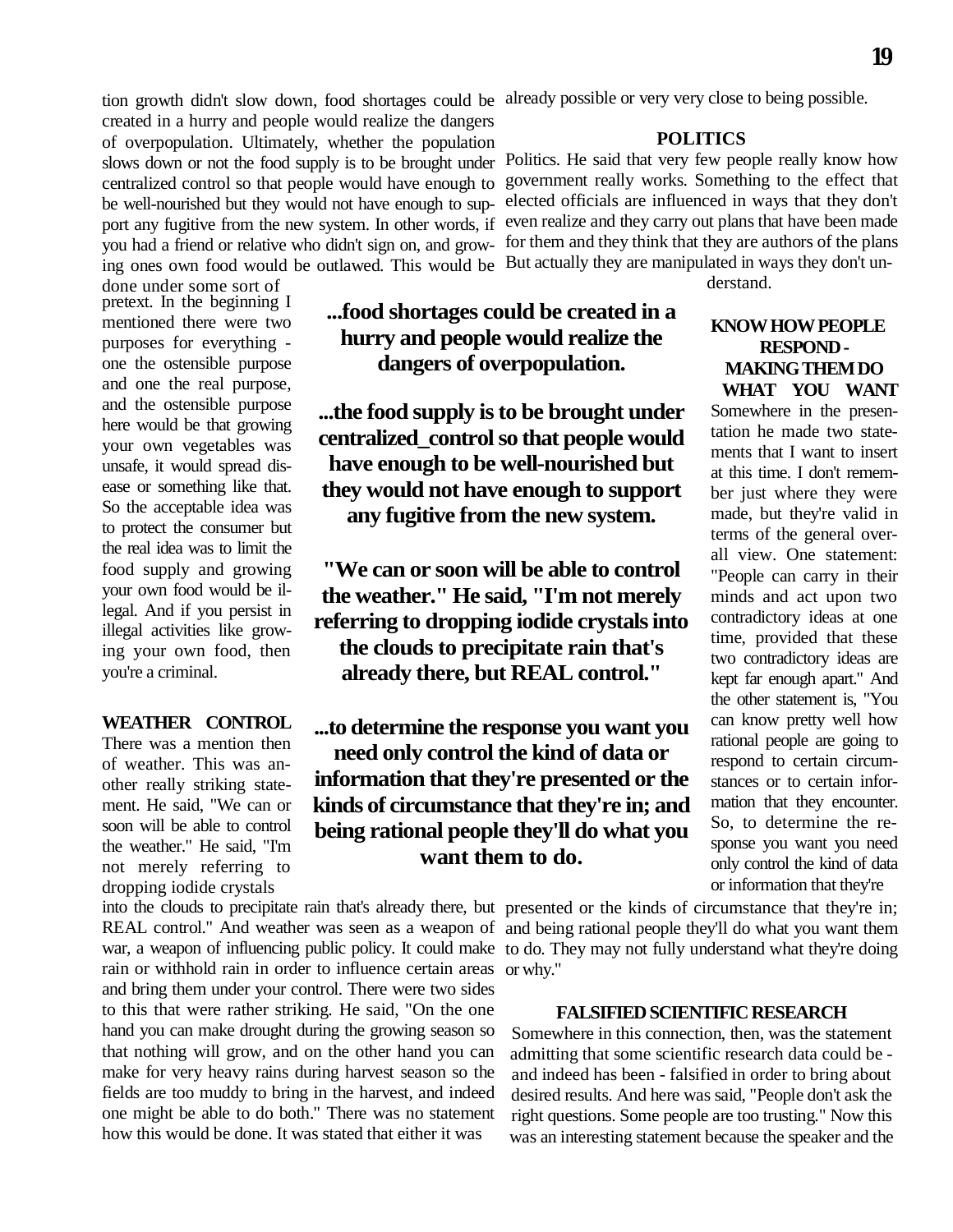tion growth didn't slow down, food shortages could be created in a hurry and people would realize the dangers of overpopulation. Ultimately, whether the population slows down or not the food supply is to be brought under centralized control so that people would have enough to be well-nourished but they would not have enough to support any fugitive from the new system. In other words, if you had a friend or relative who didn't sign on, and growing ones own food would be outlawed. This would be done under some sort of pretext. In the beginning I mentioned there were two purposes for everything - one the ostensible purpose and one the real purpose, and the ostensible purpose here would be that growing your own vegetables was unsafe, it would spread disease or something like that. So the acceptable idea was to protect the consumer but the real idea was to limit the food supply and growing your own food would be illegal. And if you persist in illegal activities like growing your own food, then you're a criminal.

**...food shortages could be created in a hurry and people would realize the dangers of overpopulation.**

**...the food supply is to be brought under centralized_control so that people would have enough to be well-nourished but they would not have enough to support any fugitive from the new system.**

**"We can or soon will be able to control the weather." He said, "I'm not merely referring to dropping iodide crystals into the clouds to precipitate rain that's already there, but REAL control."**

**...to determine the response you want you need only control the kind of data or information that they're presented or the kinds of circumstance that they're in; and being rational people they'll do what you want them to do.**

## WEATHER CONTROL

There was a mention then of weather. This was another really striking statement. He said, "We can or soon will be able to control the weather." He said, "I'm not merely referring to dropping iodide crystals into the clouds to precipitate rain that's already there, but REAL control." And weather was seen as a weapon of war, a weapon of influencing public policy. It could make rain or withhold rain in order to influence certain areas and bring them under your control. There were two sides to this that were rather striking. He said, "On the one hand you can make drought during the growing season so that nothing will grow, and on the other hand you can make for very heavy rains during harvest season so the fields are too muddy to bring in the harvest, and indeed one might be able to do both." There was no statement how this would be done. It was stated that either it was already possible or very very close to being possible.

## POLITICS

Politics. He said that very few people really know how government really works. Something to the effect that elected officials are influenced in ways that they don't even realize and they carry out plans that have been made for them and they think that they are authors of the plans But actually they are manipulated in ways they don't understand.

## KNOW HOW PEOPLE RESPOND - MAKING THEM DO WHAT YOU WANT

Somewhere in the presentation he made two statements that I want to insert at this time. I don't remember just where they were made, but they're valid in terms of the general overall view. One statement: "People can carry in their minds and act upon two contradictory ideas at one time, provided that these two contradictory ideas are kept far enough apart." And the other statement is, "You can know pretty well how rational people are going to respond to certain circumstances or to certain information that they encounter. So, to determine the response you want you need only control the kind of data or information that they're presented or the kinds of circumstance that they're in; and being rational people they'll do what you want them to do. They may not fully understand what they're doing or why."

## FALSIFIED SCIENTIFIC RESEARCH

Somewhere in this connection, then, was the statement admitting that some scientific research data could be - and indeed has been - falsified in order to bring about desired results. And here was said, "People don't ask the right questions. Some people are too trusting." Now this was an interesting statement because the speaker and the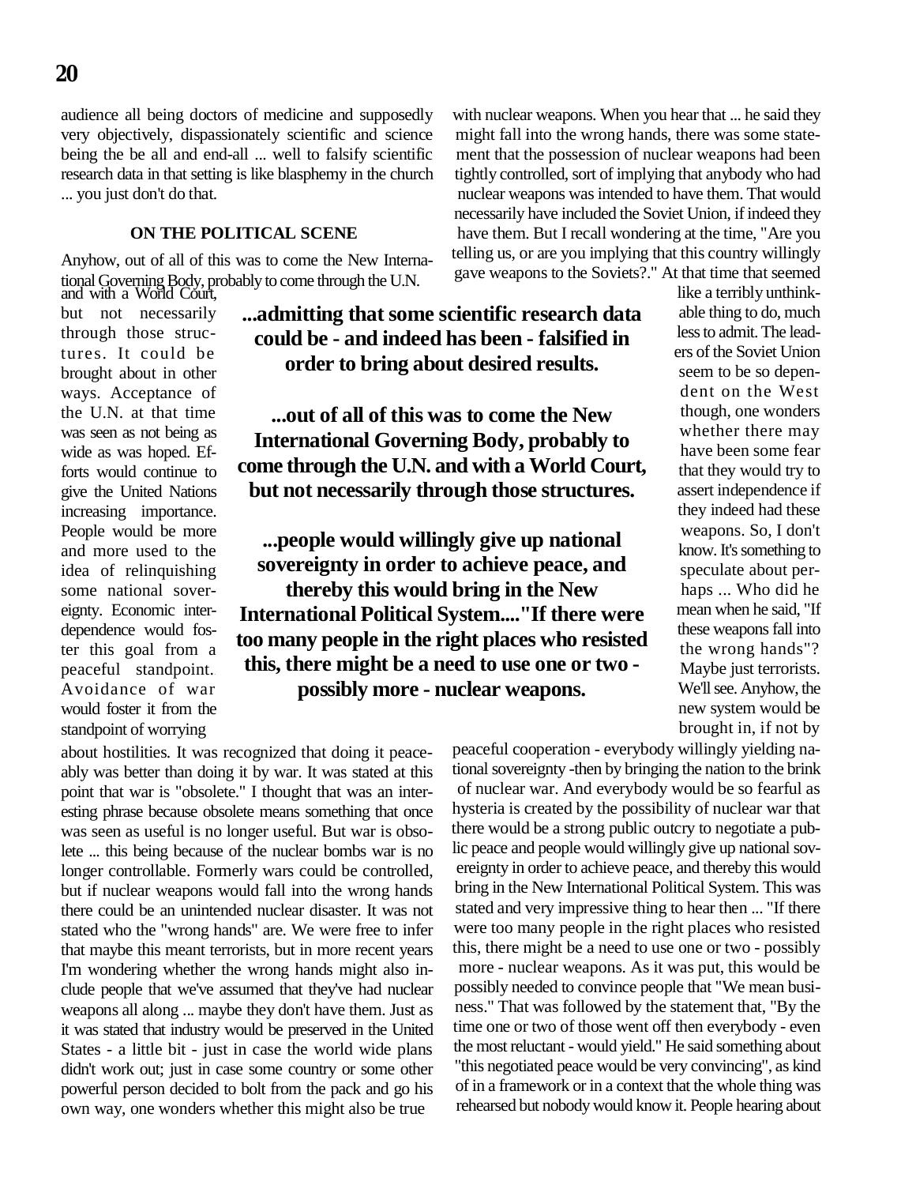audience all being doctors of medicine and supposedly very objectively, dispassionately scientific and science being the be all and end-all ... well to falsify scientific research data in that setting is like blasphemy in the church ... you just don't do that.

### ON THE POLITICAL SCENE

Anyhow, out of all of this was to come the New International Governing Body, probably to come through the U.N. and with a World Court, but not necessarily through those structures. It could be brought about in other ways. Acceptance of the U.N. at that time was seen as not being as wide as was hoped. Efforts would continue to give the United Nations increasing importance. People would be more and more used to the idea of relinquishing some national sovereignty. Economic interdependence would foster this goal from a peaceful standpoint. Avoidance of war would foster it from the standpoint of worrying about hostilities. It was recognized that doing it peaceably was better than doing it by war. It was stated at this point that war is "obsolete." I thought that was an interesting phrase because obsolete means something that once was seen as useful is no longer useful. But war is obsolete ... this being because of the nuclear bombs war is no longer controllable. Formerly wars could be controlled, but if nuclear weapons would fall into the wrong hands there could be an unintended nuclear disaster. It was not stated who the "wrong hands" are. We were free to infer that maybe this meant terrorists, but in more recent years I'm wondering whether the wrong hands might also include people that we've assumed that they've had nuclear weapons all along ... maybe they don't have them. Just as it was stated that industry would be preserved in the United States - a little bit - just in case the world wide plans didn't work out; just in case some country or some other powerful person decided to bolt from the pack and go his own way, one wonders whether this might also be true with nuclear weapons. When you hear that ... he said they might fall into the wrong hands, there was some statement that the possession of nuclear weapons had been tightly controlled, sort of implying that anybody who had nuclear weapons was intended to have them. That would necessarily have included the Soviet Union, if indeed they have them. But I recall wondering at the time, "Are you telling us, or are you implying that this country willingly gave weapons to the Soviets?." At that time that seemed like a terribly unthinkable thing to do, much less to admit. The leaders of the Soviet Union seem to be so dependent on the West though, one wonders whether there may have been some fear that they would try to assert independence if they indeed had these weapons. So, I don't know. It's something to speculate about perhaps ... Who did he mean when he said, "If these weapons fall into the wrong hands"? Maybe just terrorists. We'll see. Anyhow, the new system would be brought in, if not by peaceful cooperation - everybody willingly yielding national sovereignty -then by bringing the nation to the brink of nuclear war. And everybody would be so fearful as hysteria is created by the possibility of nuclear war that there would be a strong public outcry to negotiate a public peace and people would willingly give up national sovereignty in order to achieve peace, and thereby this would bring in the New International Political System. This was stated and very impressive thing to hear then ... "If there were too many people in the right places who resisted this, there might be a need to use one or two - possibly more - nuclear weapons. As it was put, this would be possibly needed to convince people that "We mean business." That was followed by the statement that, "By the time one or two of those went off then everybody - even the most reluctant - would yield." He said something about "this negotiated peace would be very convincing", as kind of in a framework or in a context that the whole thing was rehearsed but nobody would know it. People hearing about

**...admitting that some scientific research data could be - and indeed has been - falsified in order to bring about desired results.**

**...out of all of this was to come the New International Governing Body, probably to come through the U.N. and with a World Court, but not necessarily through those structures.**

**...people would willingly give up national sovereignty in order to achieve peace, and thereby this would bring in the New International Political System...."If there were too many people in the right places who resisted this, there might be a need to use one or two - possibly more - nuclear weapons.**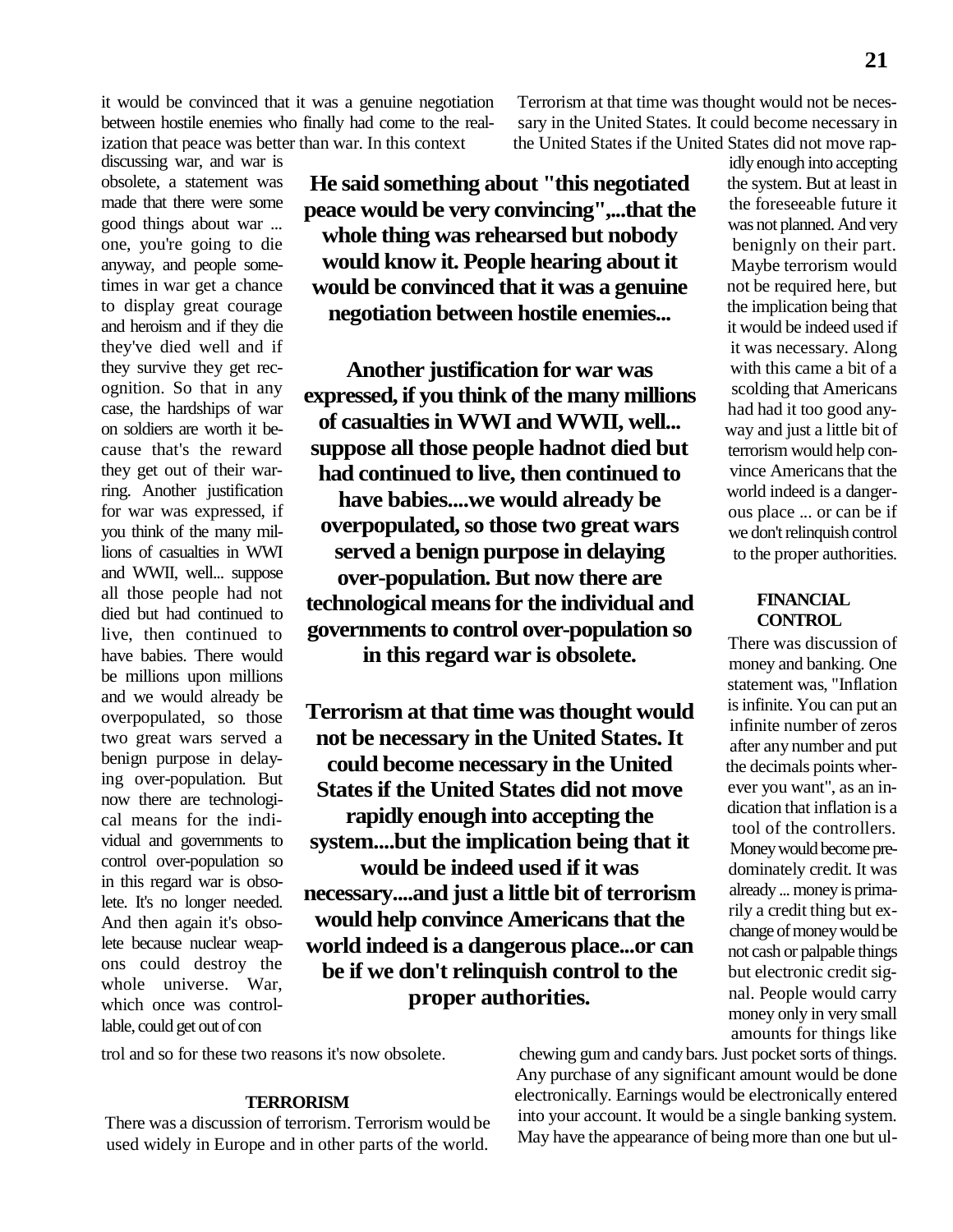it would be convinced that it was a genuine negotiation between hostile enemies who finally had come to the realization that peace was better than war. In this context discussing war, and war is obsolete, a statement was made that there were some good things about war ... one, you're going to die anyway, and people sometimes in war get a chance to display great courage and heroism and if they die they've died well and if they survive they get recognition. So that in any case, the hardships of war on soldiers are worth it because that's the reward they get out of their warring. Another justification for war was expressed, if you think of the many millions of casualties in WWI and WWII, well... suppose all those people had not died but had continued to live, then continued to have babies. There would be millions upon millions and we would already be overpopulated, so those two great wars served a benign purpose in delaying over-population. But now there are technological means for the individual and governments to control over-population so in this regard war is obsolete. It's no longer needed. And then again it's obsolete because nuclear weapons could destroy the whole universe. War, which once was controllable, could get out of control and so for these two reasons it's now obsolete.

> **He said something about "this negotiated peace would be very convincing",...that the whole thing was rehearsed but nobody would know it. People hearing about it would be convinced that it was a genuine negotiation between hostile enemies...**
>
> **Another justification for war was expressed, if you think of the many millions of casualties in WWI and WWII, well... suppose all those people hadnot died but had continued to live, then continued to have babies....we would already be overpopulated, so those two great wars served a benign purpose in delaying over-population. But now there are technological means for the individual and governments to control over-population so in this regard war is obsolete.**
>
> **Terrorism at that time was thought would not be necessary in the United States. It could become necessary in the United States if the United States did not move rapidly enough into accepting the system....but the implication being that it would be indeed used if it was necessary....and just a little bit of terrorism would help convince Americans that the world indeed is a dangerous place...or can be if we don't relinquish control to the proper authorities.**

### TERRORISM

There was a discussion of terrorism. Terrorism would be used widely in Europe and in other parts of the world. Terrorism at that time was thought would not be necessary in the United States. It could become necessary in the United States if the United States did not move rapidly enough into accepting the system. But at least in the foreseeable future it was not planned. And very benignly on their part. Maybe terrorism would not be required here, but the implication being that it would be indeed used if it was necessary. Along with this came a bit of a scolding that Americans had had it too good anyway and just a little bit of terrorism would help convince Americans that the world indeed is a dangerous place ... or can be if we don't relinquish control to the proper authorities.

### FINANCIAL CONTROL

There was discussion of money and banking. One statement was, "Inflation is infinite. You can put an infinite number of zeros after any number and put the decimals points wherever you want", as an indication that inflation is a tool of the controllers. Money would become predominately credit. It was already ... money is primarily a credit thing but exchange of money would be not cash or palpable things but electronic credit signal. People would carry money only in very small amounts for things like chewing gum and candy bars. Just pocket sorts of things. Any purchase of any significant amount would be done electronically. Earnings would be electronically entered into your account. It would be a single banking system. May have the appearance of being more than one but ul-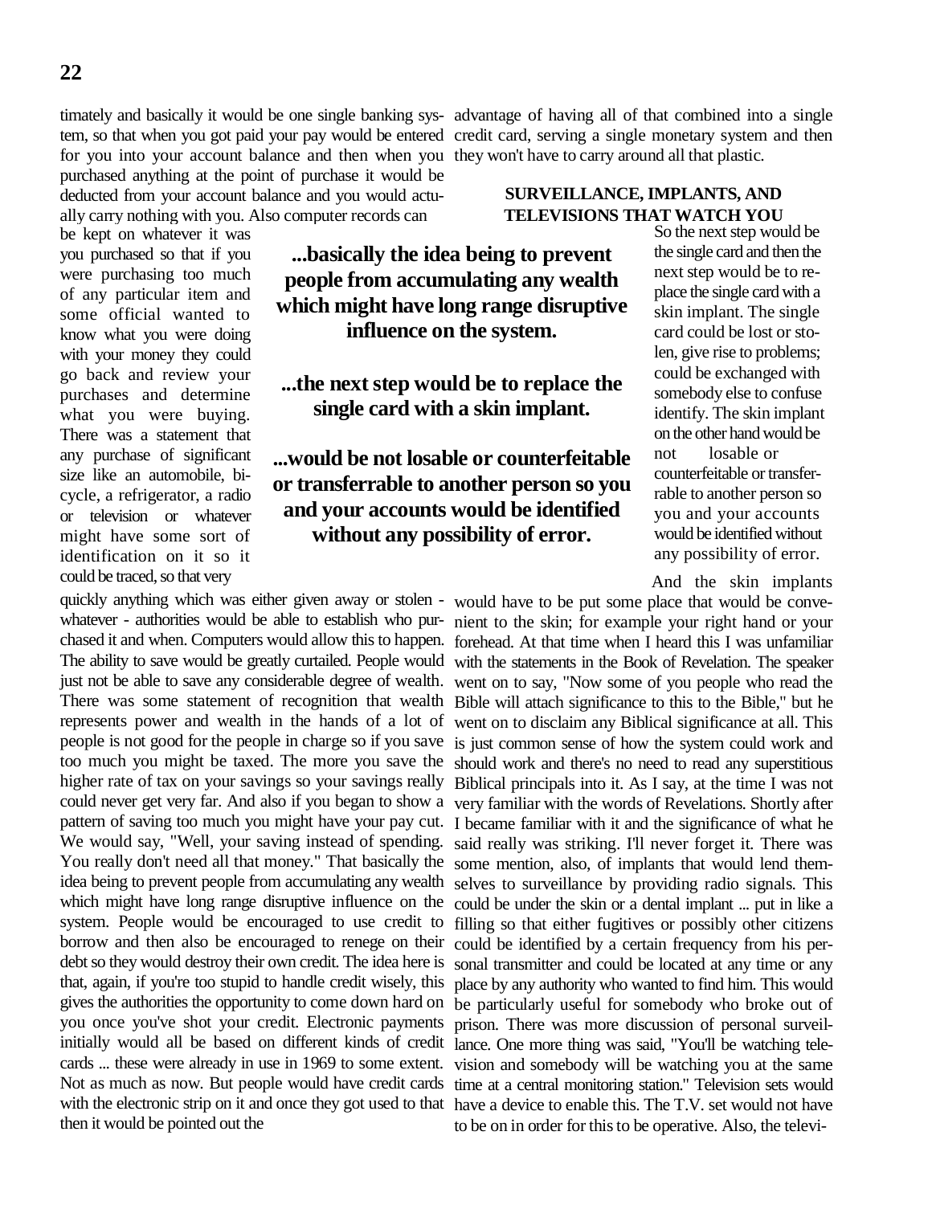timately and basically it would be one single banking system, so that when you got paid your pay would be entered for you into your account balance and then when you purchased anything at the point of purchase it would be deducted from your account balance and you would actually carry nothing with you. Also computer records can be kept on whatever it was you purchased so that if you were purchasing too much of any particular item and some official wanted to know what you were doing with your money they could go back and review your purchases and determine what you were buying. There was a statement that any purchase of significant size like an automobile, bicycle, a refrigerator, a radio or television or whatever might have some sort of identification on it so it could be traced, so that very quickly anything which was either given away or stolen - whatever - authorities would be able to establish who purchased it and when. Computers would allow this to happen. The ability to save would be greatly curtailed. People would just not be able to save any considerable degree of wealth. There was some statement of recognition that wealth represents power and wealth in the hands of a lot of people is not good for the people in charge so if you save too much you might be taxed. The more you save the higher rate of tax on your savings so your savings really could never get very far. And also if you began to show a pattern of saving too much you might have your pay cut. We would say, "Well, your saving instead of spending. You really don't need all that money." That basically the idea being to prevent people from accumulating any wealth which might have long range disruptive influence on the system. People would be encouraged to use credit to borrow and then also be encouraged to renege on their debt so they would destroy their own credit. The idea here is that, again, if you're too stupid to handle credit wisely, this gives the authorities the opportunity to come down hard on you once you've shot your credit. Electronic payments initially would all be based on different kinds of credit cards ... these were already in use in 1969 to some extent. Not as much as now. But people would have credit cards with the electronic strip on it and once they got used to that then it would be pointed out the advantage of having all of that combined into a single credit card, serving a single monetary system and then they won't have to carry around all that plastic.

**...basically the idea being to prevent people from accumulating any wealth which might have long range disruptive influence on the system.**

**...the next step would be to replace the single card with a skin implant.**

**...would be not losable or counterfeitable or transferrable to another person so you and your accounts would be identified without any possibility of error.**

## SURVEILLANCE, IMPLANTS, AND TELEVISIONS THAT WATCH YOU

So the next step would be the single card and then the next step would be to replace the single card with a skin implant. The single card could be lost or stolen, give rise to problems; could be exchanged with somebody else to confuse identify. The skin implant on the other hand would be not losable or counterfeitable or transferrable to another person so you and your accounts would be identified without any possibility of error.

And the skin implants would have to be put some place that would be convenient to the skin; for example your right hand or your forehead. At that time when I heard this I was unfamiliar with the statements in the Book of Revelation. The speaker went on to say, "Now some of you people who read the Bible will attach significance to this to the Bible," but he went on to disclaim any Biblical significance at all. This is just common sense of how the system could work and should work and there's no need to read any superstitious Biblical principals into it. As I say, at the time I was not very familiar with the words of Revelations. Shortly after I became familiar with it and the significance of what he said really was striking. I'll never forget it. There was some mention, also, of implants that would lend themselves to surveillance by providing radio signals. This could be under the skin or a dental implant ... put in like a filling so that either fugitives or possibly other citizens could be identified by a certain frequency from his personal transmitter and could be located at any time or any place by any authority who wanted to find him. This would be particularly useful for somebody who broke out of prison. There was more discussion of personal surveillance. One more thing was said, "You'll be watching television and somebody will be watching you at the same time at a central monitoring station." Television sets would have a device to enable this. The T.V. set would not have to be on in order for this to be operative. Also, the televi-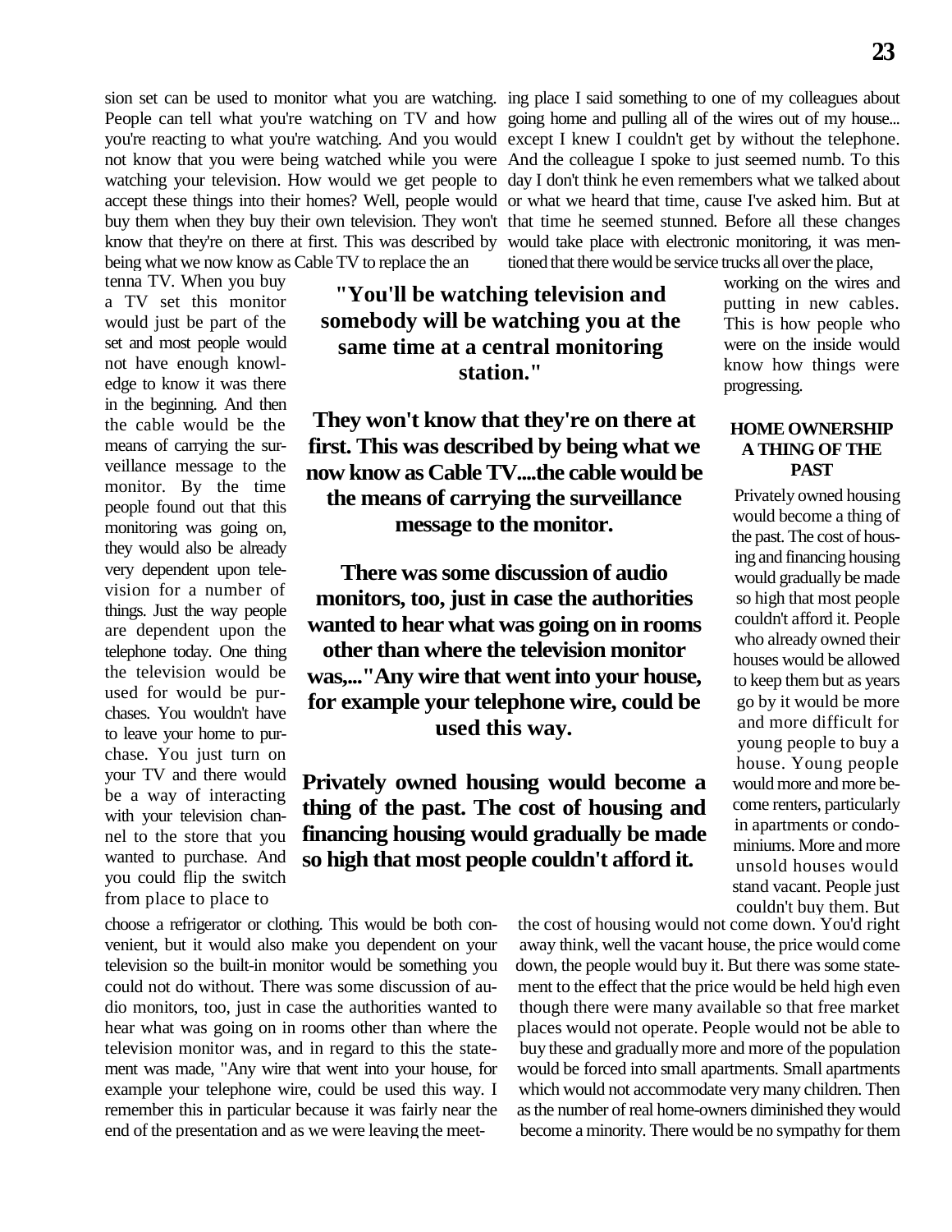sion set can be used to monitor what you are watching. People can tell what you're watching on TV and how you're reacting to what you're watching. And you would not know that you were being watched while you were watching your television. How would we get people to accept these things into their homes? Well, people would buy them when they buy their own television. They won't know that they're on there at first. This was described by being what we now know as Cable TV to replace the antenna TV. When you buy a TV set this monitor would just be part of the set and most people would not have enough knowledge to know it was there in the beginning. And then the cable would be the means of carrying the surveillance message to the monitor. By the time people found out that this monitoring was going on, they would also be already very dependent upon television for a number of things. Just the way people are dependent upon the telephone today. One thing the television would be used for would be purchases. You wouldn't have to leave your home to purchase. You just turn on your TV and there would be a way of interacting with your television channel to the store that you wanted to purchase. And you could flip the switch from place to place to choose a refrigerator or clothing. This would be both convenient, but it would also make you dependent on your television so the built-in monitor would be something you could not do without. There was some discussion of audio monitors, too, just in case the authorities wanted to hear what was going on in rooms other than where the television monitor was, and in regard to this the statement was made, "Any wire that went into your house, for example your telephone wire, could be used this way. I remember this in particular because it was fairly near the end of the presentation and as we were leaving the meeting place I said something to one of my colleagues about going home and pulling all of the wires out of my house... except I knew I couldn't get by without the telephone. And the colleague I spoke to just seemed numb. To this day I don't think he even remembers what we talked about or what we heard that time, cause I've asked him. But at that time he seemed stunned. Before all these changes would take place with electronic monitoring, it was mentioned that there would be service trucks all over the place, working on the wires and putting in new cables. This is how people who were on the inside would know how things were progressing.

**"You'll be watching television and somebody will be watching you at the same time at a central monitoring station."**

**They won't know that they're on there at first. This was described by being what we now know as Cable TV....the cable would be the means of carrying the surveillance message to the monitor.**

**There was some discussion of audio monitors, too, just in case the authorities wanted to hear what was going on in rooms other than where the television monitor was,..."Any wire that went into your house, for example your telephone wire, could be used this way.**

**Privately owned housing would become a thing of the past. The cost of housing and financing housing would gradually be made so high that most people couldn't afford it.**

### HOME OWNERSHIP A THING OF THE PAST

Privately owned housing would become a thing of the past. The cost of housing and financing housing would gradually be made so high that most people couldn't afford it. People who already owned their houses would be allowed to keep them but as years go by it would be more and more difficult for young people to buy a house. Young people would more and more become renters, particularly in apartments or condominiums. More and more unsold houses would stand vacant. People just couldn't buy them. But the cost of housing would not come down. You'd right away think, well the vacant house, the price would come down, the people would buy it. But there was some statement to the effect that the price would be held high even though there were many available so that free market places would not operate. People would not be able to buy these and gradually more and more of the population would be forced into small apartments. Small apartments which would not accommodate very many children. Then as the number of real home-owners diminished they would become a minority. There would be no sympathy for them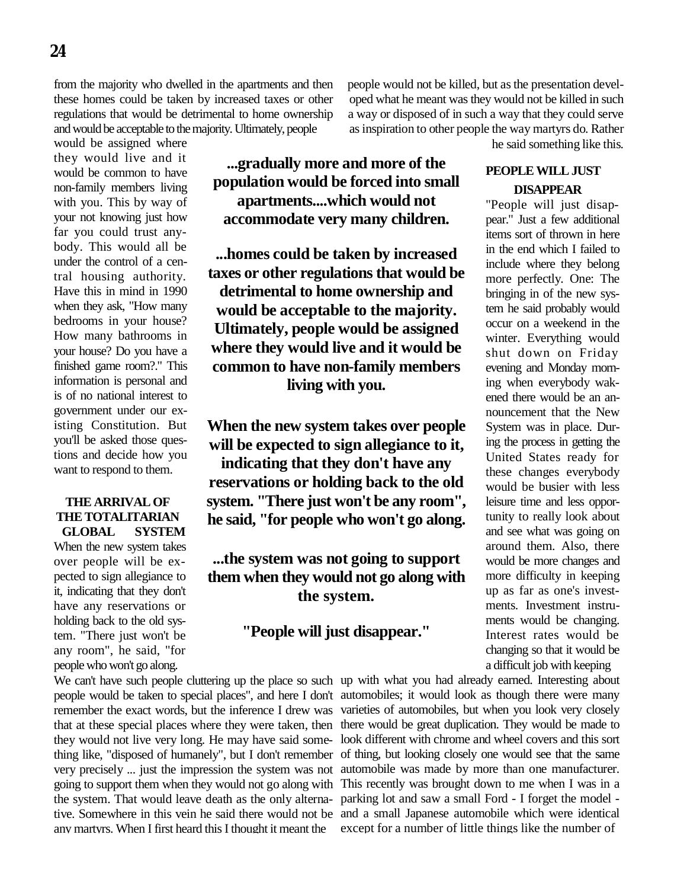from the majority who dwelled in the apartments and then these homes could be taken by increased taxes or other regulations that would be detrimental to home ownership and would be acceptable to the majority. Ultimately, people would be assigned where they would live and it would be common to have non-family members living with you. This by way of your not knowing just how far you could trust anybody. This would all be under the control of a central housing authority. Have this in mind in 1990 when they ask, "How many bedrooms in your house? How many bathrooms in your house? Do you have a finished game room?." This information is personal and is of no national interest to government under our existing Constitution. But you'll be asked those questions and decide how you want to respond to them.

**...gradually more and more of the population would be forced into small apartments....which would not accommodate very many children.**

**...homes could be taken by increased taxes or other regulations that would be detrimental to home ownership and would be acceptable to the majority. Ultimately, people would be assigned where they would live and it would be common to have non-family members living with you.**

**When the new system takes over people will be expected to sign allegiance to it, indicating that they don't have any reservations or holding back to the old system. "There just won't be any room", he said, "for people who won't go along.**

**...the system was not going to support them when they would not go along with the system.**

**"People will just disappear."**

### THE ARRIVAL OF THE TOTALITARIAN GLOBAL SYSTEM

When the new system takes over people will be expected to sign allegiance to it, indicating that they don't have any reservations or holding back to the old system. "There just won't be any room", he said, "for people who won't go along. We can't have such people cluttering up the place so such people would be taken to special places", and here I don't remember the exact words, but the inference I drew was that at these special places where they were taken, then they would not live very long. He may have said something like, "disposed of humanely", but I don't remember very precisely ... just the impression the system was not going to support them when they would not go along with the system. That would leave death as the only alternative. Somewhere in this vein he said there would not be any martyrs. When I first heard this I thought it meant the people would not be killed, but as the presentation developed what he meant was they would not be killed in such a way or disposed of in such a way that they could serve as inspiration to other people the way martyrs do. Rather he said something like this.

### PEOPLE WILL JUST DISAPPEAR

"People will just disappear." Just a few additional items sort of thrown in here in the end which I failed to include where they belong more perfectly. One: The bringing in of the new system he said probably would occur on a weekend in the winter. Everything would shut down on Friday evening and Monday morning when everybody wakened there would be an announcement that the New System was in place. During the process in getting the United States ready for these changes everybody would be busier with less leisure time and less opportunity to really look about and see what was going on around them. Also, there would be more changes and more difficulty in keeping up as far as one's investments. Investment instruments would be changing. Interest rates would be changing so that it would be a difficult job with keeping up with what you had already earned. Interesting about automobiles; it would look as though there were many varieties of automobiles, but when you look very closely there would be great duplication. They would be made to look different with chrome and wheel covers and this sort of thing, but looking closely one would see that the same automobile was made by more than one manufacturer. This recently was brought down to me when I was in a parking lot and saw a small Ford - I forget the model - and a small Japanese automobile which were identical except for a number of little things like the number of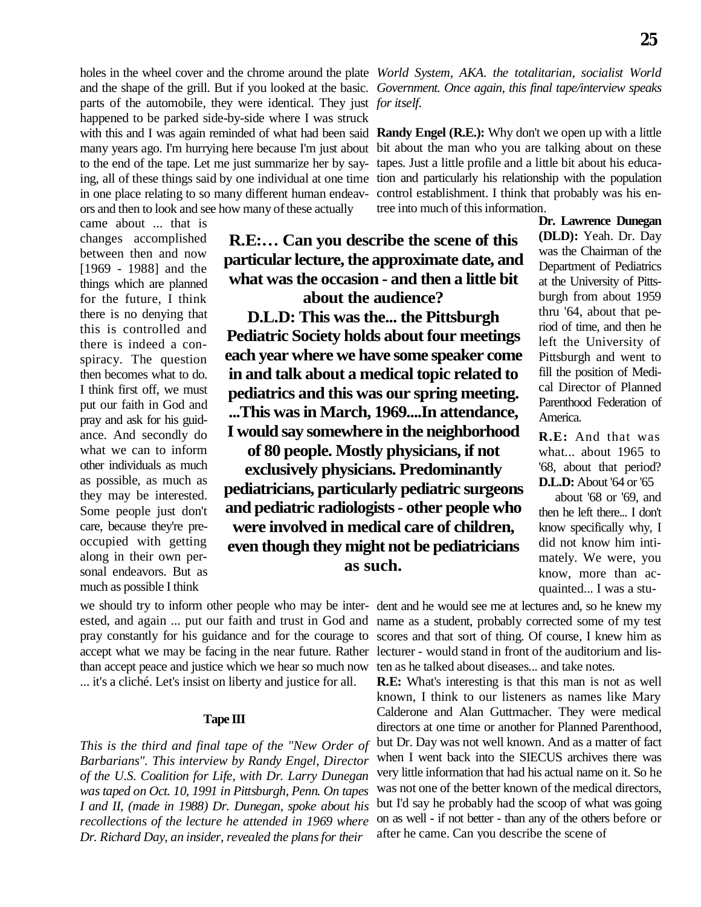holes in the wheel cover and the chrome around the plate and the shape of the grill. But if you looked at the basic. parts of the automobile, they were identical. They just happened to be parked side-by-side where I was struck with this and I was again reminded of what had been said many years ago. I'm hurrying here because I'm just about to the end of the tape. Let me just summarize her by saying, all of these things said by one individual at one time in one place relating to so many different human endeavors and then to look and see how many of these actually came about ... that is changes accomplished between then and now [1969 - 1988] and the things which are planned for the future, I think there is no denying that this is controlled and there is indeed a conspiracy. The question then becomes what to do. I think first off, we must put our faith in God and pray and ask for his guidance. And secondly do what we can to inform other individuals as much as possible, as much as they may be interested. Some people just don't care, because they're preoccupied with getting along in their own personal endeavors. But as much as possible I think we should try to inform other people who may be interested, and again ... put our faith and trust in God and pray constantly for his guidance and for the courage to accept what we may be facing in the near future. Rather than accept peace and justice which we hear so much now ... it's a cliché. Let's insist on liberty and justice for all.

### Tape III

*This is the third and final tape of the "New Order of Barbarians". This interview by Randy Engel, Director of the U.S. Coalition for Life, with Dr. Larry Dunegan was taped on Oct. 10, 1991 in Pittsburgh, Penn. On tapes I and II, (made in 1988) Dr. Dunegan, spoke about his recollections of the lecture he attended in 1969 where Dr. Richard Day, an insider, revealed the plans for their World System, AKA. the totalitarian, socialist World Government. Once again, this final tape/interview speaks for itself.*

**Randy Engel (R.E.):** Why don't we open up with a little bit about the man who you are talking about on these tapes. Just a little profile and a little bit about his education and particularly his relationship with the population control establishment. I think that probably was his entree into much of this information.

**Dr. Lawrence Dunegan (DLD):** Yeah. Dr. Day was the Chairman of the Department of Pediatrics at the University of Pittsburgh from about 1959 thru '64, about that period of time, and then he left the University of Pittsburgh and went to fill the position of Medical Director of Planned Parenthood Federation of America.

**R.E:** And that was what... about 1965 to '68, about that period?

**D.L.D:** About '64 or '65 about '68 or '69, and then he left there... I don't know specifically why, I did not know him intimately. We were, you know, more than acquainted... I was a student and he would see me at lectures and, so he knew my name as a student, probably corrected some of my test scores and that sort of thing. Of course, I knew him as lecturer - would stand in front of the auditorium and listen as he talked about diseases... and take notes.

**R.E:** What's interesting is that this man is not as well known, I think to our listeners as names like Mary Calderone and Alan Guttmacher. They were medical directors at one time or another for Planned Parenthood, but Dr. Day was not well known. And as a matter of fact when I went back into the SIECUS archives there was very little information that had his actual name on it. So he was not one of the better known of the medical directors, but I'd say he probably had the scoop of what was going on as well - if not better - than any of the others before or after he came. Can you describe the scene of

**R.E:… Can you describe the scene of this particular lecture, the approximate date, and what was the occasion - and then a little bit about the audience?**

**D.L.D: This was the... the Pittsburgh Pediatric Society holds about four meetings each year where we have some speaker come in and talk about a medical topic related to pediatrics and this was our spring meeting. ...This was in March, 1969....In attendance, I would say somewhere in the neighborhood of 80 people. Mostly physicians, if not exclusively physicians. Predominantly pediatricians, particularly pediatric surgeons and pediatric radiologists - other people who were involved in medical care of children, even though they might not be pediatricians as such.**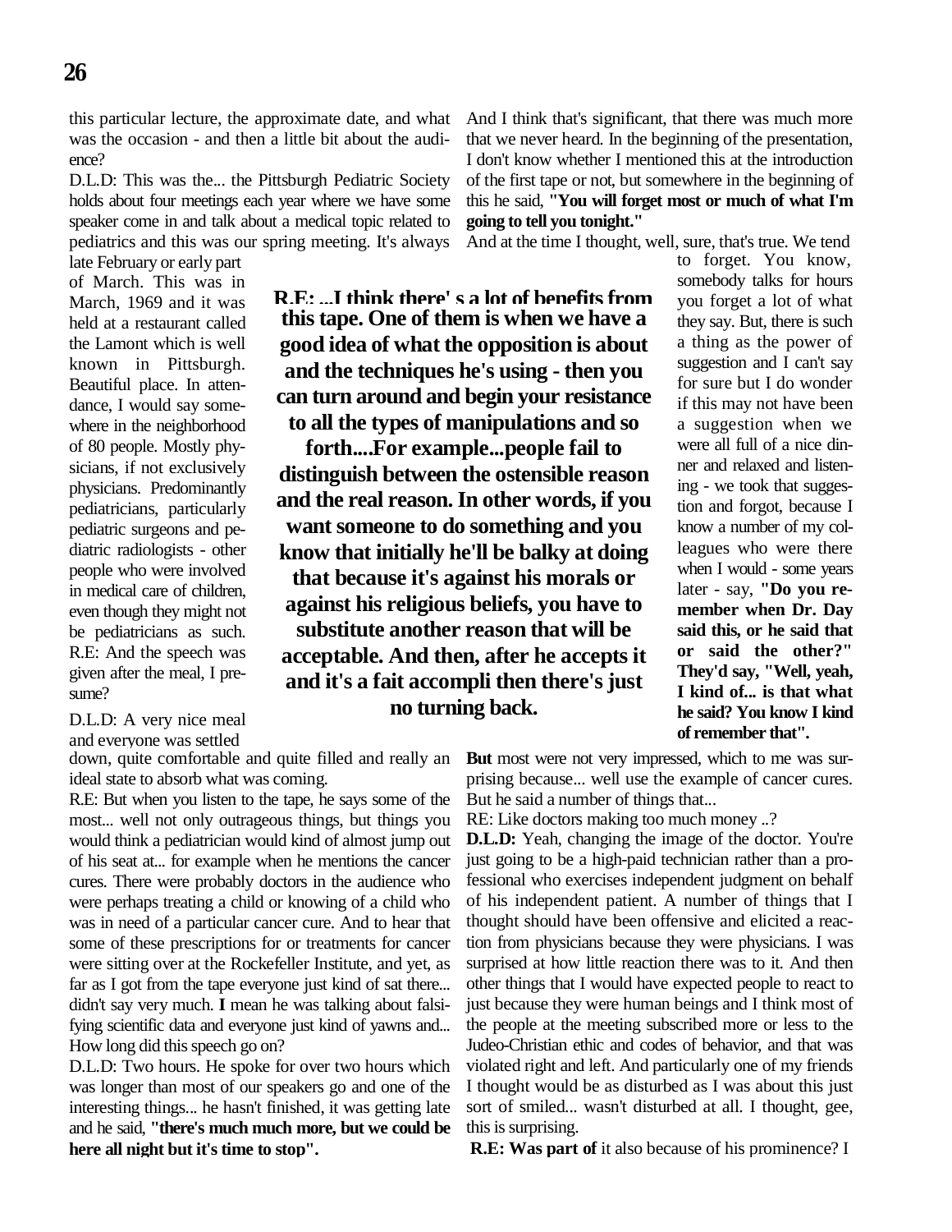this particular lecture, the approximate date, and what was the occasion - and then a little bit about the audience?

D.L.D: This was the... the Pittsburgh Pediatric Society holds about four meetings each year where we have some speaker come in and talk about a medical topic related to pediatrics and this was our spring meeting. It's always late February or early part of March. This was in March, 1969 and it was held at a restaurant called the Lamont which is well known in Pittsburgh. Beautiful place. In attendance, I would say somewhere in the neighborhood of 80 people. Mostly physicians, if not exclusively physicians. Predominantly pediatricians, particularly pediatric surgeons and pediatric radiologists - other people who were involved in medical care of children, even though they might not be pediatricians as such.

R.E: And the speech was given after the meal, I presume?

D.L.D: A very nice meal and everyone was settled down, quite comfortable and quite filled and really an ideal state to absorb what was coming.

R.E: But when you listen to the tape, he says some of the most... well not only outrageous things, but things you would think a pediatrician would kind of almost jump out of his seat at... for example when he mentions the cancer cures. There were probably doctors in the audience who were perhaps treating a child or knowing of a child who was in need of a particular cancer cure. And to hear that some of these prescriptions for or treatments for cancer were sitting over at the Rockefeller Institute, and yet, as far as I got from the tape everyone just kind of sat there... didn't say very much. I mean he was talking about falsifying scientific data and everyone just kind of yawns and... How long did this speech go on?

D.L.D: Two hours. He spoke for over two hours which was longer than most of our speakers go and one of the interesting things... he hasn't finished, it was getting late and he said, **"there's much much more, but we could be here all night but it's time to stop".**

And I think that's significant, that there was much more that we never heard. In the beginning of the presentation, I don't know whether I mentioned this at the introduction of the first tape or not, but somewhere in the beginning of this he said, **"You will forget most or much of what I'm going to tell you tonight."**

And at the time I thought, well, sure, that's true. We tend to forget. You know, somebody talks for hours you forget a lot of what they say. But, there is such a thing as the power of suggestion and I can't say for sure but I do wonder if this may not have been a suggestion when we were all full of a nice dinner and relaxed and listening - we took that suggestion and forgot, because I know a number of my colleagues who were there when I would - some years later - say, **"Do you remember when Dr. Day said this, or he said that or said the other?" They'd say, "Well, yeah, I kind of... is that what he said? You know I kind of remember that".**

**R.E: ...I think there's a lot of benefits from this tape. One of them is when we have a good idea of what the opposition is about and the techniques he's using - then you can turn around and begin your resistance to all the types of manipulations and so forth....For example...people fail to distinguish between the ostensible reason and the real reason. In other words, if you want someone to do something and you know that initially he'll be balky at doing that because it's against his morals or against his religious beliefs, you have to substitute another reason that will be acceptable. And then, after he accepts it and it's a fait accompli then there's just no turning back.**

**But** most were not very impressed, which to me was surprising because... well use the example of cancer cures. But he said a number of things that...

RE: Like doctors making too much money ..?

**D.L.D:** Yeah, changing the image of the doctor. You're just going to be a high-paid technician rather than a professional who exercises independent judgment on behalf of his independent patient. A number of things that I thought should have been offensive and elicited a reaction from physicians because they were physicians. I was surprised at how little reaction there was to it. And then other things that I would have expected people to react to just because they were human beings and I think most of the people at the meeting subscribed more or less to the Judeo-Christian ethic and codes of behavior, and that was violated right and left. And particularly one of my friends I thought would be as disturbed as I was about this just sort of smiled... wasn't disturbed at all. I thought, gee, this is surprising.

**R.E: Was part of** it also because of his prominence? I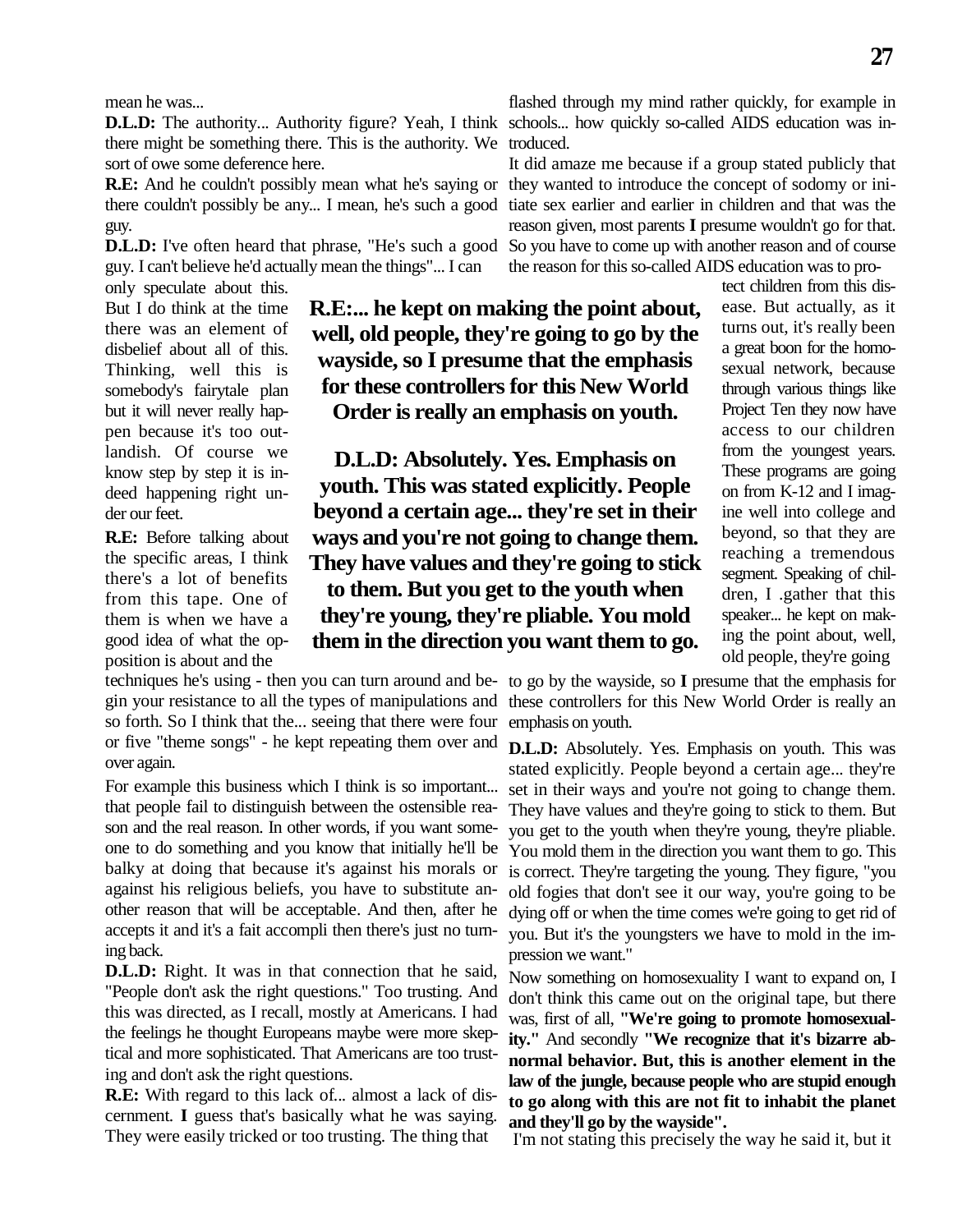mean he was...

**D.L.D:** The authority... Authority figure? Yeah, I think there might be something there. This is the authority. We sort of owe some deference here.

**R.E:** And he couldn't possibly mean what he's saying or there couldn't possibly be any... I mean, he's such a good guy.

**D.L.D:** I've often heard that phrase, "He's such a good guy. I can't believe he'd actually mean the things"... I can only speculate about this. But I do think at the time there was an element of disbelief about all of this. Thinking, well this is somebody's fairytale plan but it will never really happen because it's too outlandish. Of course we know step by step it is indeed happening right under our feet.

**R.E:** Before talking about the specific areas, I think there's a lot of benefits from this tape. One of them is when we have a good idea of what the opposition is about and the techniques he's using - then you can turn around and begin your resistance to all the types of manipulations and so forth. So I think that the... seeing that there were four or five "theme songs" - he kept repeating them over and over again.

For example this business which I think is so important... that people fail to distinguish between the ostensible reason and the real reason. In other words, if you want someone to do something and you know that initially he'll be balky at doing that because it's against his morals or against his religious beliefs, you have to substitute another reason that will be acceptable. And then, after he accepts it and it's a fait accompli then there's just no turning back.

**D.L.D:** Right. It was in that connection that he said, "People don't ask the right questions." Too trusting. And this was directed, as I recall, mostly at Americans. I had the feelings he thought Europeans maybe were more skeptical and more sophisticated. That Americans are too trusting and don't ask the right questions.

**R.E:** With regard to this lack of... almost a lack of discernment. I guess that's basically what he was saying. They were easily tricked or too trusting. The thing that flashed through my mind rather quickly, for example in schools... how quickly so-called AIDS education was introduced.

It did amaze me because if a group stated publicly that they wanted to introduce the concept of sodomy or initiate sex earlier and earlier in children and that was the reason given, most parents I presume wouldn't go for that. So you have to come up with another reason and of course the reason for this so-called AIDS education was to protect children from this disease. But actually, as it turns out, it's really been a great boon for the homosexual network, because through various things like Project Ten they now have access to our children from the youngest years. These programs are going on from K-12 and I imagine well into college and beyond, so that they are reaching a tremendous segment. Speaking of children, I .gather that this speaker... he kept on making the point about, well, old people, they're going to go by the wayside, so I presume that the emphasis for these controllers for this New World Order is really an emphasis on youth.

**R.E:... he kept on making the point about, well, old people, they're going to go by the wayside, so I presume that the emphasis for these controllers for this New World Order is really an emphasis on youth.**

**D.L.D: Absolutely. Yes. Emphasis on youth. This was stated explicitly. People beyond a certain age... they're set in their ways and you're not going to change them. They have values and they're going to stick to them. But you get to the youth when they're young, they're pliable. You mold them in the direction you want them to go.**

**D.L.D:** Absolutely. Yes. Emphasis on youth. This was stated explicitly. People beyond a certain age... they're set in their ways and you're not going to change them. They have values and they're going to stick to them. But you get to the youth when they're young, they're pliable. You mold them in the direction you want them to go. This is correct. They're targeting the young. They figure, "you old fogies that don't see it our way, you're going to be dying off or when the time comes we're going to get rid of you. But it's the youngsters we have to mold in the impression we want."

Now something on homosexuality I want to expand on, I don't think this came out on the original tape, but there was, first of all, **"We're going to promote homosexuality."** And secondly **"We recognize that it's bizarre abnormal behavior. But, this is another element in the law of the jungle, because people who are stupid enough to go along with this are not fit to inhabit the planet and they'll go by the wayside".**

I'm not stating this precisely the way he said it, but it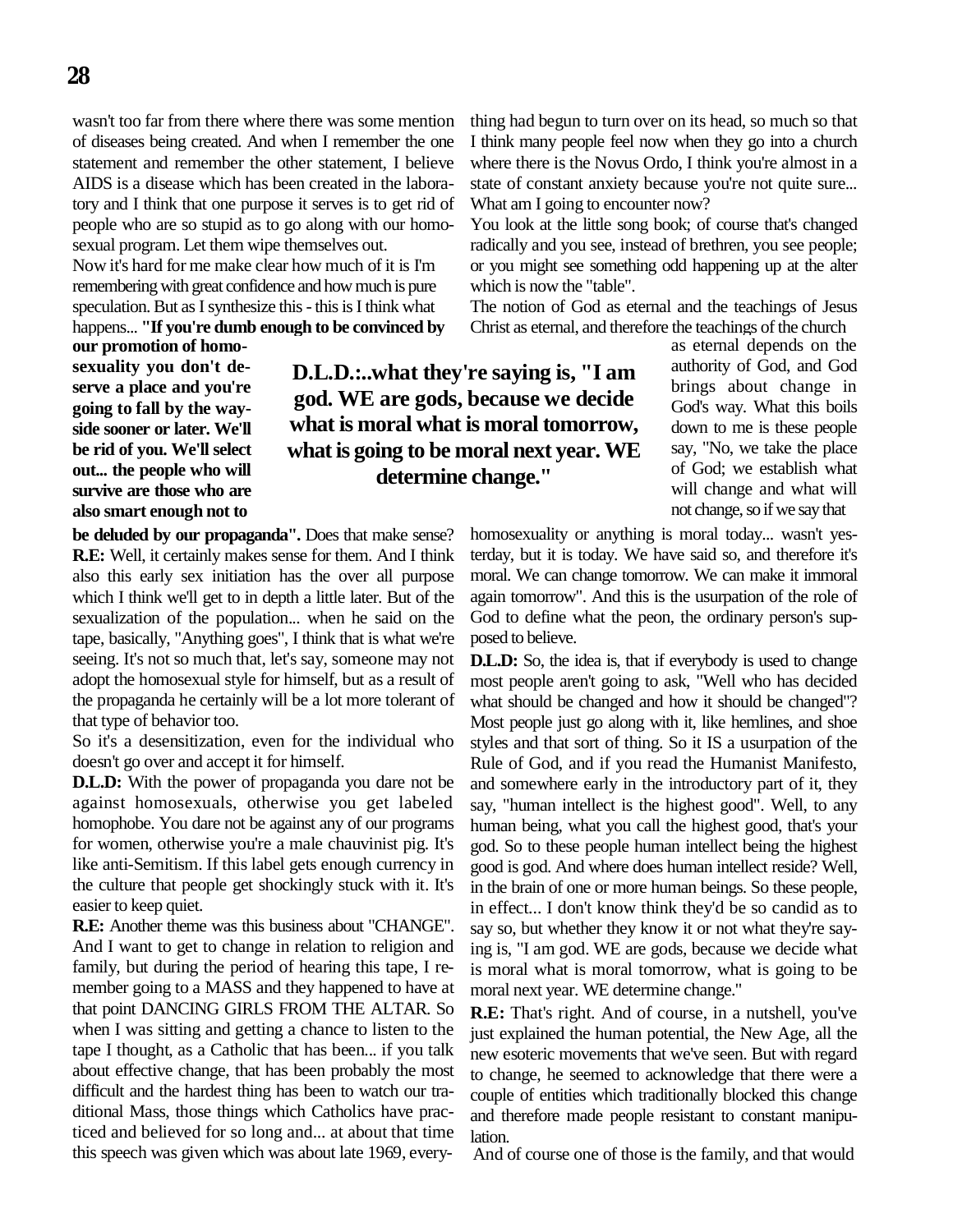wasn't too far from there where there was some mention of diseases being created. And when I remember the one statement and remember the other statement, I believe AIDS is a disease which has been created in the laboratory and I think that one purpose it serves is to get rid of people who are so stupid as to go along with our homosexual program. Let them wipe themselves out.

Now it's hard for me make clear how much of it is I'm remembering with great confidence and how much is pure speculation. But as I synthesize this - this is I think what happens... **"If you're dumb enough to be convinced by our promotion of homosexuality you don't deserve a place and you're going to fall by the wayside sooner or later. We'll be rid of you. We'll select out... the people who will survive are those who are also smart enough not to be deluded by our propaganda".** Does that make sense?

**R.E:** Well, it certainly makes sense for them. And I think also this early sex initiation has the over all purpose which I think we'll get to in depth a little later. But of the sexualization of the population... when he said on the tape, basically, "Anything goes", I think that is what we're seeing. It's not so much that, let's say, someone may not adopt the homosexual style for himself, but as a result of the propaganda he certainly will be a lot more tolerant of that type of behavior too.

So it's a desensitization, even for the individual who doesn't go over and accept it for himself.

**D.L.D:** With the power of propaganda you dare not be against homosexuals, otherwise you get labeled homophobe. You dare not be against any of our programs for women, otherwise you're a male chauvinist pig. It's like anti-Semitism. If this label gets enough currency in the culture that people get shockingly stuck with it. It's easier to keep quiet.

**R.E:** Another theme was this business about "CHANGE". And I want to get to change in relation to religion and family, but during the period of hearing this tape, I remember going to a MASS and they happened to have at that point DANCING GIRLS FROM THE ALTAR. So when I was sitting and getting a chance to listen to the tape I thought, as a Catholic that has been... if you talk about effective change, that has been probably the most difficult and the hardest thing has been to watch our traditional Mass, those things which Catholics have practiced and believed for so long and... at about that time this speech was given which was about late 1969, everything had begun to turn over on its head, so much so that I think many people feel now when they go into a church where there is the Novus Ordo, I think you're almost in a state of constant anxiety because you're not quite sure... What am I going to encounter now?

You look at the little song book; of course that's changed radically and you see, instead of brethren, you see people; or you might see something odd happening up at the alter which is now the "table".

The notion of God as eternal and the teachings of Jesus Christ as eternal, and therefore the teachings of the church as eternal depends on the authority of God, and God brings about change in God's way. What this boils down to me is these people say, "No, we take the place of God; we establish what will change and what will not change, so if we say that homosexuality or anything is moral today... wasn't yesterday, but it is today. We have said so, and therefore it's moral. We can change tomorrow. We can make it immoral again tomorrow". And this is the usurpation of the role of God to define what the peon, the ordinary person's supposed to believe.

**D.L.D:** So, the idea is, that if everybody is used to change most people aren't going to ask, "Well who has decided what should be changed and how it should be changed"? Most people just go along with it, like hemlines, and shoe styles and that sort of thing. So it IS a usurpation of the Rule of God, and if you read the Humanist Manifesto, and somewhere early in the introductory part of it, they say, "human intellect is the highest good". Well, to any human being, what you call the highest good, that's your god. So to these people human intellect being the highest good is god. And where does human intellect reside? Well, in the brain of one or more human beings. So these people, in effect... I don't know think they'd be so candid as to say so, but whether they know it or not what they're saying is, "I am god. WE are gods, because we decide what is moral what is moral tomorrow, what is going to be moral next year. WE determine change."

**D.L.D.:..what they're saying is, "I am god. WE are gods, because we decide what is moral what is moral tomorrow, what is going to be moral next year. WE determine change."**

**R.E:** That's right. And of course, in a nutshell, you've just explained the human potential, the New Age, all the new esoteric movements that we've seen. But with regard to change, he seemed to acknowledge that there were a couple of entities which traditionally blocked this change and therefore made people resistant to constant manipulation.

And of course one of those is the family, and that would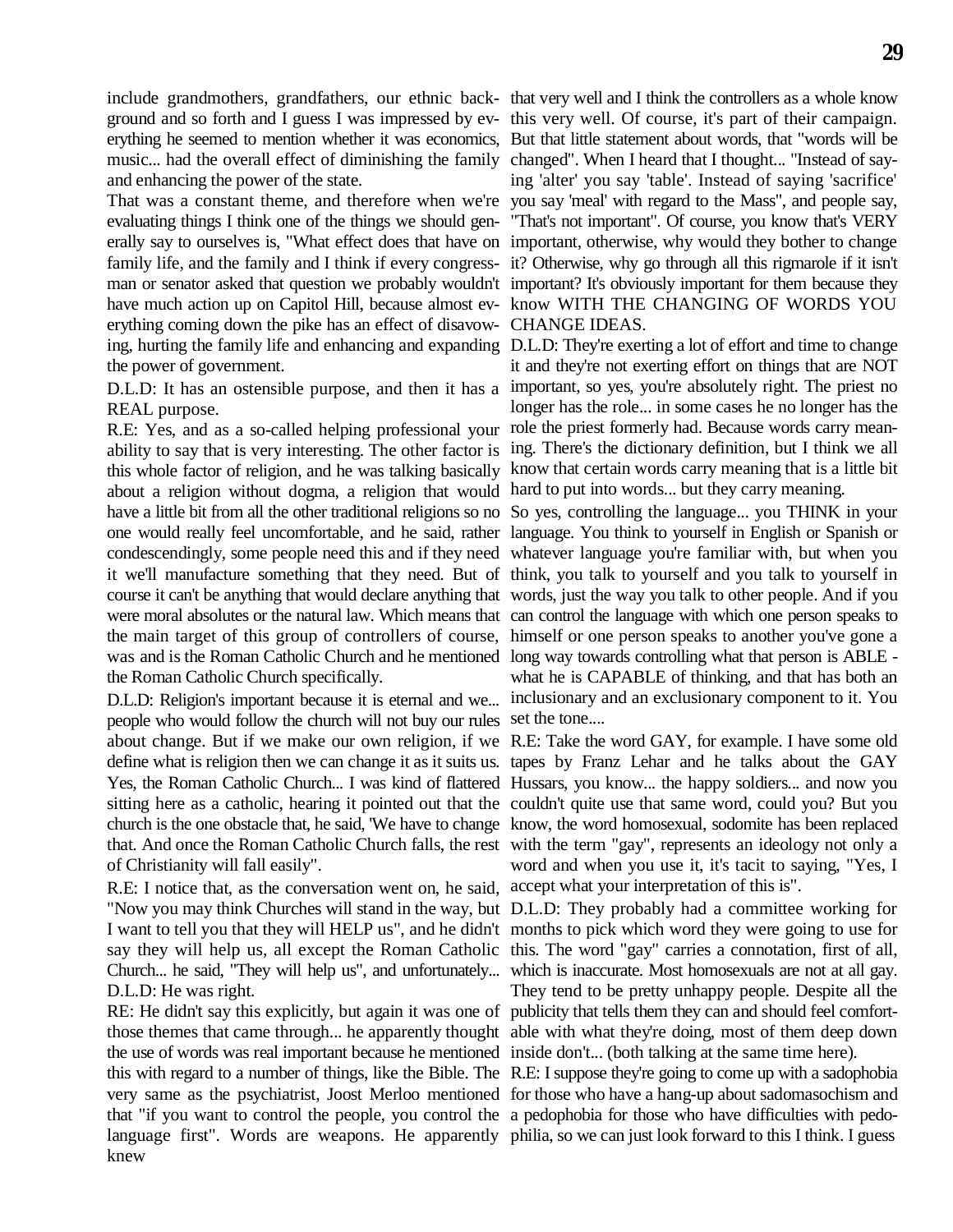include grandmothers, grandfathers, our ethnic background and so forth and I guess I was impressed by everything he seemed to mention whether it was economics, music... had the overall effect of diminishing the family and enhancing the power of the state.

That was a constant theme, and therefore when we're evaluating things I think one of the things we should generally say to ourselves is, "What effect does that have on family life, and the family and I think if every congressman or senator asked that question we probably wouldn't have much action up on Capitol Hill, because almost everything coming down the pike has an effect of disavowing, hurting the family life and enhancing and expanding the power of government.

D.L.D: It has an ostensible purpose, and then it has a REAL purpose.

R.E: Yes, and as a so-called helping professional your ability to say that is very interesting. The other factor is this whole factor of religion, and he was talking basically about a religion without dogma, a religion that would have a little bit from all the other traditional religions so no one would really feel uncomfortable, and he said, rather condescendingly, some people need this and if they need it we'll manufacture something that they need. But of course it can't be anything that would declare anything that were moral absolutes or the natural law. Which means that the main target of this group of controllers of course, was and is the Roman Catholic Church and he mentioned the Roman Catholic Church specifically.

D.L.D: Religion's important because it is eternal and we... people who would follow the church will not buy our rules about change. But if we make our own religion, if we define what is religion then we can change it as it suits us. Yes, the Roman Catholic Church... I was kind of flattered sitting here as a catholic, hearing it pointed out that the church is the one obstacle that, he said, 'We have to change that. And once the Roman Catholic Church falls, the rest of Christianity will fall easily".

R.E: I notice that, as the conversation went on, he said, "Now you may think Churches will stand in the way, but I want to tell you that they will HELP us", and he didn't say they will help us, all except the Roman Catholic Church... he said, "They will help us", and unfortunately...

D.L.D: He was right.

RE: He didn't say this explicitly, but again it was one of those themes that came through... he apparently thought the use of words was real important because he mentioned this with regard to a number of things, like the Bible. The very same as the psychiatrist, Joost Merloo mentioned that "if you want to control the people, you control the language first". Words are weapons. He apparently knew that very well and I think the controllers as a whole know this very well. Of course, it's part of their campaign. But that little statement about words, that "words will be changed". When I heard that I thought... "Instead of saying 'alter' you say 'table'. Instead of saying 'sacrifice' you say 'meal' with regard to the Mass", and people say, "That's not important". Of course, you know that's VERY important, otherwise, why would they bother to change it? Otherwise, why go through all this rigmarole if it isn't important? It's obviously important for them because they know WITH THE CHANGING OF WORDS YOU CHANGE IDEAS.

D.L.D: They're exerting a lot of effort and time to change it and they're not exerting effort on things that are NOT important, so yes, you're absolutely right. The priest no longer has the role... in some cases he no longer has the role the priest formerly had. Because words carry meaning. There's the dictionary definition, but I think we all know that certain words carry meaning that is a little bit hard to put into words... but they carry meaning.

So yes, controlling the language... you THINK in your language. You think to yourself in English or Spanish or whatever language you're familiar with, but when you think, you talk to yourself and you talk to yourself in words, just the way you talk to other people. And if you can control the language with which one person speaks to himself or one person speaks to another you've gone a long way towards controlling what that person is ABLE - what he is CAPABLE of thinking, and that has both an inclusionary and an exclusionary component to it. You set the tone....

R.E: Take the word GAY, for example. I have some old tapes by Franz Lehar and he talks about the GAY Hussars, you know... the happy soldiers... and now you couldn't quite use that same word, could you? But you know, the word homosexual, sodomite has been replaced with the term "gay", represents an ideology not only a word and when you use it, it's tacit to saying, "Yes, I accept what your interpretation of this is".

D.L.D: They probably had a committee working for months to pick which word they were going to use for this. The word "gay" carries a connotation, first of all, which is inaccurate. Most homosexuals are not at all gay. They tend to be pretty unhappy people. Despite all the publicity that tells them they can and should feel comfortable with what they're doing, most of them deep down inside don't... (both talking at the same time here).

R.E: I suppose they're going to come up with a sadophobia for those who have a hang-up about sadomasochism and a pedophobia for those who have difficulties with pedophilia, so we can just look forward to this I think. I guess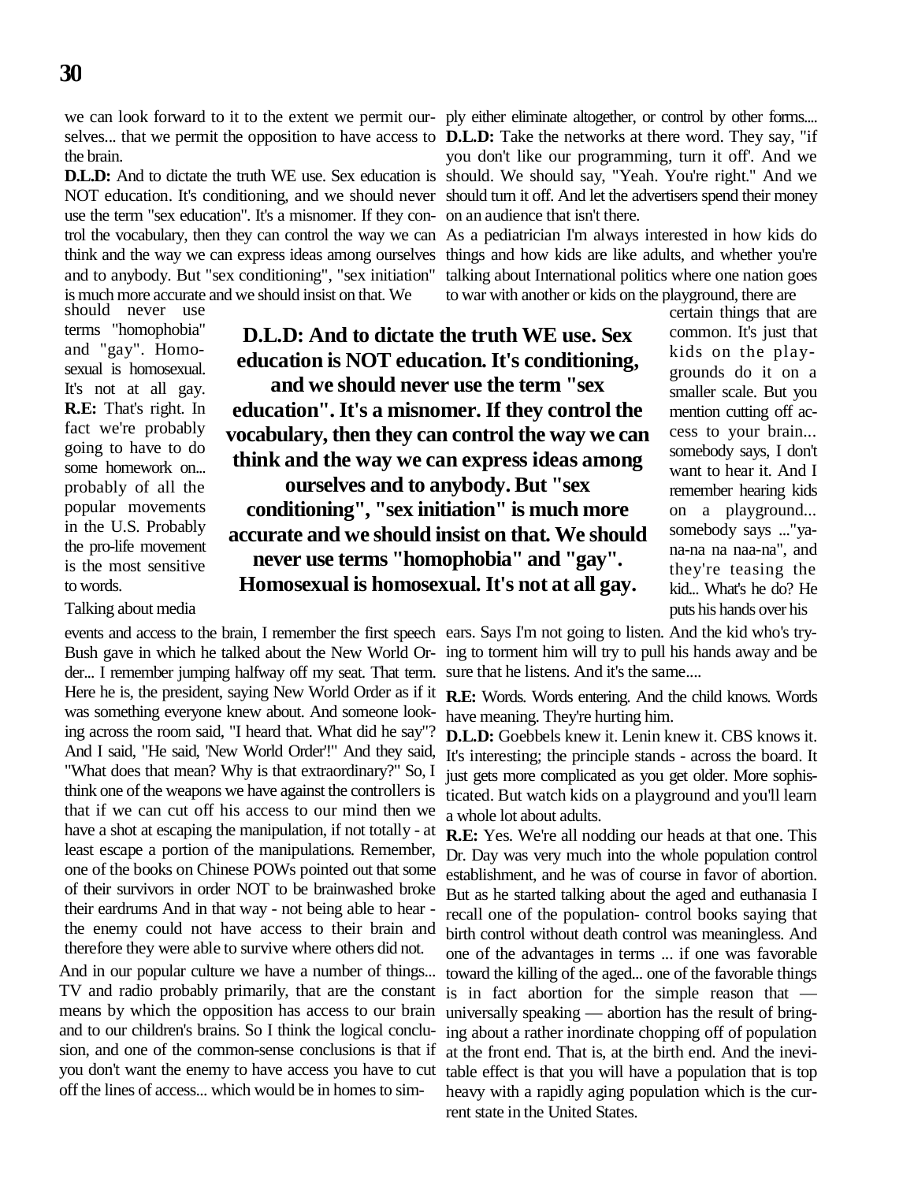we can look forward to it to the extent we permit ourselves... that we permit the opposition to have access to the brain.

**D.L.D:** And to dictate the truth WE use. Sex education is NOT education. It's conditioning, and we should never use the term "sex education". It's a misnomer. If they control the vocabulary, then they can control the way we can think and the way we can express ideas among ourselves and to anybody. But "sex conditioning", "sex initiation" is much more accurate and we should insist on that. We should never use terms "homophobia" and "gay". Homosexual is homosexual. It's not at all gay.

**D.L.D: And to dictate the truth WE use. Sex education is NOT education. It's conditioning, and we should never use the term "sex education". It's a misnomer. If they control the vocabulary, then they can control the way we can think and the way we can express ideas among ourselves and to anybody. But "sex conditioning", "sex initiation" is much more accurate and we should insist on that. We should never use terms "homophobia" and "gay". Homosexual is homosexual. It's not at all gay.**

**R.E:** That's right. In fact we're probably going to have to do some homework on... probably of all the popular movements in the U.S. Probably the pro-life movement is the most sensitive to words.

Talking about media events and access to the brain, I remember the first speech Bush gave in which he talked about the New World Order... I remember jumping halfway off my seat. That term. Here he is, the president, saying New World Order as if it was something everyone knew about. And someone looking across the room said, "I heard that. What did he say"? And I said, "He said, 'New World Order'!" And they said, "What does that mean? Why is that extraordinary?" So, I think one of the weapons we have against the controllers is that if we can cut off his access to our mind then we have a shot at escaping the manipulation, if not totally - at least escape a portion of the manipulations. Remember, one of the books on Chinese POWs pointed out that some of their survivors in order NOT to be brainwashed broke their eardrums And in that way - not being able to hear - the enemy could not have access to their brain and therefore they were able to survive where others did not.

And in our popular culture we have a number of things... TV and radio probably primarily, that are the constant means by which the opposition has access to our brain and to our children's brains. So I think the logical conclusion, and one of the common-sense conclusions is that if you don't want the enemy to have access you have to cut off the lines of access... which would be in homes to simply either eliminate altogether, or control by other forms....

**D.L.D:** Take the networks at there word. They say, "if you don't like our programming, turn it off'. And we should. We should say, "Yeah. You're right." And we should turn it off. And let the advertisers spend their money on an audience that isn't there.

As a pediatrician I'm always interested in how kids do things and how kids are like adults, and whether you're talking about International politics where one nation goes to war with another or kids on the playground, there are certain things that are common. It's just that kids on the playgrounds do it on a smaller scale. But you mention cutting off access to your brain... somebody says, I don't want to hear it. And I remember hearing kids on a playground... somebody says ..."ya-na-na na naa-na", and they're teasing the kid... What's he do? He puts his hands over his ears. Says I'm not going to listen. And the kid who's trying to torment him will try to pull his hands away and be sure that he listens. And it's the same....

**R.E:** Words. Words entering. And the child knows. Words have meaning. They're hurting him.

**D.L.D:** Goebbels knew it. Lenin knew it. CBS knows it. It's interesting; the principle stands - across the board. It just gets more complicated as you get older. More sophisticated. But watch kids on a playground and you'll learn a whole lot about adults.

**R.E:** Yes. We're all nodding our heads at that one. This Dr. Day was very much into the whole population control establishment, and he was of course in favor of abortion. But as he started talking about the aged and euthanasia I recall one of the population- control books saying that birth control without death control was meaningless. And one of the advantages in terms ... if one was favorable toward the killing of the aged... one of the favorable things is in fact abortion for the simple reason that — universally speaking — abortion has the result of bringing about a rather inordinate chopping off of population at the front end. That is, at the birth end. And the inevitable effect is that you will have a population that is top heavy with a rapidly aging population which is the current state in the United States.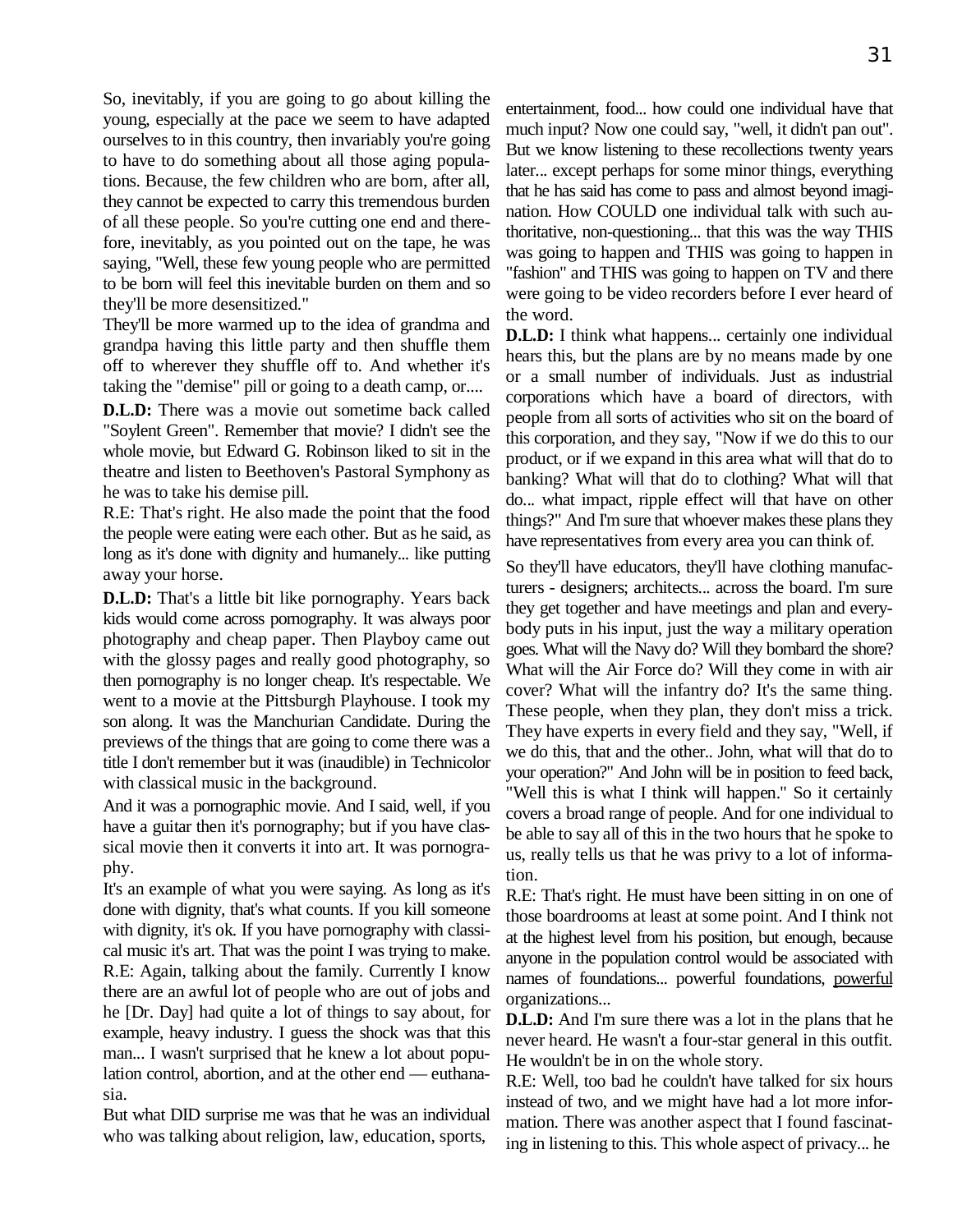So, inevitably, if you are going to go about killing the young, especially at the pace we seem to have adapted ourselves to in this country, then invariably you're going to have to do something about all those aging populations. Because, the few children who are born, after all, they cannot be expected to carry this tremendous burden of all these people. So you're cutting one end and therefore, inevitably, as you pointed out on the tape, he was saying, "Well, these few young people who are permitted to be born will feel this inevitable burden on them and so they'll be more desensitized."

They'll be more warmed up to the idea of grandma and grandpa having this little party and then shuffle them off to wherever they shuffle off to. And whether it's taking the "demise" pill or going to a death camp, or....

**D.L.D:** There was a movie out sometime back called "Soylent Green". Remember that movie? I didn't see the whole movie, but Edward G. Robinson liked to sit in the theatre and listen to Beethoven's Pastoral Symphony as he was to take his demise pill.

R.E: That's right. He also made the point that the food the people were eating were each other. But as he said, as long as it's done with dignity and humanely... like putting away your horse.

**D.L.D:** That's a little bit like pornography. Years back kids would come across pornography. It was always poor photography and cheap paper. Then Playboy came out with the glossy pages and really good photography, so then pornography is no longer cheap. It's respectable. We went to a movie at the Pittsburgh Playhouse. I took my son along. It was the Manchurian Candidate. During the previews of the things that are going to come there was a title I don't remember but it was (inaudible) in Technicolor with classical music in the background.

And it was a pornographic movie. And I said, well, if you have a guitar then it's pornography; but if you have classical movie then it converts it into art. It was pornography.

It's an example of what you were saying. As long as it's done with dignity, that's what counts. If you kill someone with dignity, it's ok. If you have pornography with classical music it's art. That was the point I was trying to make.

R.E: Again, talking about the family. Currently I know there are an awful lot of people who are out of jobs and he [Dr. Day] had quite a lot of things to say about, for example, heavy industry. I guess the shock was that this man... I wasn't surprised that he knew a lot about population control, abortion, and at the other end — euthanasia.

But what DID surprise me was that he was an individual who was talking about religion, law, education, sports, entertainment, food... how could one individual have that much input? Now one could say, "well, it didn't pan out". But we know listening to these recollections twenty years later... except perhaps for some minor things, everything that he has said has come to pass and almost beyond imagination. How COULD one individual talk with such authoritative, non-questioning... that this was the way THIS was going to happen and THIS was going to happen in "fashion" and THIS was going to happen on TV and there were going to be video recorders before I ever heard of the word.

**D.L.D:** I think what happens... certainly one individual hears this, but the plans are by no means made by one or a small number of individuals. Just as industrial corporations which have a board of directors, with people from all sorts of activities who sit on the board of this corporation, and they say, "Now if we do this to our product, or if we expand in this area what will that do to banking? What will that do to clothing? What will that do... what impact, ripple effect will that have on other things?" And I'm sure that whoever makes these plans they have representatives from every area you can think of.

So they'll have educators, they'll have clothing manufacturers - designers; architects... across the board. I'm sure they get together and have meetings and plan and everybody puts in his input, just the way a military operation goes. What will the Navy do? Will they bombard the shore? What will the Air Force do? Will they come in with air cover? What will the infantry do? It's the same thing. These people, when they plan, they don't miss a trick. They have experts in every field and they say, "Well, if we do this, that and the other.. John, what will that do to your operation?" And John will be in position to feed back, "Well this is what I think will happen." So it certainly covers a broad range of people. And for one individual to be able to say all of this in the two hours that he spoke to us, really tells us that he was privy to a lot of information.

R.E: That's right. He must have been sitting in on one of those boardrooms at least at some point. And I think not at the highest level from his position, but enough, because anyone in the population control would be associated with names of foundations... powerful foundations, <u>powerful</u> organizations...

**D.L.D:** And I'm sure there was a lot in the plans that he never heard. He wasn't a four-star general in this outfit. He wouldn't be in on the whole story.

R.E: Well, too bad he couldn't have talked for six hours instead of two, and we might have had a lot more information. There was another aspect that I found fascinating in listening to this. This whole aspect of privacy... he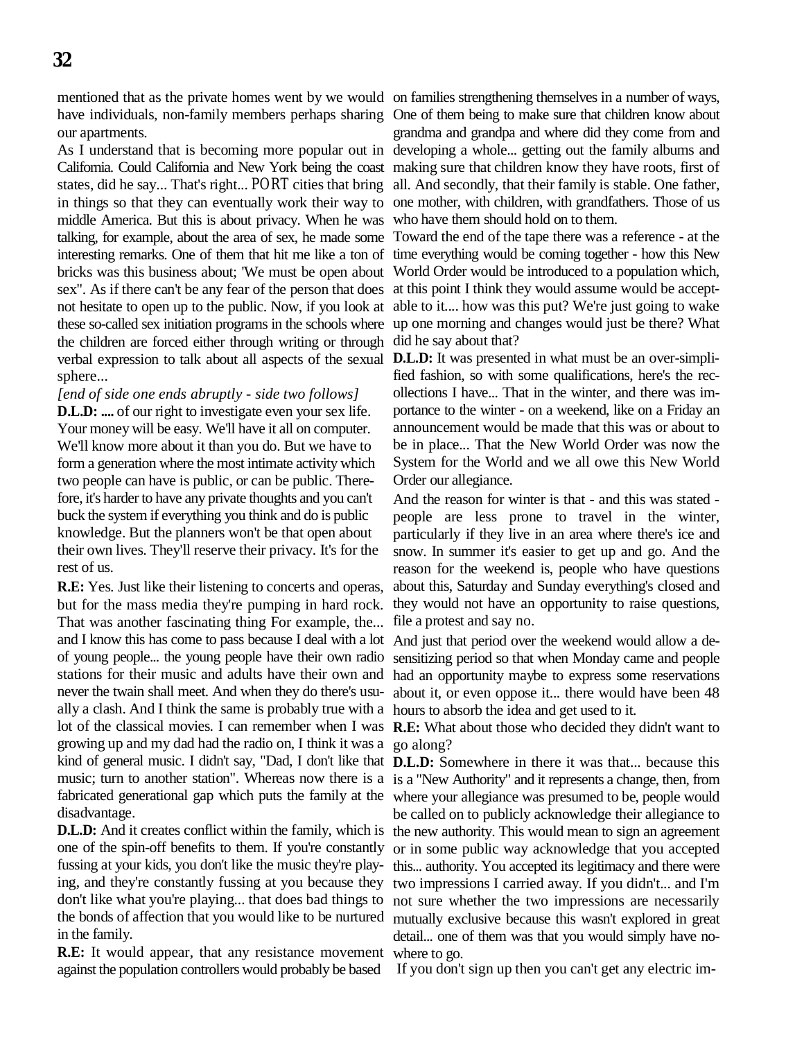mentioned that as the private homes went by we would have individuals, non-family members perhaps sharing our apartments.

As I understand that is becoming more popular out in California. Could California and New York being the coast states, did he say... That's right... PORT cities that bring in things so that they can eventually work their way to middle America. But this is about privacy. When he was talking, for example, about the area of sex, he made some interesting remarks. One of them that hit me like a ton of bricks was this business about; 'We must be open about sex". As if there can't be any fear of the person that does not hesitate to open up to the public. Now, if you look at these so-called sex initiation programs in the schools where the children are forced either through writing or through verbal expression to talk about all aspects of the sexual sphere...

*[end of side one ends abruptly - side two follows]*

**D.L.D: ....** of our right to investigate even your sex life. Your money will be easy. We'll have it all on computer. We'll know more about it than you do. But we have to form a generation where the most intimate activity which two people can have is public, or can be public. Therefore, it's harder to have any private thoughts and you can't buck the system if everything you think and do is public knowledge. But the planners won't be that open about their own lives. They'll reserve their privacy. It's for the rest of us.

**R.E:** Yes. Just like their listening to concerts and operas, but for the mass media they're pumping in hard rock. That was another fascinating thing For example, the... and I know this has come to pass because I deal with a lot of young people... the young people have their own radio stations for their music and adults have their own and never the twain shall meet. And when they do there's usually a clash. And I think the same is probably true with a lot of the classical movies. I can remember when I was growing up and my dad had the radio on, I think it was a kind of general music. I didn't say, "Dad, I don't like that music; turn to another station". Whereas now there is a fabricated generational gap which puts the family at the disadvantage.

**D.L.D:** And it creates conflict within the family, which is one of the spin-off benefits to them. If you're constantly fussing at your kids, you don't like the music they're playing, and they're constantly fussing at you because they don't like what you're playing... that does bad things to the bonds of affection that you would like to be nurtured in the family.

**R.E:** It would appear, that any resistance movement against the population controllers would probably be based on families strengthening themselves in a number of ways, One of them being to make sure that children know about grandma and grandpa and where did they come from and developing a whole... getting out the family albums and making sure that children know they have roots, first of all. And secondly, that their family is stable. One father, one mother, with children, with grandfathers. Those of us who have them should hold on to them.

Toward the end of the tape there was a reference - at the time everything would be coming together - how this New World Order would be introduced to a population which, at this point I think they would assume would be acceptable to it.... how was this put? We're just going to wake up one morning and changes would just be there? What did he say about that?

**D.L.D:** It was presented in what must be an over-simplified fashion, so with some qualifications, here's the recollections I have... That in the winter, and there was importance to the winter - on a weekend, like on a Friday an announcement would be made that this was or about to be in place... That the New World Order was now the System for the World and we all owe this New World Order our allegiance.

And the reason for winter is that - and this was stated - people are less prone to travel in the winter, particularly if they live in an area where there's ice and snow. In summer it's easier to get up and go. And the reason for the weekend is, people who have questions about this, Saturday and Sunday everything's closed and they would not have an opportunity to raise questions, file a protest and say no.

And just that period over the weekend would allow a desensitizing period so that when Monday came and people had an opportunity maybe to express some reservations about it, or even oppose it... there would have been 48 hours to absorb the idea and get used to it.

**R.E:** What about those who decided they didn't want to go along?

**D.L.D:** Somewhere in there it was that... because this is a "New Authority" and it represents a change, then, from where your allegiance was presumed to be, people would be called on to publicly acknowledge their allegiance to the new authority. This would mean to sign an agreement or in some public way acknowledge that you accepted this... authority. You accepted its legitimacy and there were two impressions I carried away. If you didn't... and I'm not sure whether the two impressions are necessarily mutually exclusive because this wasn't explored in great detail... one of them was that you would simply have nowhere to go.

If you don't sign up then you can't get any electric im-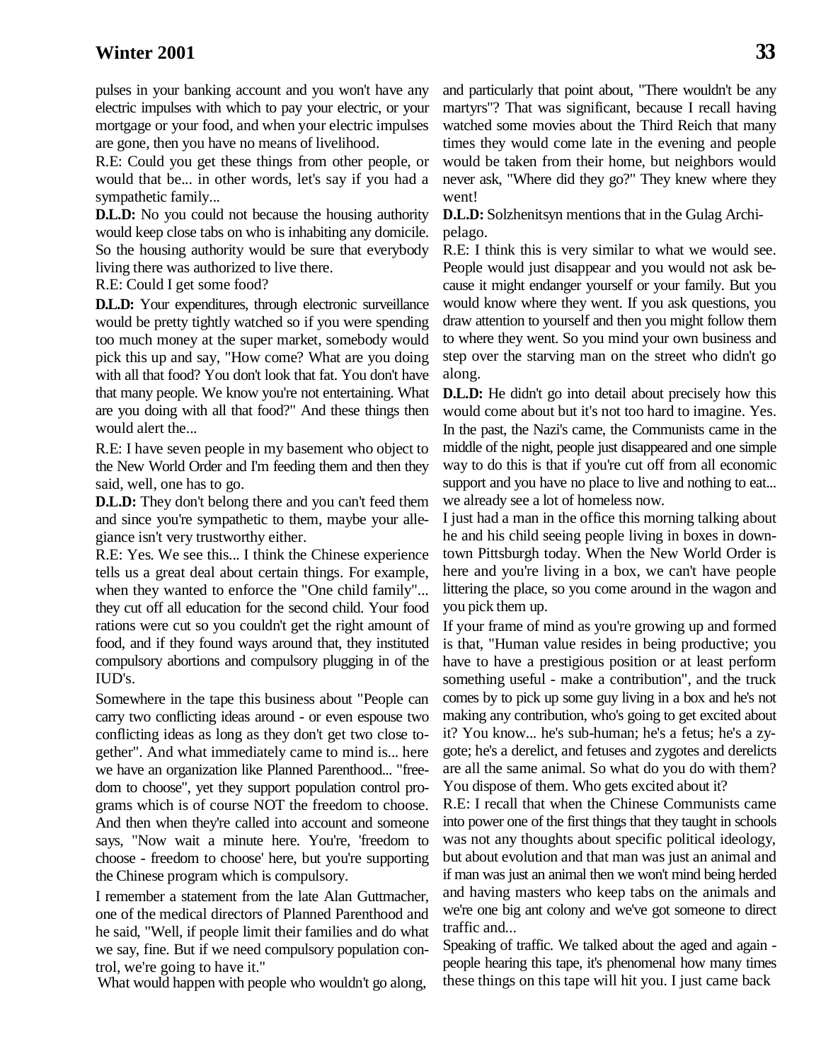pulses in your banking account and you won't have any electric impulses with which to pay your electric, or your mortgage or your food, and when your electric impulses are gone, then you have no means of livelihood.

R.E: Could you get these things from other people, or would that be... in other words, let's say if you had a sympathetic family...

**D.L.D:** No you could not because the housing authority would keep close tabs on who is inhabiting any domicile. So the housing authority would be sure that everybody living there was authorized to live there.

R.E: Could I get some food?

**D.L.D:** Your expenditures, through electronic surveillance would be pretty tightly watched so if you were spending too much money at the super market, somebody would pick this up and say, "How come? What are you doing with all that food? You don't look that fat. You don't have that many people. We know you're not entertaining. What are you doing with all that food?" And these things then would alert the...

R.E: I have seven people in my basement who object to the New World Order and I'm feeding them and then they said, well, one has to go.

**D.L.D:** They don't belong there and you can't feed them and since you're sympathetic to them, maybe your allegiance isn't very trustworthy either.

R.E: Yes. We see this... I think the Chinese experience tells us a great deal about certain things. For example, when they wanted to enforce the "One child family"... they cut off all education for the second child. Your food rations were cut so you couldn't get the right amount of food, and if they found ways around that, they instituted compulsory abortions and compulsory plugging in of the IUD's.

Somewhere in the tape this business about "People can carry two conflicting ideas around - or even espouse two conflicting ideas as long as they don't get two close together". And what immediately came to mind is... here we have an organization like Planned Parenthood... "freedom to choose", yet they support population control programs which is of course NOT the freedom to choose. And then when they're called into account and someone says, "Now wait a minute here. You're, 'freedom to choose - freedom to choose' here, but you're supporting the Chinese program which is compulsory.

I remember a statement from the late Alan Guttmacher, one of the medical directors of Planned Parenthood and he said, "Well, if people limit their families and do what we say, fine. But if we need compulsory population control, we're going to have it."

What would happen with people who wouldn't go along, and particularly that point about, "There wouldn't be any martyrs"? That was significant, because I recall having watched some movies about the Third Reich that many times they would come late in the evening and people would be taken from their home, but neighbors would never ask, "Where did they go?" They knew where they went!

**D.L.D:** Solzhenitsyn mentions that in the Gulag Archipelago.

R.E: I think this is very similar to what we would see. People would just disappear and you would not ask because it might endanger yourself or your family. But you would know where they went. If you ask questions, you draw attention to yourself and then you might follow them to where they went. So you mind your own business and step over the starving man on the street who didn't go along.

**D.L.D:** He didn't go into detail about precisely how this would come about but it's not too hard to imagine. Yes. In the past, the Nazi's came, the Communists came in the middle of the night, people just disappeared and one simple way to do this is that if you're cut off from all economic support and you have no place to live and nothing to eat... we already see a lot of homeless now.

I just had a man in the office this morning talking about he and his child seeing people living in boxes in downtown Pittsburgh today. When the New World Order is here and you're living in a box, we can't have people littering the place, so you come around in the wagon and you pick them up.

If your frame of mind as you're growing up and formed is that, "Human value resides in being productive; you have to have a prestigious position or at least perform something useful - make a contribution", and the truck comes by to pick up some guy living in a box and he's not making any contribution, who's going to get excited about it? You know... he's sub-human; he's a fetus; he's a zygote; he's a derelict, and fetuses and zygotes and derelicts are all the same animal. So what do you do with them? You dispose of them. Who gets excited about it?

R.E: I recall that when the Chinese Communists came into power one of the first things that they taught in schools was not any thoughts about specific political ideology, but about evolution and that man was just an animal and if man was just an animal then we won't mind being herded and having masters who keep tabs on the animals and we're one big ant colony and we've got someone to direct traffic and...

Speaking of traffic. We talked about the aged and again - people hearing this tape, it's phenomenal how many times these things on this tape will hit you. I just came back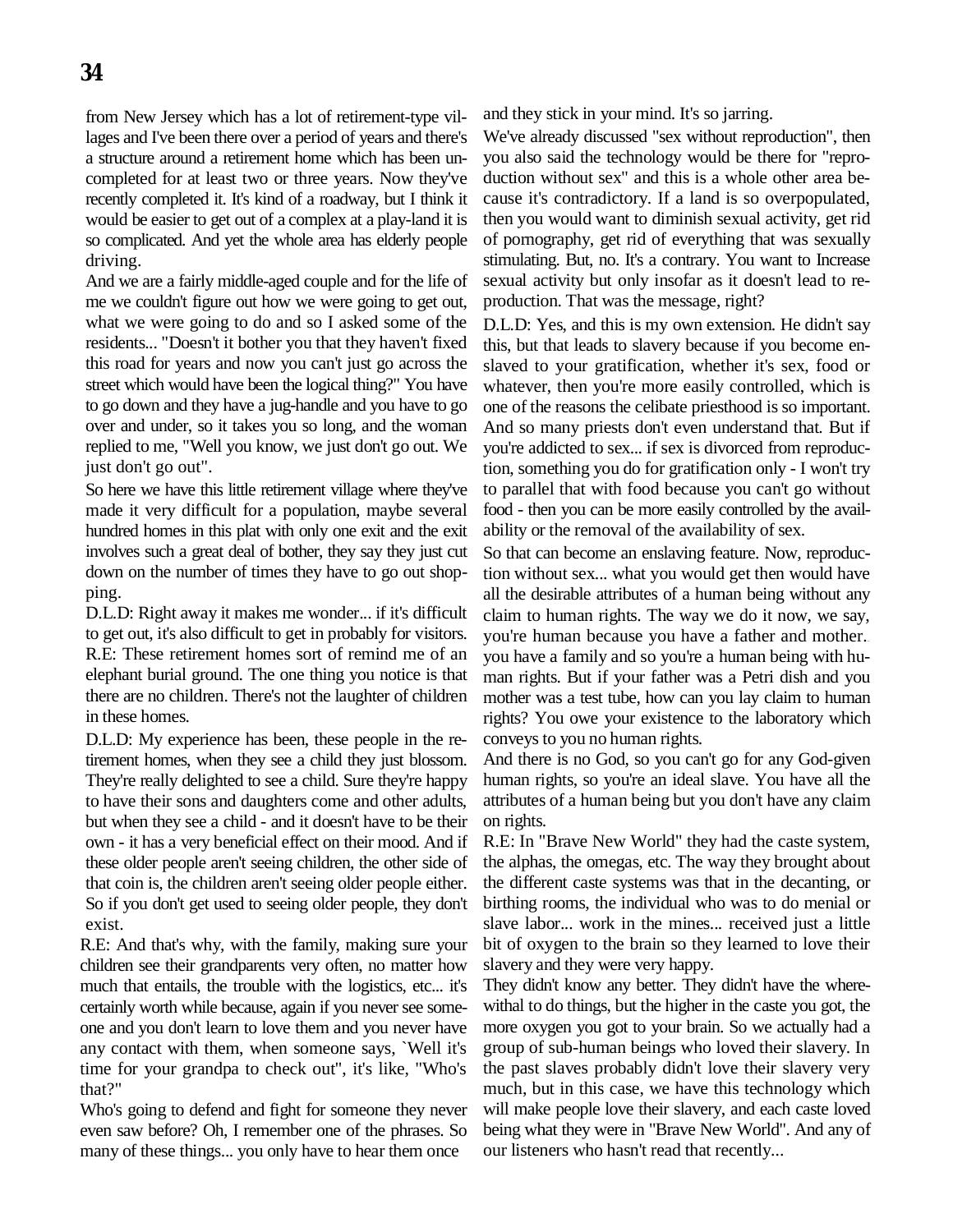from New Jersey which has a lot of retirement-type villages and I've been there over a period of years and there's a structure around a retirement home which has been uncompleted for at least two or three years. Now they've recently completed it. It's kind of a roadway, but I think it would be easier to get out of a complex at a play-land it is so complicated. And yet the whole area has elderly people driving.

And we are a fairly middle-aged couple and for the life of me we couldn't figure out how we were going to get out, what we were going to do and so I asked some of the residents... "Doesn't it bother you that they haven't fixed this road for years and now you can't just go across the street which would have been the logical thing?" You have to go down and they have a jug-handle and you have to go over and under, so it takes you so long, and the woman replied to me, "Well you know, we just don't go out. We just don't go out".

So here we have this little retirement village where they've made it very difficult for a population, maybe several hundred homes in this plat with only one exit and the exit involves such a great deal of bother, they say they just cut down on the number of times they have to go out shopping.

D.L.D: Right away it makes me wonder... if it's difficult to get out, it's also difficult to get in probably for visitors.

R.E: These retirement homes sort of remind me of an elephant burial ground. The one thing you notice is that there are no children. There's not the laughter of children in these homes.

D.L.D: My experience has been, these people in the retirement homes, when they see a child they just blossom. They're really delighted to see a child. Sure they're happy to have their sons and daughters come and other adults, but when they see a child - and it doesn't have to be their own - it has a very beneficial effect on their mood. And if these older people aren't seeing children, the other side of that coin is, the children aren't seeing older people either. So if you don't get used to seeing older people, they don't exist.

R.E: And that's why, with the family, making sure your children see their grandparents very often, no matter how much that entails, the trouble with the logistics, etc... it's certainly worth while because, again if you never see someone and you don't learn to love them and you never have any contact with them, when someone says, `Well it's time for your grandpa to check out", it's like, "Who's that?"

Who's going to defend and fight for someone they never even saw before? Oh, I remember one of the phrases. So many of these things... you only have to hear them once and they stick in your mind. It's so jarring.

We've already discussed "sex without reproduction", then you also said the technology would be there for "reproduction without sex" and this is a whole other area because it's contradictory. If a land is so overpopulated, then you would want to diminish sexual activity, get rid of pornography, get rid of everything that was sexually stimulating. But, no. It's a contrary. You want to Increase sexual activity but only insofar as it doesn't lead to reproduction. That was the message, right?

D.L.D: Yes, and this is my own extension. He didn't say this, but that leads to slavery because if you become enslaved to your gratification, whether it's sex, food or whatever, then you're more easily controlled, which is one of the reasons the celibate priesthood is so important. And so many priests don't even understand that. But if you're addicted to sex... if sex is divorced from reproduction, something you do for gratification only - I won't try to parallel that with food because you can't go without food - then you can be more easily controlled by the availability or the removal of the availability of sex.

So that can become an enslaving feature. Now, reproduction without sex... what you would get then would have all the desirable attributes of a human being without any claim to human rights. The way we do it now, we say, you're human because you have a father and mother. you have a family and so you're a human being with human rights. But if your father was a Petri dish and you mother was a test tube, how can you lay claim to human rights? You owe your existence to the laboratory which conveys to you no human rights.

And there is no God, so you can't go for any God-given human rights, so you're an ideal slave. You have all the attributes of a human being but you don't have any claim on rights.

R.E: In "Brave New World" they had the caste system, the alphas, the omegas, etc. The way they brought about the different caste systems was that in the decanting, or birthing rooms, the individual who was to do menial or slave labor... work in the mines... received just a little bit of oxygen to the brain so they learned to love their slavery and they were very happy.

They didn't know any better. They didn't have the wherewithal to do things, but the higher in the caste you got, the more oxygen you got to your brain. So we actually had a group of sub-human beings who loved their slavery. In the past slaves probably didn't love their slavery very much, but in this case, we have this technology which will make people love their slavery, and each caste loved being what they were in "Brave New World". And any of our listeners who hasn't read that recently...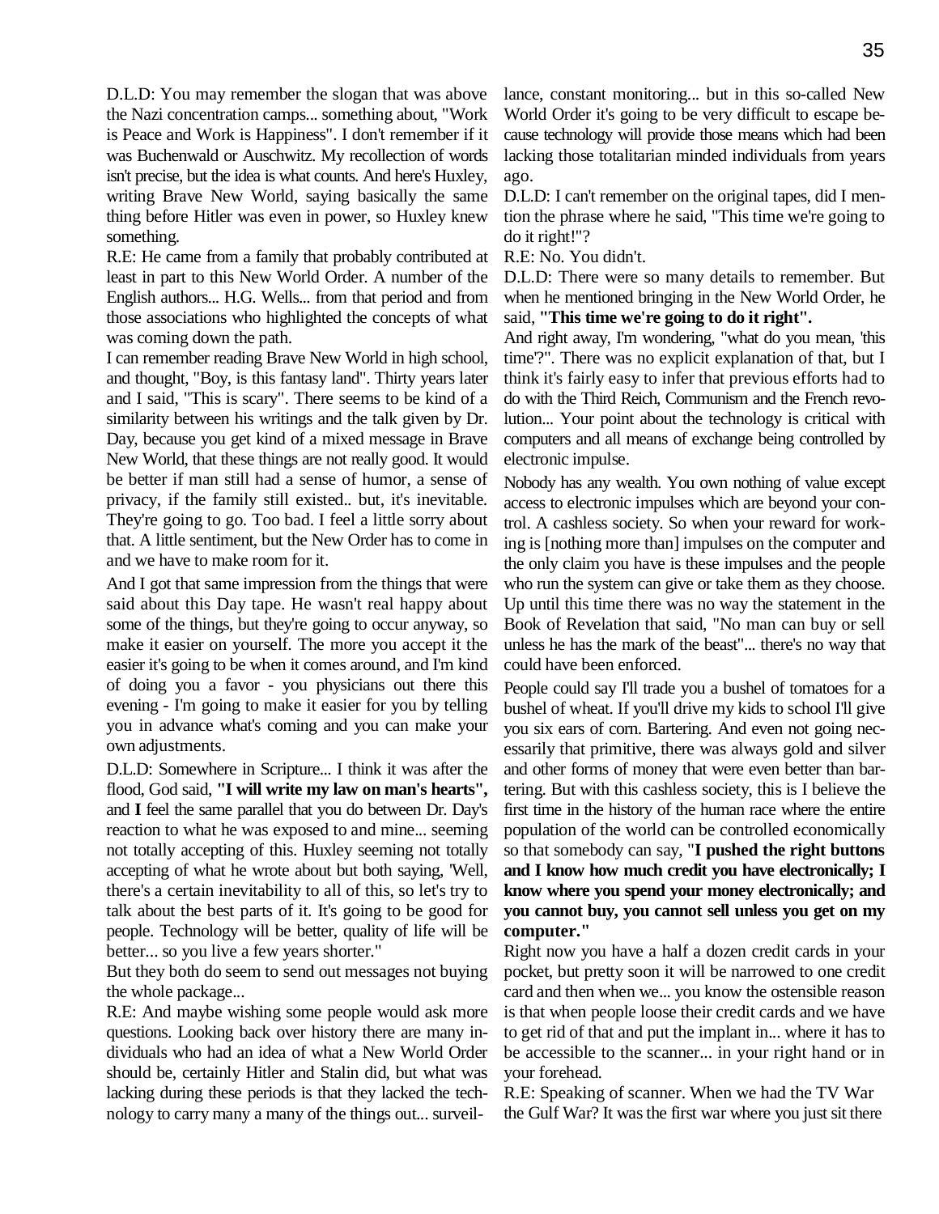D.L.D: You may remember the slogan that was above the Nazi concentration camps... something about, "Work is Peace and Work is Happiness". I don't remember if it was Buchenwald or Auschwitz. My recollection of words isn't precise, but the idea is what counts. And here's Huxley, writing Brave New World, saying basically the same thing before Hitler was even in power, so Huxley knew something.

R.E: He came from a family that probably contributed at least in part to this New World Order. A number of the English authors... H.G. Wells... from that period and from those associations who highlighted the concepts of what was coming down the path.

I can remember reading Brave New World in high school, and thought, "Boy, is this fantasy land". Thirty years later and I said, "This is scary". There seems to be kind of a similarity between his writings and the talk given by Dr. Day, because you get kind of a mixed message in Brave New World, that these things are not really good. It would be better if man still had a sense of humor, a sense of privacy, if the family still existed.. but, it's inevitable. They're going to go. Too bad. I feel a little sorry about that. A little sentiment, but the New Order has to come in and we have to make room for it.

And I got that same impression from the things that were said about this Day tape. He wasn't real happy about some of the things, but they're going to occur anyway, so make it easier on yourself. The more you accept it the easier it's going to be when it comes around, and I'm kind of doing you a favor - you physicians out there this evening - I'm going to make it easier for you by telling you in advance what's coming and you can make your own adjustments.

D.L.D: Somewhere in Scripture... I think it was after the flood, God said, **"I will write my law on man's hearts",** and **I** feel the same parallel that you do between Dr. Day's reaction to what he was exposed to and mine... seeming not totally accepting of this. Huxley seeming not totally accepting of what he wrote about but both saying, 'Well, there's a certain inevitability to all of this, so let's try to talk about the best parts of it. It's going to be good for people. Technology will be better, quality of life will be better... so you live a few years shorter."

But they both do seem to send out messages not buying the whole package...

R.E: And maybe wishing some people would ask more questions. Looking back over history there are many individuals who had an idea of what a New World Order should be, certainly Hitler and Stalin did, but what was lacking during these periods is that they lacked the technology to carry many a many of the things out... surveillance, constant monitoring... but in this so-called New World Order it's going to be very difficult to escape because technology will provide those means which had been lacking those totalitarian minded individuals from years ago.

D.L.D: I can't remember on the original tapes, did I mention the phrase where he said, "This time we're going to do it right!"?

R.E: No. You didn't.

D.L.D: There were so many details to remember. But when he mentioned bringing in the New World Order, he said, **"This time we're going to do it right".**

And right away, I'm wondering, "what do you mean, 'this time'?". There was no explicit explanation of that, but I think it's fairly easy to infer that previous efforts had to do with the Third Reich, Communism and the French revolution... Your point about the technology is critical with computers and all means of exchange being controlled by electronic impulse.

Nobody has any wealth. You own nothing of value except access to electronic impulses which are beyond your control. A cashless society. So when your reward for working is [nothing more than] impulses on the computer and the only claim you have is these impulses and the people who run the system can give or take them as they choose. Up until this time there was no way the statement in the Book of Revelation that said, "No man can buy or sell unless he has the mark of the beast"... there's no way that could have been enforced.

People could say I'll trade you a bushel of tomatoes for a bushel of wheat. If you'll drive my kids to school I'll give you six ears of corn. Bartering. And even not going necessarily that primitive, there was always gold and silver and other forms of money that were even better than bartering. But with this cashless society, this is I believe the first time in the history of the human race where the entire population of the world can be controlled economically so that somebody can say, "**I pushed the right buttons and I know how much credit you have electronically; I know where you spend your money electronically; and you cannot buy, you cannot sell unless you get on my computer."**

Right now you have a half a dozen credit cards in your pocket, but pretty soon it will be narrowed to one credit card and then when we... you know the ostensible reason is that when people loose their credit cards and we have to get rid of that and put the implant in... where it has to be accessible to the scanner... in your right hand or in your forehead.

R.E: Speaking of scanner. When we had the TV War the Gulf War? It was the first war where you just sit there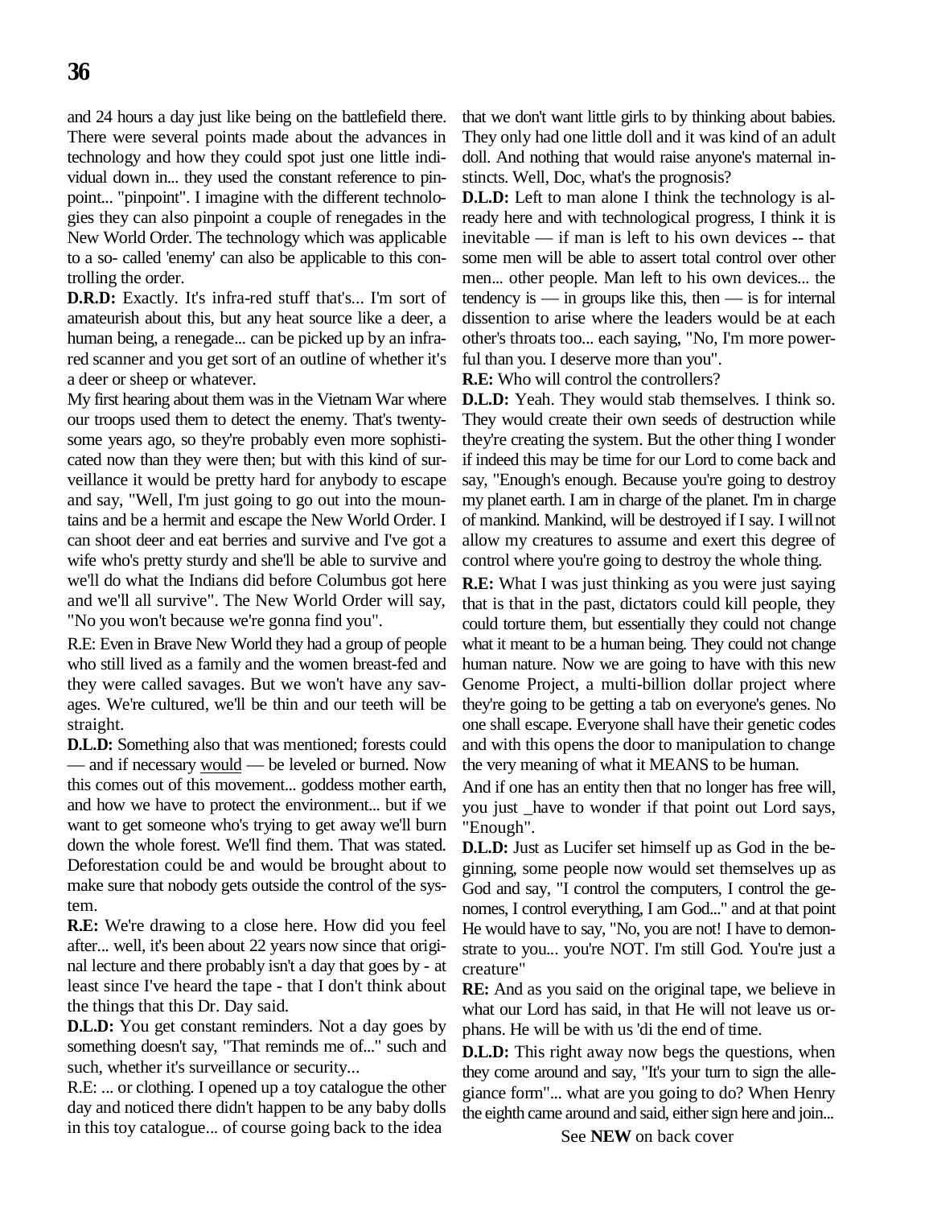and 24 hours a day just like being on the battlefield there. There were several points made about the advances in technology and how they could spot just one little individual down in... they used the constant reference to pinpoint... "pinpoint". I imagine with the different technologies they can also pinpoint a couple of renegades in the New World Order. The technology which was applicable to a so- called 'enemy' can also be applicable to this controlling the order.

**D.R.D:** Exactly. It's infra-red stuff that's... I'm sort of amateurish about this, but any heat source like a deer, a human being, a renegade... can be picked up by an infra-red scanner and you get sort of an outline of whether it's a deer or sheep or whatever.

My first hearing about them was in the Vietnam War where our troops used them to detect the enemy. That's twenty-some years ago, so they're probably even more sophisticated now than they were then; but with this kind of surveillance it would be pretty hard for anybody to escape and say, "Well, I'm just going to go out into the mountains and be a hermit and escape the New World Order. I can shoot deer and eat berries and survive and I've got a wife who's pretty sturdy and she'll be able to survive and we'll do what the Indians did before Columbus got here and we'll all survive". The New World Order will say, "No you won't because we're gonna find you".

R.E: Even in Brave New World they had a group of people who still lived as a family and the women breast-fed and they were called savages. But we won't have any savages. We're cultured, we'll be thin and our teeth will be straight.

**D.L.D:** Something also that was mentioned; forests could — and if necessary <u>would</u> — be leveled or burned. Now this comes out of this movement... goddess mother earth, and how we have to protect the environment... but if we want to get someone who's trying to get away we'll burn down the whole forest. We'll find them. That was stated. Deforestation could be and would be brought about to make sure that nobody gets outside the control of the system.

**R.E:** We're drawing to a close here. How did you feel after... well, it's been about 22 years now since that original lecture and there probably isn't a day that goes by - at least since I've heard the tape - that I don't think about the things that this Dr. Day said.

**D.L.D:** You get constant reminders. Not a day goes by something doesn't say, "That reminds me of..." such and such, whether it's surveillance or security...

R.E: ... or clothing. I opened up a toy catalogue the other day and noticed there didn't happen to be any baby dolls in this toy catalogue... of course going back to the idea that we don't want little girls to by thinking about babies. They only had one little doll and it was kind of an adult doll. And nothing that would raise anyone's maternal instincts. Well, Doc, what's the prognosis?

**D.L.D:** Left to man alone I think the technology is already here and with technological progress, I think it is inevitable — if man is left to his own devices -- that some men will be able to assert total control over other men... other people. Man left to his own devices... the tendency is — in groups like this, then — is for internal dissention to arise where the leaders would be at each other's throats too... each saying, "No, I'm more powerful than you. I deserve more than you".

**R.E:** Who will control the controllers?

**D.L.D:** Yeah. They would stab themselves. I think so. They would create their own seeds of destruction while they're creating the system. But the other thing I wonder if indeed this may be time for our Lord to come back and say, "Enough's enough. Because you're going to destroy my planet earth. I am in charge of the planet. I'm in charge of mankind. Mankind, will be destroyed if I say. I will not allow my creatures to assume and exert this degree of control where you're going to destroy the whole thing.

**R.E:** What I was just thinking as you were just saying that is that in the past, dictators could kill people, they could torture them, but essentially they could not change what it meant to be a human being. They could not change human nature. Now we are going to have with this new Genome Project, a multi-billion dollar project where they're going to be getting a tab on everyone's genes. No one shall escape. Everyone shall have their genetic codes and with this opens the door to manipulation to change the very meaning of what it MEANS to be human.

And if one has an entity then that no longer has free will, you just _have to wonder if that point out Lord says, "Enough".

**D.L.D:** Just as Lucifer set himself up as God in the beginning, some people now would set themselves up as God and say, "I control the computers, I control the genomes, I control everything, I am God..." and at that point He would have to say, "No, you are not! I have to demonstrate to you... you're NOT. I'm still God. You're just a creature"

**RE:** And as you said on the original tape, we believe in what our Lord has said, in that He will not leave us orphans. He will be with us 'di the end of time.

**D.L.D:** This right away now begs the questions, when they come around and say, "It's your turn to sign the allegiance form"... what are you going to do? When Henry the eighth came around and said, either sign here and join...

See **NEW** on back cover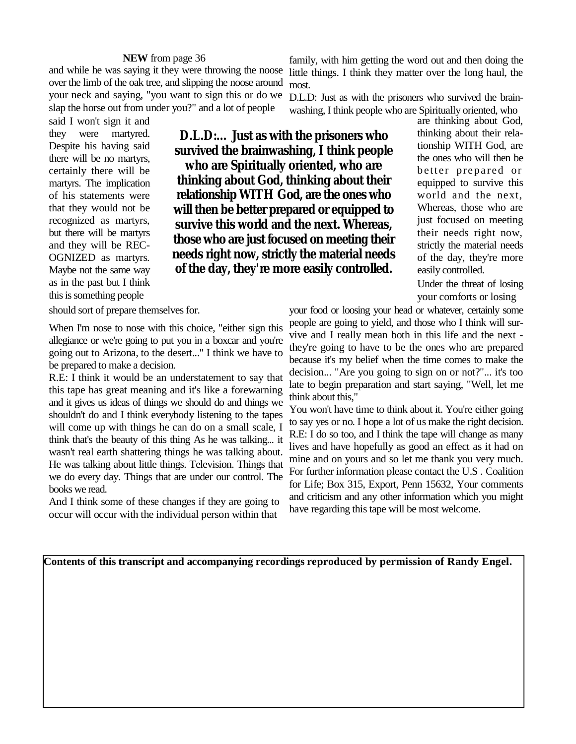**NEW** from page 36

and while he was saying it they were throwing the noose over the limb of the oak tree, and slipping the noose around your neck and saying, "you want to sign this or do we slap the horse out from under you?" and a lot of people said I won't sign it and they were martyred. Despite his having said there will be no martyrs, certainly there will be martyrs. The implication of his statements were that they would not be recognized as martyrs, but there will be martyrs and they will be REC-OGNIZED as martyrs. Maybe not the same way as in the past but I think this is something people should sort of prepare themselves for.

**D.L.D:... Just as with the prisoners who survived the brainwashing, I think people who are Spiritually oriented, who are thinking about God, thinking about their relationship WITH God, are the ones who will then be better prepared or equipped to survive this world and the next. Whereas, those who are just focused on meeting their needs right now, strictly the material needs of the day, they're more easily controlled.**

When I'm nose to nose with this choice, "either sign this allegiance or we're going to put you in a boxcar and you're going out to Arizona, to the desert..." I think we have to be prepared to make a decision.

R.E: I think it would be an understatement to say that this tape has great meaning and it's like a forewarning and it gives us ideas of things we should do and things we shouldn't do and I think everybody listening to the tapes will come up with things he can do on a small scale, I think that's the beauty of this thing As he was talking... it wasn't real earth shattering things he was talking about. He was talking about little things. Television. Things that we do every day. Things that are under our control. The books we read.

And I think some of these changes if they are going to occur will occur with the individual person within that family, with him getting the word out and then doing the little things. I think they matter over the long haul, the most.

D.L.D: Just as with the prisoners who survived the brainwashing, I think people who are Spiritually oriented, who are thinking about God, thinking about their relationship WITH God, are the ones who will then be better prepared or equipped to survive this world and the next, Whereas, those who are just focused on meeting their needs right now, strictly the material needs of the day, they're more easily controlled.

Under the threat of losing your comforts or losing your food or loosing your head or whatever, certainly some people are going to yield, and those who I think will survive and I really mean both in this life and the next - they're going to have to be the ones who are prepared because it's my belief when the time comes to make the decision... "Are you going to sign on or not?"... it's too late to begin preparation and start saying, "Well, let me think about this,"

You won't have time to think about it. You're either going to say yes or no. I hope a lot of us make the right decision.

R.E: I do so too, and I think the tape will change as many lives and have hopefully as good an effect as it had on mine and on yours and so let me thank you very much. For further information please contact the U.S . Coalition for Life; Box 315, Export, Penn 15632, Your comments and criticism and any other information which you might have regarding this tape will be most welcome.

**Contents of this transcript and accompanying recordings reproduced by permission of Randy Engel.**